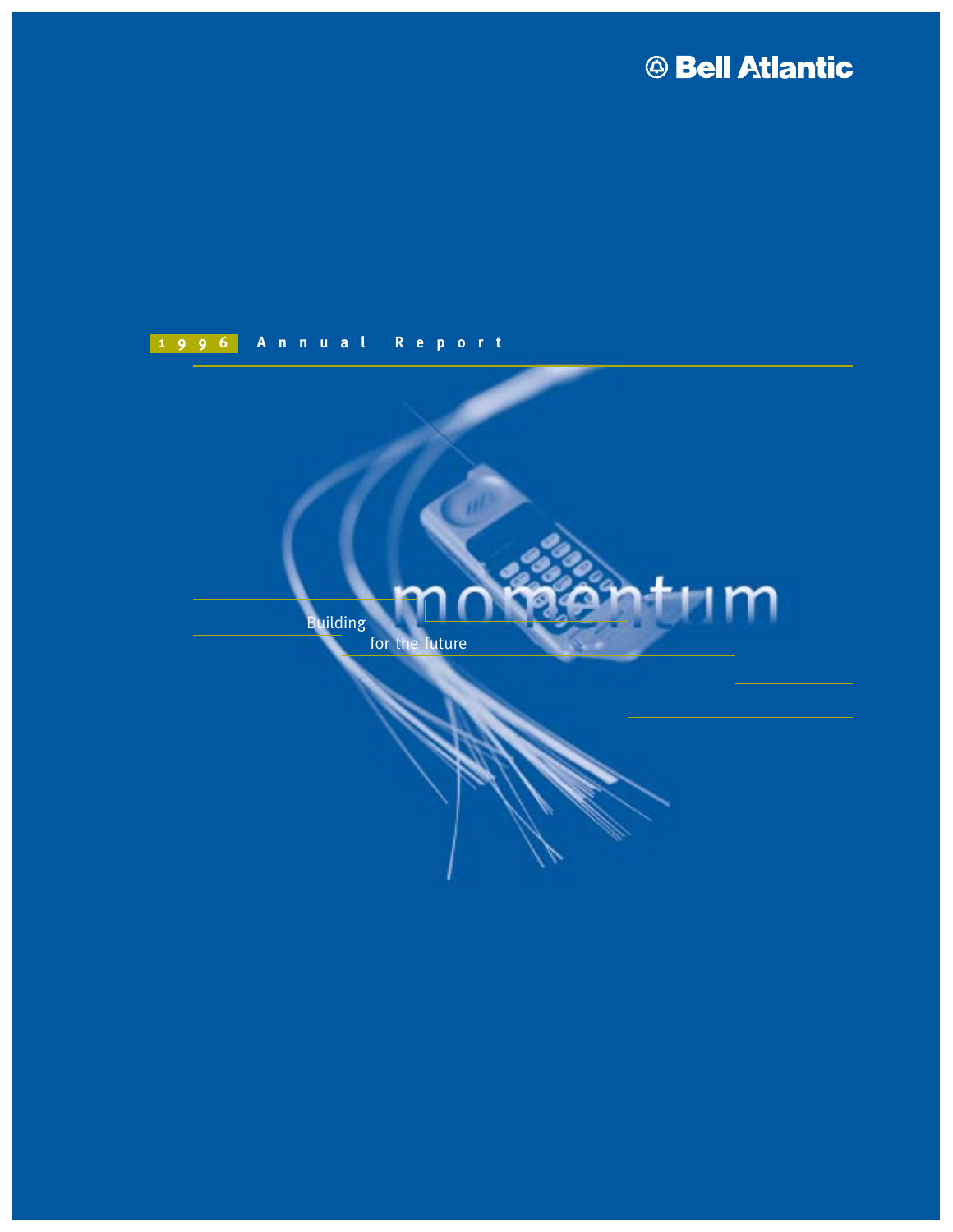Bell Atlantic

1996 Annual Report

# momentum

Building for the future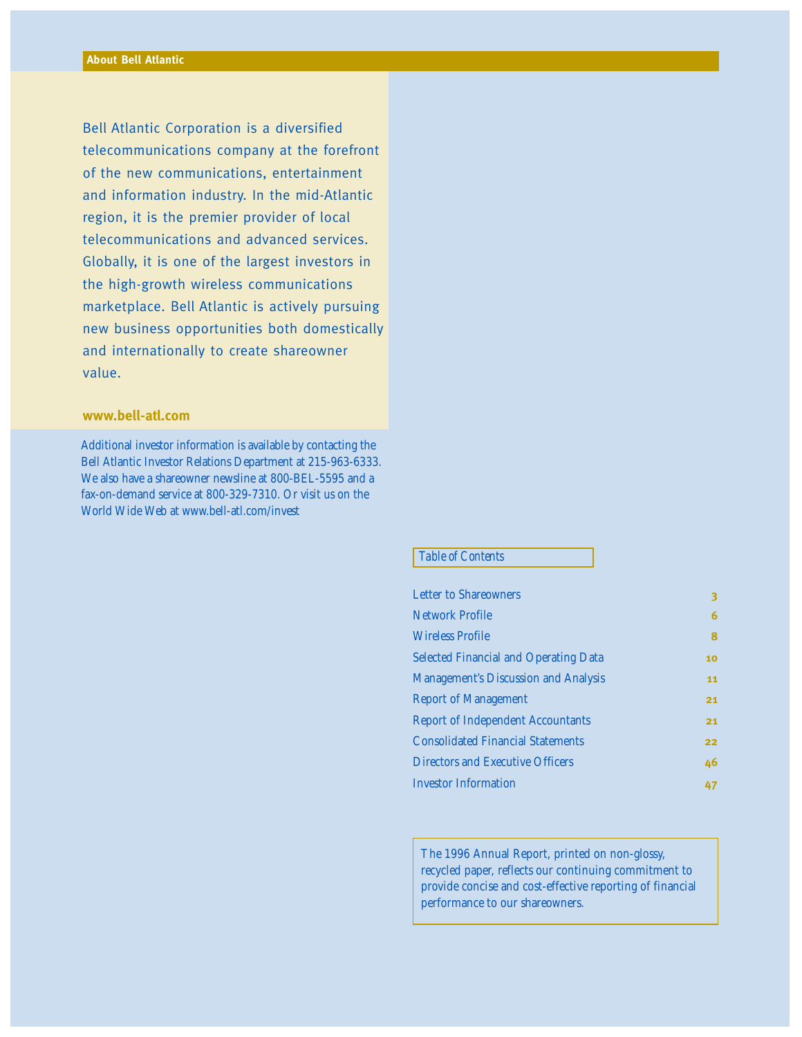## About Bell Atlantic

Bell Atlantic Corporation is a diversified telecommunications company at the forefront of the new communications, entertainment and information industry. In the mid-Atlantic region, it is the premier provider of local telecommunications and advanced services. Globally, it is one of the largest investors in the high-growth wireless communications marketplace. Bell Atlantic is actively pursuing new business opportunities both domestically and internationally to create shareowner value.

**www.bell-atl.com**

Additional investor information is available by contacting the Bell Atlantic Investor Relations Department at 215-963-6333. We also have a shareowner newsline at 800-BEL-5595 and a fax-on-demand service at 800-329-7310. Or visit us on the World Wide Web at www.bell-atl.com/invest

### Table of Contents

| | |
|---|---|
| Letter to Shareowners | 3 |
| Network Profile | 6 |
| Wireless Profile | 8 |
| Selected Financial and Operating Data | 10 |
| Management's Discussion and Analysis | 11 |
| Report of Management | 21 |
| Report of Independent Accountants | 21 |
| Consolidated Financial Statements | 22 |
| Directors and Executive Officers | 46 |
| Investor Information | 47 |

The 1996 Annual Report, printed on non-glossy, recycled paper, reflects our continuing commitment to provide concise and cost-effective reporting of financial performance to our shareowners.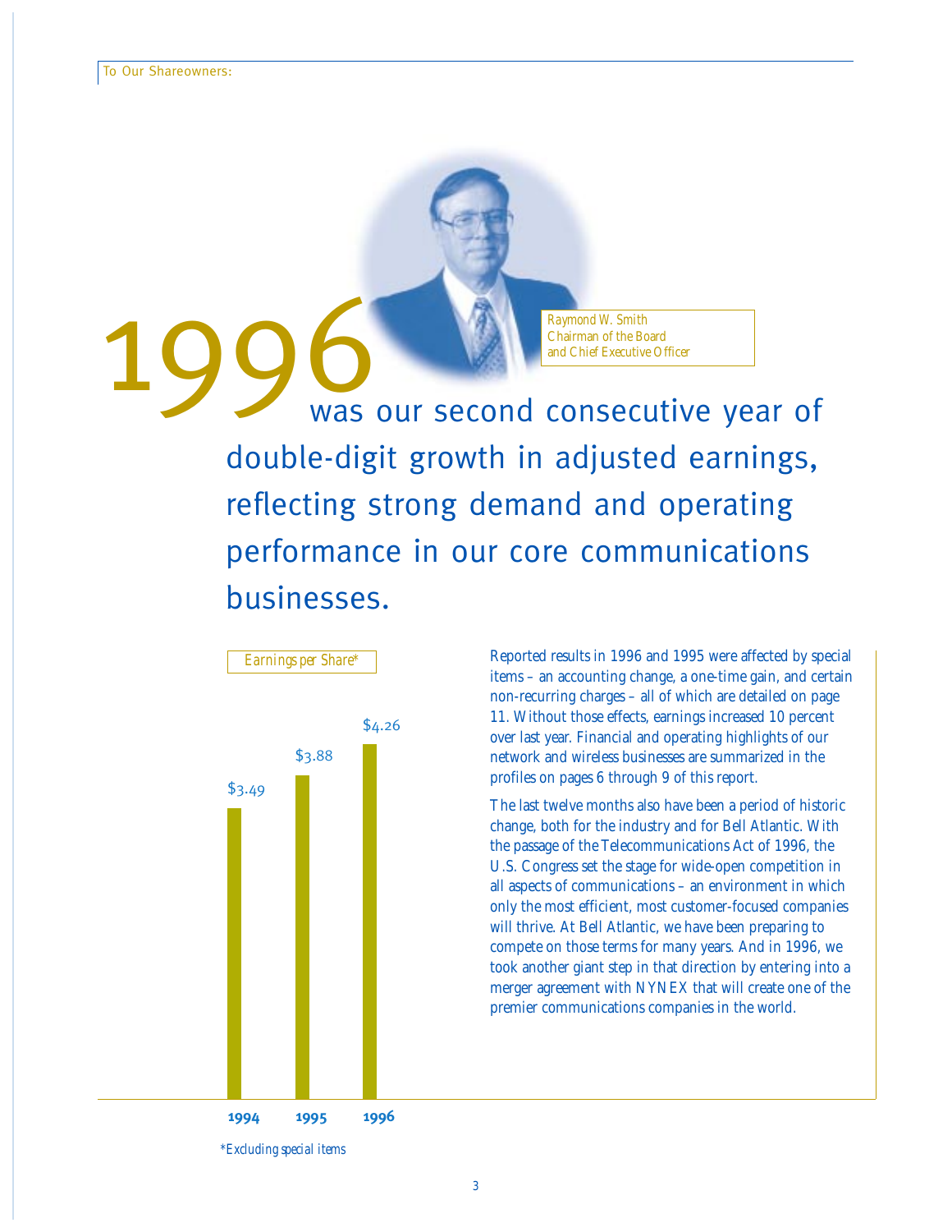To Our Shareowners:

Raymond W. Smith
Chairman of the Board
and Chief Executive Officer

# 1996 was our second consecutive year of double-digit growth in adjusted earnings, reflecting strong demand and operating performance in our core communications businesses.

*Earnings per Share**

| Year | Earnings per Share* |
|---|---|
| 1994 | $3.49 |
| 1995 | $3.88 |
| 1996 | $4.26 |

*\*Excluding special items*

Reported results in 1996 and 1995 were affected by special items – an accounting change, a one-time gain, and certain non-recurring charges – all of which are detailed on page 11. Without those effects, earnings increased 10 percent over last year. Financial and operating highlights of our network and wireless businesses are summarized in the profiles on pages 6 through 9 of this report.

The last twelve months also have been a period of historic change, both for the industry and for Bell Atlantic. With the passage of the Telecommunications Act of 1996, the U.S. Congress set the stage for wide-open competition in all aspects of communications – an environment in which only the most efficient, most customer-focused companies will thrive. At Bell Atlantic, we have been preparing to compete on those terms for many years. And in 1996, we took another giant step in that direction by entering into a merger agreement with NYNEX that will create one of the premier communications companies in the world.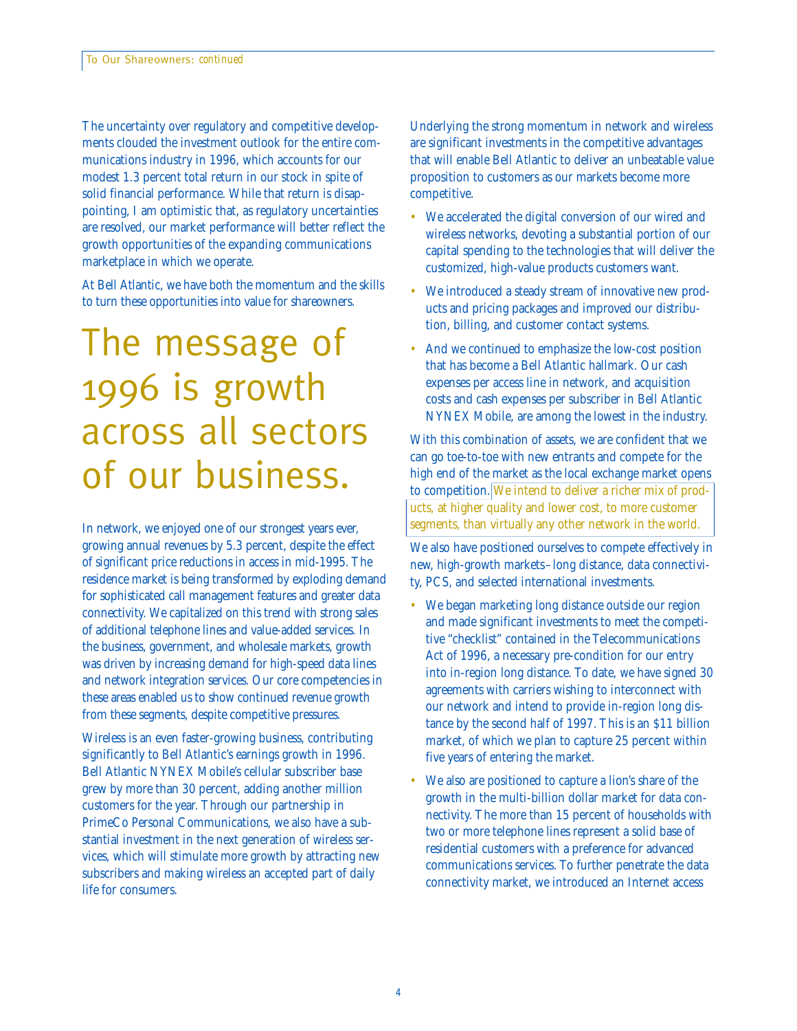The uncertainty over regulatory and competitive developments clouded the investment outlook for the entire communications industry in 1996, which accounts for our modest 1.3 percent total return in our stock in spite of solid financial performance. While that return is disappointing, I am optimistic that, as regulatory uncertainties are resolved, our market performance will better reflect the growth opportunities of the expanding communications marketplace in which we operate.

At Bell Atlantic, we have both the momentum and the skills to turn these opportunities into value for shareowners.

# The message of 1996 is growth across all sectors of our business.

In network, we enjoyed one of our strongest years ever, growing annual revenues by 5.3 percent, despite the effect of significant price reductions in access in mid-1995. The residence market is being transformed by exploding demand for sophisticated call management features and greater data connectivity. We capitalized on this trend with strong sales of additional telephone lines and value-added services. In the business, government, and wholesale markets, growth was driven by increasing demand for high-speed data lines and network integration services. Our core competencies in these areas enabled us to show continued revenue growth from these segments, despite competitive pressures.

Wireless is an even faster-growing business, contributing significantly to Bell Atlantic's earnings growth in 1996. Bell Atlantic NYNEX Mobile's cellular subscriber base grew by more than 30 percent, adding another million customers for the year. Through our partnership in PrimeCo Personal Communications, we also have a substantial investment in the next generation of wireless services, which will stimulate more growth by attracting new subscribers and making wireless an accepted part of daily life for consumers.

Underlying the strong momentum in network and wireless are significant investments in the competitive advantages that will enable Bell Atlantic to deliver an unbeatable value proposition to customers as our markets become more competitive.

- We accelerated the digital conversion of our wired and wireless networks, devoting a substantial portion of our capital spending to the technologies that will deliver the customized, high-value products customers want.
- We introduced a steady stream of innovative new products and pricing packages and improved our distribution, billing, and customer contact systems.
- And we continued to emphasize the low-cost position that has become a Bell Atlantic hallmark. Our cash expenses per access line in network, and acquisition costs and cash expenses per subscriber in Bell Atlantic NYNEX Mobile, are among the lowest in the industry.

With this combination of assets, we are confident that we can go toe-to-toe with new entrants and compete for the high end of the market as the local exchange market opens to competition. We intend to deliver a richer mix of products, at higher quality and lower cost, to more customer segments, than virtually any other network in the world.

We also have positioned ourselves to compete effectively in new, high-growth markets–long distance, data connectivity, PCS, and selected international investments.

- We began marketing long distance outside our region and made significant investments to meet the competitive "checklist" contained in the Telecommunications Act of 1996, a necessary pre-condition for our entry into in-region long distance. To date, we have signed 30 agreements with carriers wishing to interconnect with our network and intend to provide in-region long distance by the second half of 1997. This is an $11 billion market, of which we plan to capture 25 percent within five years of entering the market.
- We also are positioned to capture a lion's share of the growth in the multi-billion dollar market for data connectivity. The more than 15 percent of households with two or more telephone lines represent a solid base of residential customers with a preference for advanced communications services. To further penetrate the data connectivity market, we introduced an Internet access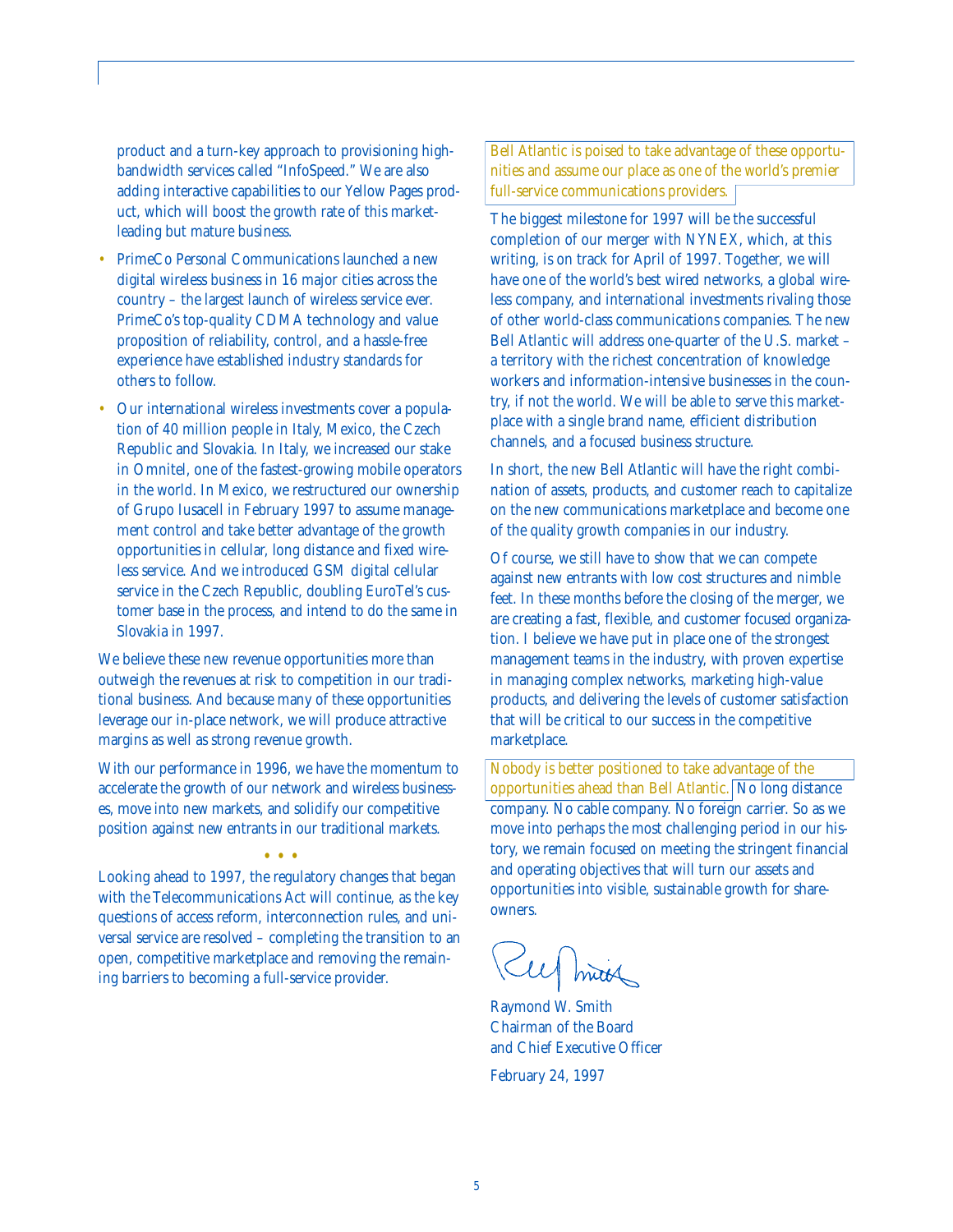product and a turn-key approach to provisioning high-bandwidth services called "InfoSpeed." We are also adding interactive capabilities to our Yellow Pages product, which will boost the growth rate of this market-leading but mature business.

- PrimeCo Personal Communications launched a new digital wireless business in 16 major cities across the country – the largest launch of wireless service ever. PrimeCo's top-quality CDMA technology and value proposition of reliability, control, and a hassle-free experience have established industry standards for others to follow.
- Our international wireless investments cover a population of 40 million people in Italy, Mexico, the Czech Republic and Slovakia. In Italy, we increased our stake in Omnitel, one of the fastest-growing mobile operators in the world. In Mexico, we restructured our ownership of Grupo Iusacell in February 1997 to assume management control and take better advantage of the growth opportunities in cellular, long distance and fixed wireless service. And we introduced GSM digital cellular service in the Czech Republic, doubling EuroTel's customer base in the process, and intend to do the same in Slovakia in 1997.

We believe these new revenue opportunities more than outweigh the revenues at risk to competition in our traditional business. And because many of these opportunities leverage our in-place network, we will produce attractive margins as well as strong revenue growth.

With our performance in 1996, we have the momentum to accelerate the growth of our network and wireless businesses, move into new markets, and solidify our competitive position against new entrants in our traditional markets.

• • •

Looking ahead to 1997, the regulatory changes that began with the Telecommunications Act will continue, as the key questions of access reform, interconnection rules, and universal service are resolved – completing the transition to an open, competitive marketplace and removing the remaining barriers to becoming a full-service provider.

Bell Atlantic is poised to take advantage of these opportunities and assume our place as one of the world's premier full-service communications providers.

The biggest milestone for 1997 will be the successful completion of our merger with NYNEX, which, at this writing, is on track for April of 1997. Together, we will have one of the world's best wired networks, a global wireless company, and international investments rivaling those of other world-class communications companies. The new Bell Atlantic will address one-quarter of the U.S. market – a territory with the richest concentration of knowledge workers and information-intensive businesses in the country, if not the world. We will be able to serve this marketplace with a single brand name, efficient distribution channels, and a focused business structure.

In short, the new Bell Atlantic will have the right combination of assets, products, and customer reach to capitalize on the new communications marketplace and become one of the quality growth companies in our industry.

Of course, we still have to show that we can compete against new entrants with low cost structures and nimble feet. In these months before the closing of the merger, we are creating a fast, flexible, and customer focused organization. I believe we have put in place one of the strongest management teams in the industry, with proven expertise in managing complex networks, marketing high-value products, and delivering the levels of customer satisfaction that will be critical to our success in the competitive marketplace.

Nobody is better positioned to take advantage of the opportunities ahead than Bell Atlantic. No long distance company. No cable company. No foreign carrier. So as we move into perhaps the most challenging period in our history, we remain focused on meeting the stringent financial and operating objectives that will turn our assets and opportunities into visible, sustainable growth for share-owners.

Raymond W. Smith
Chairman of the Board
and Chief Executive Officer

February 24, 1997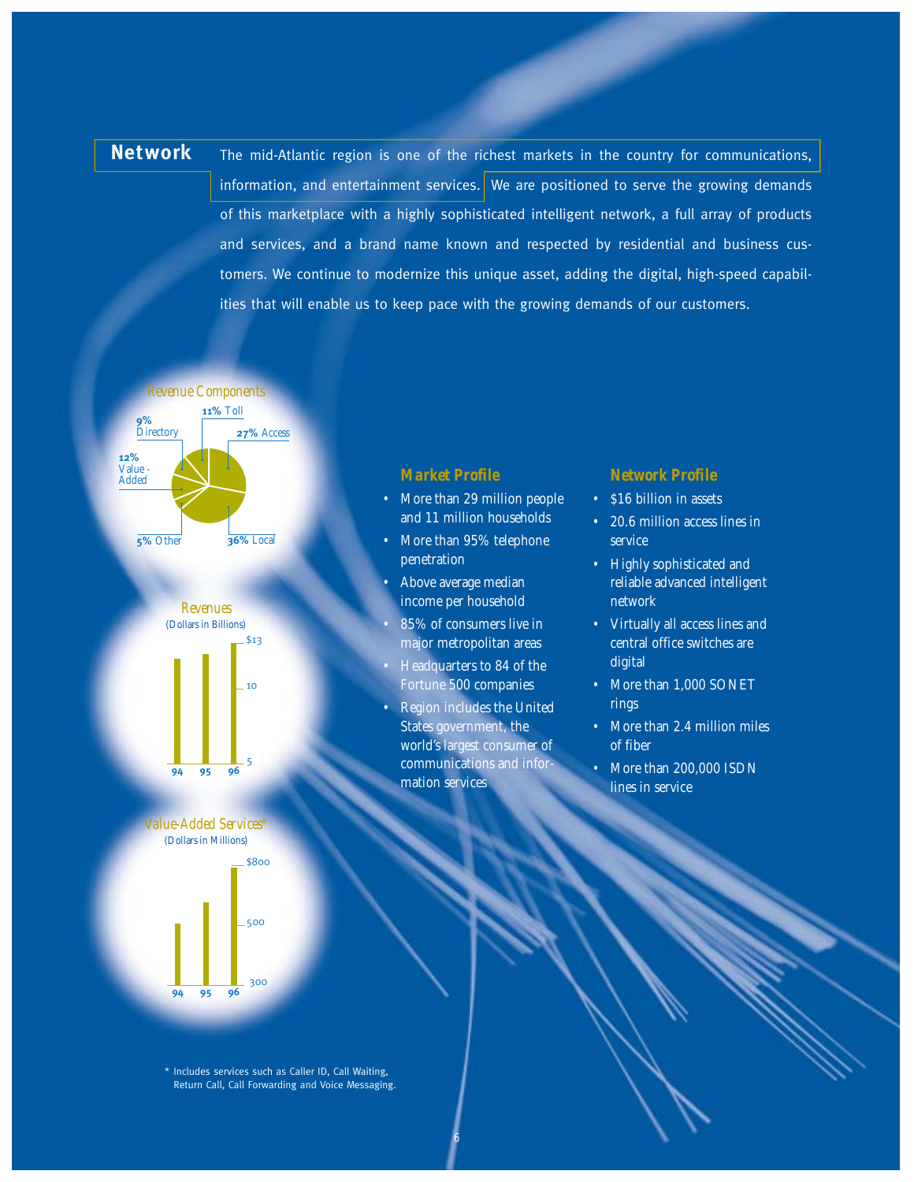## Network

The mid-Atlantic region is one of the richest markets in the country for communications, information, and entertainment services. We are positioned to serve the growing demands of this marketplace with a highly sophisticated intelligent network, a full array of products and services, and a brand name known and respected by residential and business customers. We continue to modernize this unique asset, adding the digital, high-speed capabilities that will enable us to keep pace with the growing demands of our customers.

**Revenue Components**

- **36%** Local
- **27%** Access
- **12%** Value-Added
- **11%** Toll
- **9%** Directory
- **5%** Other

**Revenues**
(Dollars in Billions)

Years: 94, 95, 96 (axis: 5, 10, $13)

**Value-Added Services***
(Dollars in Millions)

Years: 94, 95, 96 (axis: 300, 500, $800)

### Market Profile

- More than 29 million people and 11 million households
- More than 95% telephone penetration
- Above average median income per household
- 85% of consumers live in major metropolitan areas
- Headquarters to 84 of the Fortune 500 companies
- Region includes the United States government, the world's largest consumer of communications and information services

### Network Profile

- $16 billion in assets
- 20.6 million access lines in service
- Highly sophisticated and reliable advanced intelligent network
- Virtually all access lines and central office switches are digital
- More than 1,000 SONET rings
- More than 2.4 million miles of fiber
- More than 200,000 ISDN lines in service

\* Includes services such as Caller ID, Call Waiting, Return Call, Call Forwarding and Voice Messaging.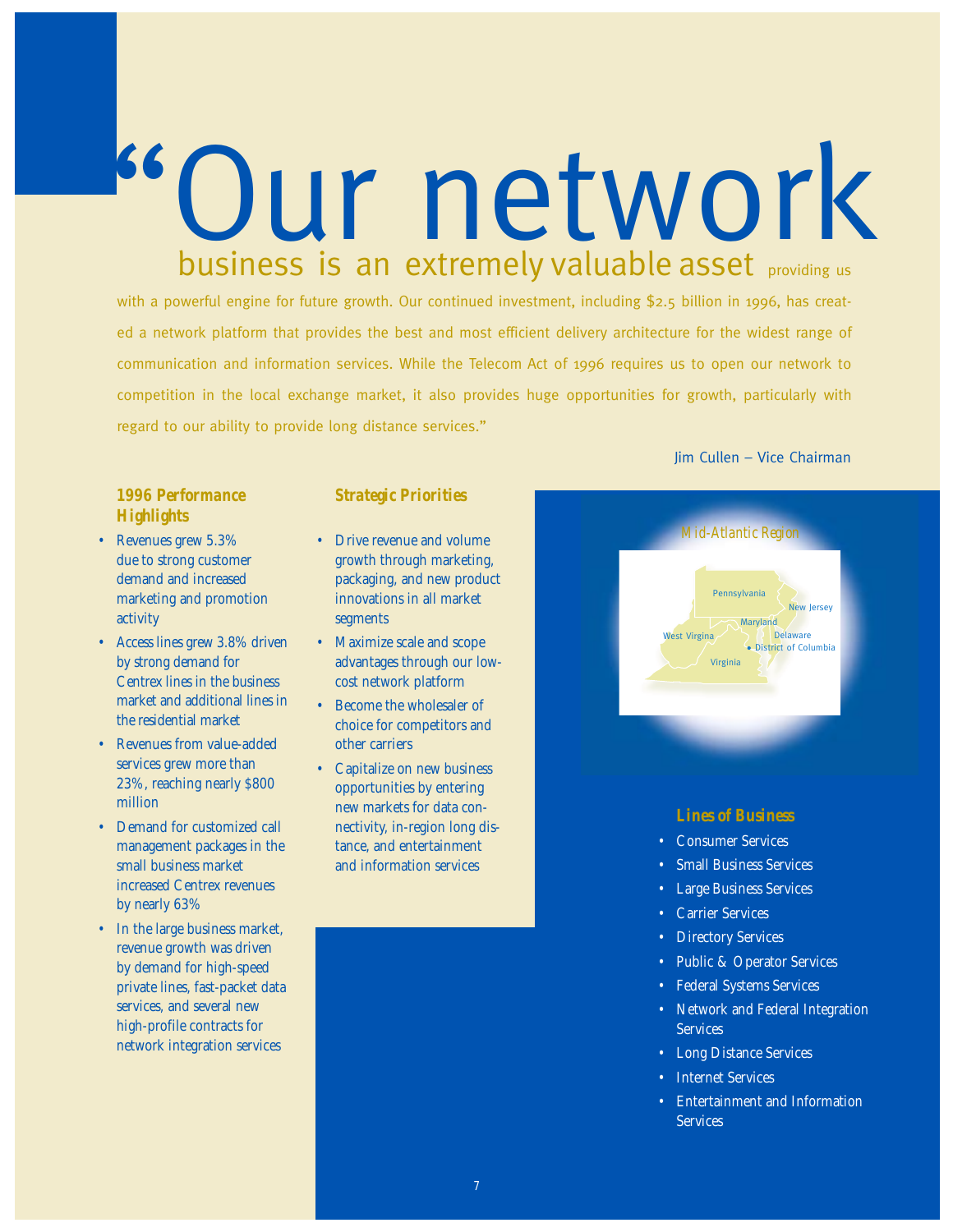# "Our network business is an extremely valuable asset providing us with a powerful engine for future growth. Our continued investment, including $2.5 billion in 1996, has created a network platform that provides the best and most efficient delivery architecture for the widest range of communication and information services. While the Telecom Act of 1996 requires us to open our network to competition in the local exchange market, it also provides huge opportunities for growth, particularly with regard to our ability to provide long distance services."

Jim Cullen – Vice Chairman

### 1996 Performance Highlights

- Revenues grew 5.3% due to strong customer demand and increased marketing and promotion activity
- Access lines grew 3.8% driven by strong demand for Centrex lines in the business market and additional lines in the residential market
- Revenues from value-added services grew more than 23%, reaching nearly $800 million
- Demand for customized call management packages in the small business market increased Centrex revenues by nearly 63%
- In the large business market, revenue growth was driven by demand for high-speed private lines, fast-packet data services, and several new high-profile contracts for network integration services

### Strategic Priorities

- Drive revenue and volume growth through marketing, packaging, and new product innovations in all market segments
- Maximize scale and scope advantages through our low-cost network platform
- Become the wholesaler of choice for competitors and other carriers
- Capitalize on new business opportunities by entering new markets for data connectivity, in-region long distance, and entertainment and information services

*Mid-Atlantic Region*

Pennsylvania, New Jersey, Maryland, Delaware, District of Columbia, West Virgina, Virginia

### Lines of Business

- Consumer Services
- Small Business Services
- Large Business Services
- Carrier Services
- Directory Services
- Public & Operator Services
- Federal Systems Services
- Network and Federal Integration Services
- Long Distance Services
- Internet Services
- Entertainment and Information Services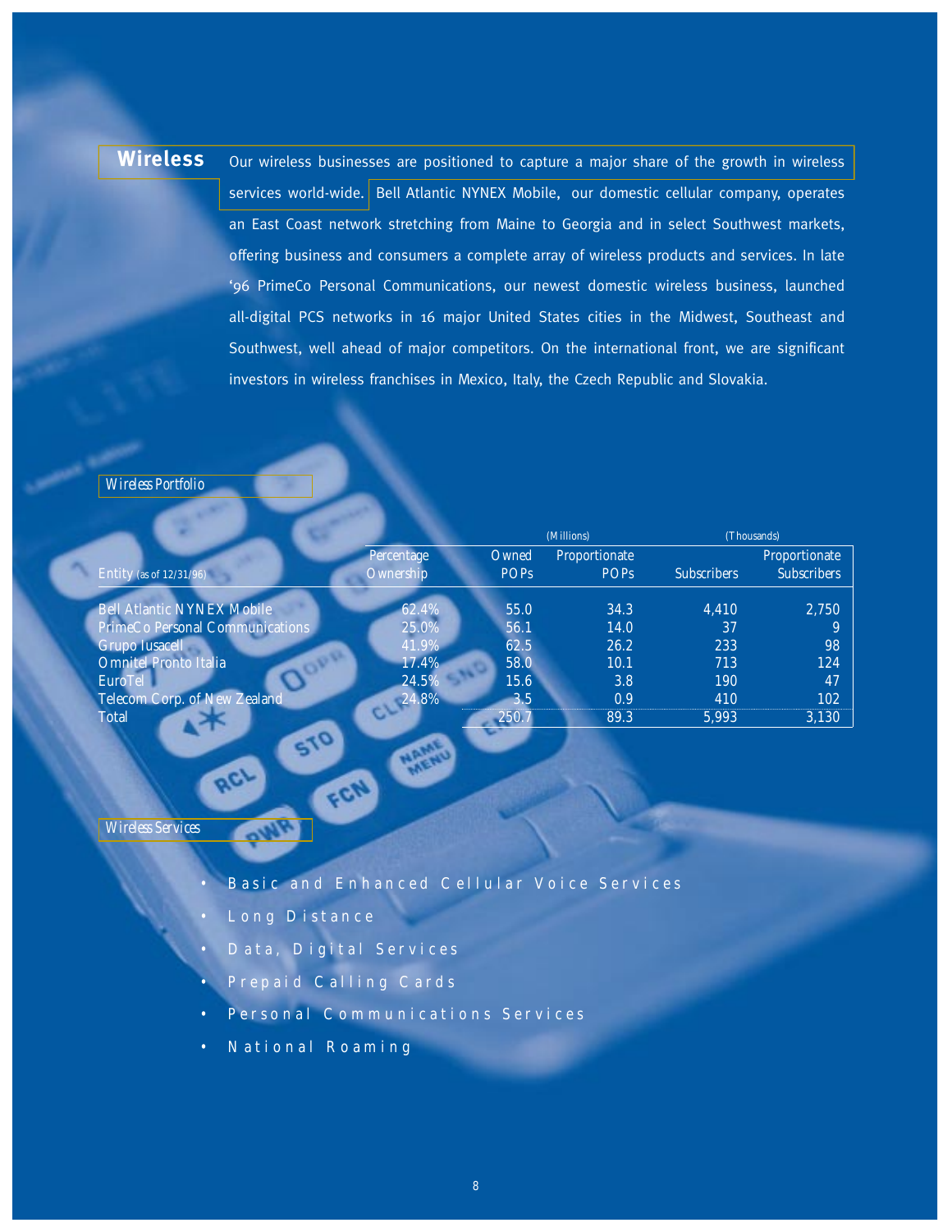## Wireless

Our wireless businesses are positioned to capture a major share of the growth in wireless services world-wide. Bell Atlantic NYNEX Mobile, our domestic cellular company, operates an East Coast network stretching from Maine to Georgia and in select Southwest markets, offering business and consumers a complete array of wireless products and services. In late '96 PrimeCo Personal Communications, our newest domestic wireless business, launched all-digital PCS networks in 16 major United States cities in the Midwest, Southeast and Southwest, well ahead of major competitors. On the international front, we are significant investors in wireless franchises in Mexico, Italy, the Czech Republic and Slovakia.

### *Wireless Portfolio*

| | | (Millions) | | (Thousands) | |
|---|---|---|---|---|---|
| Entity (as of 12/31/96) | Percentage Ownership | Owned POPs | Proportionate POPs | Subscribers | Proportionate Subscribers |
| Bell Atlantic NYNEX Mobile | 62.4% | 55.0 | 34.3 | 4,410 | 2,750 |
| PrimeCo Personal Communications | 25.0% | 56.1 | 14.0 | 37 | 9 |
| Grupo Iusacell | 41.9% | 62.5 | 26.2 | 233 | 98 |
| Omnitel Pronto Italia | 17.4% | 58.0 | 10.1 | 713 | 124 |
| EuroTel | 24.5% | 15.6 | 3.8 | 190 | 47 |
| Telecom Corp. of New Zealand | 24.8% | 3.5 | 0.9 | 410 | 102 |
| Total | | 250.7 | 89.3 | 5,993 | 3,130 |

### *Wireless Services*

- Basic and Enhanced Cellular Voice Services
- Long Distance
- Data, Digital Services
- Prepaid Calling Cards
- Personal Communications Services
- National Roaming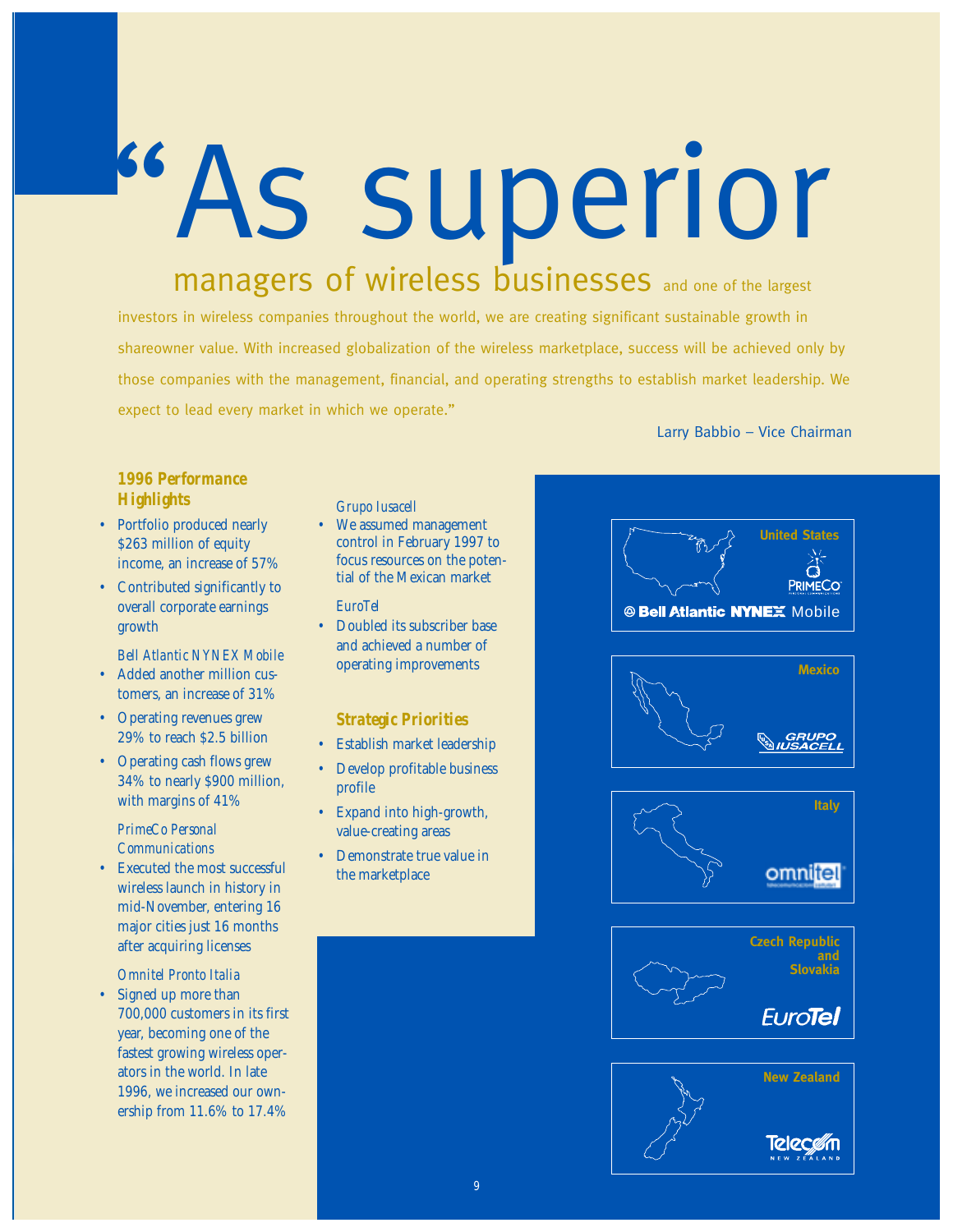# "As superior managers of wireless businesses

and one of the largest investors in wireless companies throughout the world, we are creating significant sustainable growth in shareowner value. With increased globalization of the wireless marketplace, success will be achieved only by those companies with the management, financial, and operating strengths to establish market leadership. We expect to lead every market in which we operate."

Larry Babbio – Vice Chairman

### 1996 Performance Highlights

- Portfolio produced nearly $263 million of equity income, an increase of 57%
- Contributed significantly to overall corporate earnings growth

*Bell Atlantic NYNEX Mobile*

- Added another million customers, an increase of 31%
- Operating revenues grew 29% to reach $2.5 billion
- Operating cash flows grew 34% to nearly $900 million, with margins of 41%

*PrimeCo Personal Communications*

- Executed the most successful wireless launch in history in mid-November, entering 16 major cities just 16 months after acquiring licenses

*Omnitel Pronto Italia*

- Signed up more than 700,000 customers in its first year, becoming one of the fastest growing wireless operators in the world. In late 1996, we increased our ownership from 11.6% to 17.4%

*Grupo Iusacell*

- We assumed management control in February 1997 to focus resources on the potential of the Mexican market

*EuroTel*

- Doubled its subscriber base and achieved a number of operating improvements

### Strategic Priorities

- Establish market leadership
- Develop profitable business profile
- Expand into high-growth, value-creating areas
- Demonstrate true value in the marketplace

United States — PrimeCo — Bell Atlantic NYNEX Mobile

Mexico — Grupo Iusacell

Italy — omnitel

Czech Republic and Slovakia — EuroTel

New Zealand — Telecom New Zealand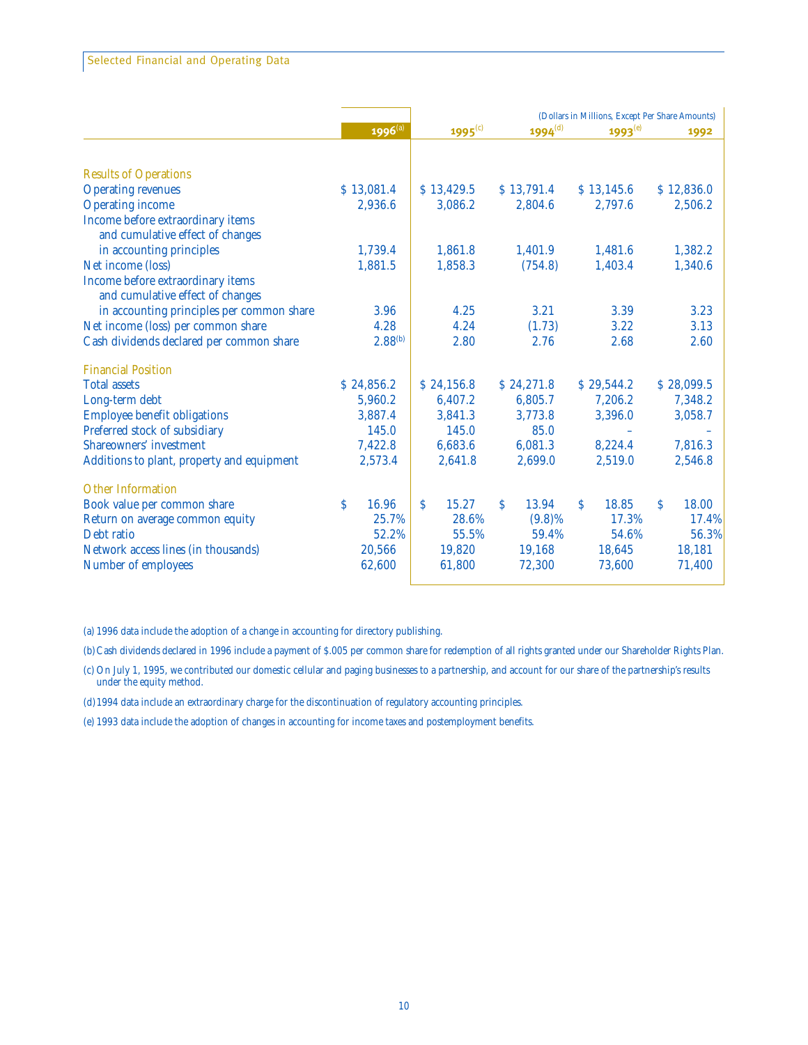## Selected Financial and Operating Data

(Dollars in Millions, Except Per Share Amounts)

| | 1996[a] | 1995[c] | 1994[d] | 1993[e] | 1992 |
|---|---|---|---|---|---|
| **Results of Operations** | | | | | |
| Operating revenues | $ 13,081.4 | $ 13,429.5 | $ 13,791.4 | $ 13,145.6 | $ 12,836.0 |
| Operating income | 2,936.6 | 3,086.2 | 2,804.6 | 2,797.6 | 2,506.2 |
| Income before extraordinary items and cumulative effect of changes in accounting principles | 1,739.4 | 1,861.8 | 1,401.9 | 1,481.6 | 1,382.2 |
| Net income (loss) | 1,881.5 | 1,858.3 | (754.8) | 1,403.4 | 1,340.6 |
| Income before extraordinary items and cumulative effect of changes in accounting principles per common share | 3.96 | 4.25 | 3.21 | 3.39 | 3.23 |
| Net income (loss) per common share | 4.28 | 4.24 | (1.73) | 3.22 | 3.13 |
| Cash dividends declared per common share | 2.88[b] | 2.80 | 2.76 | 2.68 | 2.60 |
| **Financial Position** | | | | | |
| Total assets | $ 24,856.2 | $ 24,156.8 | $ 24,271.8 | $ 29,544.2 | $ 28,099.5 |
| Long-term debt | 5,960.2 | 6,407.2 | 6,805.7 | 7,206.2 | 7,348.2 |
| Employee benefit obligations | 3,887.4 | 3,841.3 | 3,773.8 | 3,396.0 | 3,058.7 |
| Preferred stock of subsidiary | 145.0 | 145.0 | 85.0 | – | – |
| Shareowners' investment | 7,422.8 | 6,683.6 | 6,081.3 | 8,224.4 | 7,816.3 |
| Additions to plant, property and equipment | 2,573.4 | 2,641.8 | 2,699.0 | 2,519.0 | 2,546.8 |
| **Other Information** | | | | | |
| Book value per common share | $ 16.96 | $ 15.27 | $ 13.94 | $ 18.85 | $ 18.00 |
| Return on average common equity | 25.7% | 28.6% | (9.8)% | 17.3% | 17.4% |
| Debt ratio | 52.2% | 55.5% | 59.4% | 54.6% | 56.3% |
| Network access lines (in thousands) | 20,566 | 19,820 | 19,168 | 18,645 | 18,181 |
| Number of employees | 62,600 | 61,800 | 72,300 | 73,600 | 71,400 |

(a) 1996 data include the adoption of a change in accounting for directory publishing.

(b) Cash dividends declared in 1996 include a payment of $.005 per common share for redemption of all rights granted under our Shareholder Rights Plan.

(c) On July 1, 1995, we contributed our domestic cellular and paging businesses to a partnership, and account for our share of the partnership's results under the equity method.

(d) 1994 data include an extraordinary charge for the discontinuation of regulatory accounting principles.

(e) 1993 data include the adoption of changes in accounting for income taxes and postemployment benefits.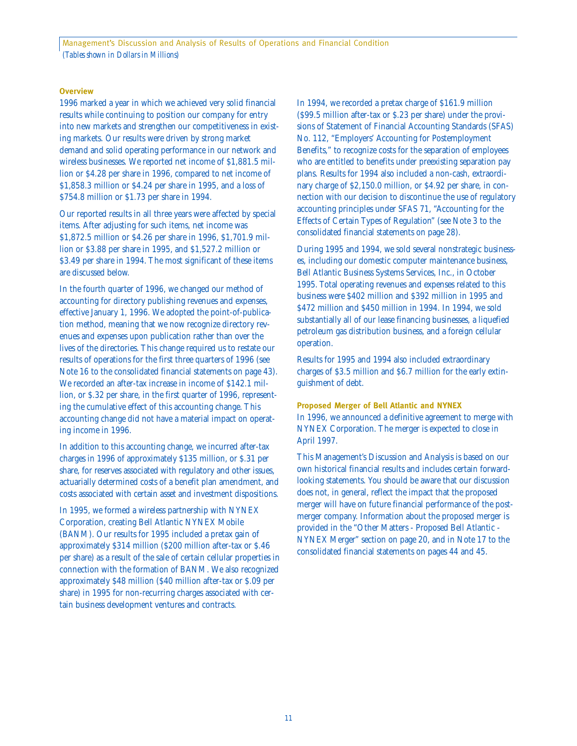## Management's Discussion and Analysis of Results of Operations and Financial Condition

*(Tables shown in Dollars in Millions)*

### Overview

1996 marked a year in which we achieved very solid financial results while continuing to position our company for entry into new markets and strengthen our competitiveness in existing markets. Our results were driven by strong market demand and solid operating performance in our network and wireless businesses. We reported net income of $1,881.5 million or $4.28 per share in 1996, compared to net income of $1,858.3 million or $4.24 per share in 1995, and a loss of $754.8 million or $1.73 per share in 1994.

Our reported results in all three years were affected by special items. After adjusting for such items, net income was $1,872.5 million or $4.26 per share in 1996, $1,701.9 million or $3.88 per share in 1995, and $1,527.2 million or $3.49 per share in 1994. The most significant of these items are discussed below.

In the fourth quarter of 1996, we changed our method of accounting for directory publishing revenues and expenses, effective January 1, 1996. We adopted the point-of-publication method, meaning that we now recognize directory revenues and expenses upon publication rather than over the lives of the directories. This change required us to restate our results of operations for the first three quarters of 1996 (see Note 16 to the consolidated financial statements on page 43). We recorded an after-tax increase in income of $142.1 million, or $.32 per share, in the first quarter of 1996, representing the cumulative effect of this accounting change. This accounting change did not have a material impact on operating income in 1996.

In addition to this accounting change, we incurred after-tax charges in 1996 of approximately $135 million, or $.31 per share, for reserves associated with regulatory and other issues, actuarially determined costs of a benefit plan amendment, and costs associated with certain asset and investment dispositions.

In 1995, we formed a wireless partnership with NYNEX Corporation, creating Bell Atlantic NYNEX Mobile (BANM). Our results for 1995 included a pretax gain of approximately $314 million ($200 million after-tax or $.46 per share) as a result of the sale of certain cellular properties in connection with the formation of BANM. We also recognized approximately $48 million ($40 million after-tax or $.09 per share) in 1995 for non-recurring charges associated with certain business development ventures and contracts.

In 1994, we recorded a pretax charge of $161.9 million ($99.5 million after-tax or $.23 per share) under the provisions of Statement of Financial Accounting Standards (SFAS) No. 112, "Employers' Accounting for Postemployment Benefits," to recognize costs for the separation of employees who are entitled to benefits under preexisting separation pay plans. Results for 1994 also included a non-cash, extraordinary charge of $2,150.0 million, or $4.92 per share, in connection with our decision to discontinue the use of regulatory accounting principles under SFAS 71, "Accounting for the Effects of Certain Types of Regulation" (see Note 3 to the consolidated financial statements on page 28).

During 1995 and 1994, we sold several nonstrategic businesses, including our domestic computer maintenance business, Bell Atlantic Business Systems Services, Inc., in October 1995. Total operating revenues and expenses related to this business were $402 million and $392 million in 1995 and $472 million and $450 million in 1994. In 1994, we sold substantially all of our lease financing businesses, a liquefied petroleum gas distribution business, and a foreign cellular operation.

Results for 1995 and 1994 also included extraordinary charges of $3.5 million and $6.7 million for the early extinguishment of debt.

### Proposed Merger of Bell Atlantic and NYNEX

In 1996, we announced a definitive agreement to merge with NYNEX Corporation. The merger is expected to close in April 1997.

This Management's Discussion and Analysis is based on our own historical financial results and includes certain forward-looking statements. You should be aware that our discussion does not, in general, reflect the impact that the proposed merger will have on future financial performance of the post-merger company. Information about the proposed merger is provided in the "Other Matters - Proposed Bell Atlantic - NYNEX Merger" section on page 20, and in Note 17 to the consolidated financial statements on pages 44 and 45.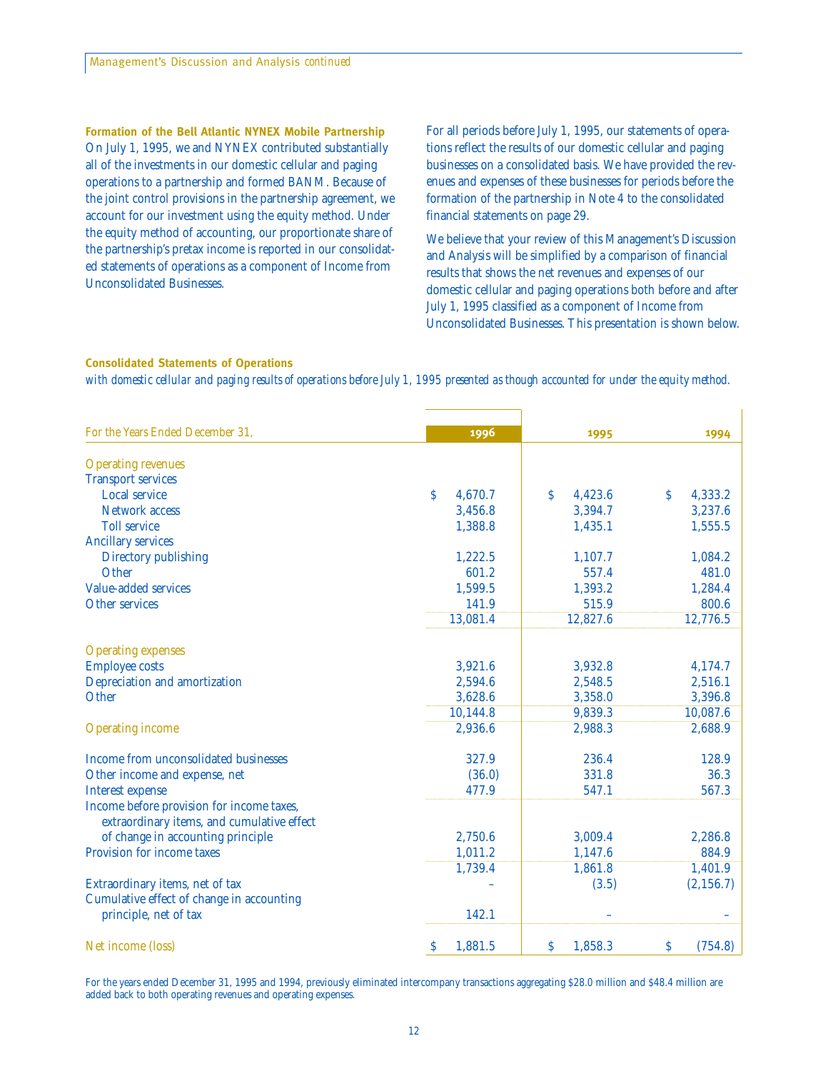### Formation of the Bell Atlantic NYNEX Mobile Partnership

On July 1, 1995, we and NYNEX contributed substantially all of the investments in our domestic cellular and paging operations to a partnership and formed BANM. Because of the joint control provisions in the partnership agreement, we account for our investment using the equity method. Under the equity method of accounting, our proportionate share of the partnership's pretax income is reported in our consolidated statements of operations as a component of Income from Unconsolidated Businesses.

For all periods before July 1, 1995, our statements of operations reflect the results of our domestic cellular and paging businesses on a consolidated basis. We have provided the revenues and expenses of these businesses for periods before the formation of the partnership in Note 4 to the consolidated financial statements on page 29.

We believe that your review of this Management's Discussion and Analysis will be simplified by a comparison of financial results that shows the net revenues and expenses of our domestic cellular and paging operations both before and after July 1, 1995 classified as a component of Income from Unconsolidated Businesses. This presentation is shown below.

### Consolidated Statements of Operations

*with domestic cellular and paging results of operations before July 1, 1995 presented as though accounted for under the equity method.*

| For the Years Ended December 31, | 1996 | 1995 | 1994 |
|---|---|---|---|
| **Operating revenues** | | | |
| Transport services | | | |
| Local service | $ 4,670.7 | $ 4,423.6 | $ 4,333.2 |
| Network access | 3,456.8 | 3,394.7 | 3,237.6 |
| Toll service | 1,388.8 | 1,435.1 | 1,555.5 |
| Ancillary services | | | |
| Directory publishing | 1,222.5 | 1,107.7 | 1,084.2 |
| Other | 601.2 | 557.4 | 481.0 |
| Value-added services | 1,599.5 | 1,393.2 | 1,284.4 |
| Other services | 141.9 | 515.9 | 800.6 |
| | 13,081.4 | 12,827.6 | 12,776.5 |
| **Operating expenses** | | | |
| Employee costs | 3,921.6 | 3,932.8 | 4,174.7 |
| Depreciation and amortization | 2,594.6 | 2,548.5 | 2,516.1 |
| Other | 3,628.6 | 3,358.0 | 3,396.8 |
| | 10,144.8 | 9,839.3 | 10,087.6 |
| **Operating income** | 2,936.6 | 2,988.3 | 2,688.9 |
| Income from unconsolidated businesses | 327.9 | 236.4 | 128.9 |
| Other income and expense, net | (36.0) | 331.8 | 36.3 |
| Interest expense | 477.9 | 547.1 | 567.3 |
| Income before provision for income taxes, extraordinary items, and cumulative effect of change in accounting principle | 2,750.6 | 3,009.4 | 2,286.8 |
| Provision for income taxes | 1,011.2 | 1,147.6 | 884.9 |
| | 1,739.4 | 1,861.8 | 1,401.9 |
| Extraordinary items, net of tax | – | (3.5) | (2,156.7) |
| Cumulative effect of change in accounting principle, net of tax | 142.1 | – | – |
| **Net income (loss)** | $ 1,881.5 | $ 1,858.3 | $ (754.8) |

For the years ended December 31, 1995 and 1994, previously eliminated intercompany transactions aggregating $28.0 million and $48.4 million are added back to both operating revenues and operating expenses.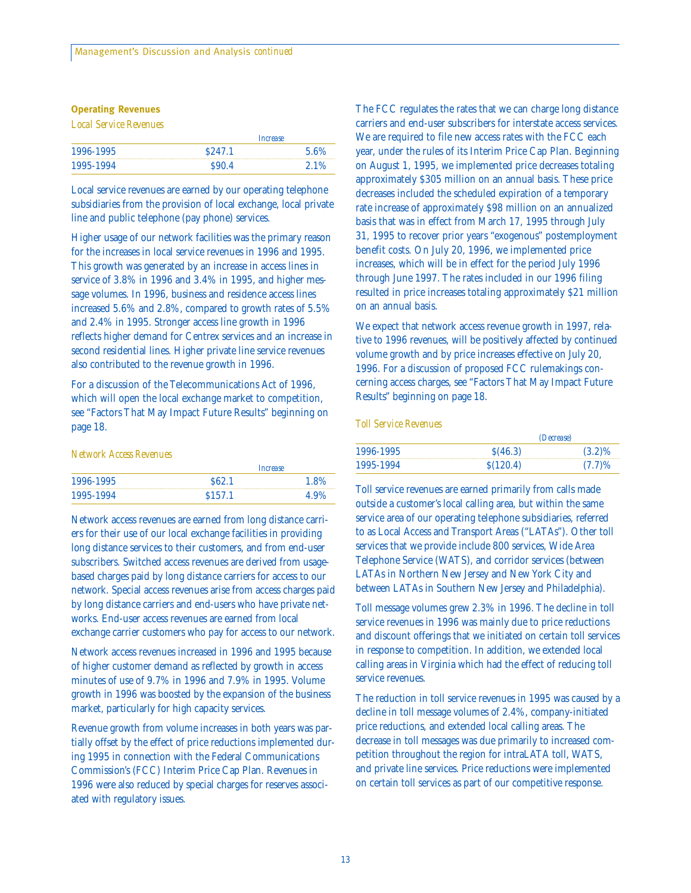## Operating Revenues

*Local Service Revenues*

| | *Increase* | |
|---|---|---|
| 1996-1995 | $247.1 | 5.6% |
| 1995-1994 | $90.4 | 2.1% |

Local service revenues are earned by our operating telephone subsidiaries from the provision of local exchange, local private line and public telephone (pay phone) services.

Higher usage of our network facilities was the primary reason for the increases in local service revenues in 1996 and 1995. This growth was generated by an increase in access lines in service of 3.8% in 1996 and 3.4% in 1995, and higher message volumes. In 1996, business and residence access lines increased 5.6% and 2.8%, compared to growth rates of 5.5% and 2.4% in 1995. Stronger access line growth in 1996 reflects higher demand for Centrex services and an increase in second residential lines. Higher private line service revenues also contributed to the revenue growth in 1996.

For a discussion of the Telecommunications Act of 1996, which will open the local exchange market to competition, see "Factors That May Impact Future Results" beginning on page 18.

*Network Access Revenues*

| | *Increase* | |
|---|---|---|
| 1996-1995 | $62.1 | 1.8% |
| 1995-1994 | $157.1 | 4.9% |

Network access revenues are earned from long distance carriers for their use of our local exchange facilities in providing long distance services to their customers, and from end-user subscribers. Switched access revenues are derived from usage-based charges paid by long distance carriers for access to our network. Special access revenues arise from access charges paid by long distance carriers and end-users who have private networks. End-user access revenues are earned from local exchange carrier customers who pay for access to our network.

Network access revenues increased in 1996 and 1995 because of higher customer demand as reflected by growth in access minutes of use of 9.7% in 1996 and 7.9% in 1995. Volume growth in 1996 was boosted by the expansion of the business market, particularly for high capacity services.

Revenue growth from volume increases in both years was partially offset by the effect of price reductions implemented during 1995 in connection with the Federal Communications Commission's (FCC) Interim Price Cap Plan. Revenues in 1996 were also reduced by special charges for reserves associated with regulatory issues.

The FCC regulates the rates that we can charge long distance carriers and end-user subscribers for interstate access services. We are required to file new access rates with the FCC each year, under the rules of its Interim Price Cap Plan. Beginning on August 1, 1995, we implemented price decreases totaling approximately $305 million on an annual basis. These price decreases included the scheduled expiration of a temporary rate increase of approximately $98 million on an annualized basis that was in effect from March 17, 1995 through July 31, 1995 to recover prior years "exogenous" postemployment benefit costs. On July 20, 1996, we implemented price increases, which will be in effect for the period July 1996 through June 1997. The rates included in our 1996 filing resulted in price increases totaling approximately $21 million on an annual basis.

We expect that network access revenue growth in 1997, relative to 1996 revenues, will be positively affected by continued volume growth and by price increases effective on July 20, 1996. For a discussion of proposed FCC rulemakings concerning access charges, see "Factors That May Impact Future Results" beginning on page 18.

*Toll Service Revenues*

| | *(Decrease)* | |
|---|---|---|
| 1996-1995 | $(46.3) | (3.2)% |
| 1995-1994 | $(120.4) | (7.7)% |

Toll service revenues are earned primarily from calls made outside a customer's local calling area, but within the same service area of our operating telephone subsidiaries, referred to as Local Access and Transport Areas ("LATAs"). Other toll services that we provide include 800 services, Wide Area Telephone Service (WATS), and corridor services (between LATAs in Northern New Jersey and New York City and between LATAs in Southern New Jersey and Philadelphia).

Toll message volumes grew 2.3% in 1996. The decline in toll service revenues in 1996 was mainly due to price reductions and discount offerings that we initiated on certain toll services in response to competition. In addition, we extended local calling areas in Virginia which had the effect of reducing toll service revenues.

The reduction in toll service revenues in 1995 was caused by a decline in toll message volumes of 2.4%, company-initiated price reductions, and extended local calling areas. The decrease in toll messages was due primarily to increased competition throughout the region for intraLATA toll, WATS, and private line services. Price reductions were implemented on certain toll services as part of our competitive response.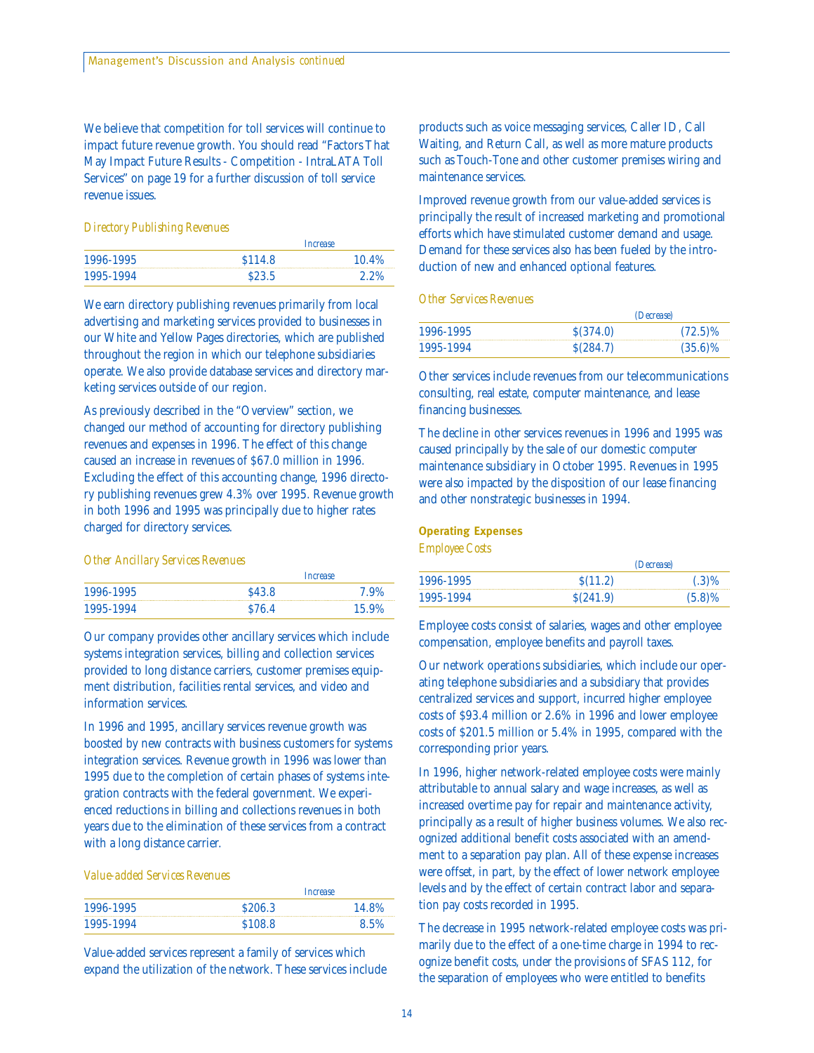We believe that competition for toll services will continue to impact future revenue growth. You should read "Factors That May Impact Future Results - Competition - IntraLATA Toll Services" on page 19 for a further discussion of toll service revenue issues.

*Directory Publishing Revenues*

| | Increase | |
|---|---|---|
| 1996-1995 | $114.8 | 10.4% |
| 1995-1994 | $23.5 | 2.2% |

We earn directory publishing revenues primarily from local advertising and marketing services provided to businesses in our White and Yellow Pages directories, which are published throughout the region in which our telephone subsidiaries operate. We also provide database services and directory marketing services outside of our region.

As previously described in the "Overview" section, we changed our method of accounting for directory publishing revenues and expenses in 1996. The effect of this change caused an increase in revenues of $67.0 million in 1996. Excluding the effect of this accounting change, 1996 directory publishing revenues grew 4.3% over 1995. Revenue growth in both 1996 and 1995 was principally due to higher rates charged for directory services.

*Other Ancillary Services Revenues*

| | Increase | |
|---|---|---|
| 1996-1995 | $43.8 | 7.9% |
| 1995-1994 | $76.4 | 15.9% |

Our company provides other ancillary services which include systems integration services, billing and collection services provided to long distance carriers, customer premises equipment distribution, facilities rental services, and video and information services.

In 1996 and 1995, ancillary services revenue growth was boosted by new contracts with business customers for systems integration services. Revenue growth in 1996 was lower than 1995 due to the completion of certain phases of systems integration contracts with the federal government. We experienced reductions in billing and collections revenues in both years due to the elimination of these services from a contract with a long distance carrier.

*Value-added Services Revenues*

| | Increase | |
|---|---|---|
| 1996-1995 | $206.3 | 14.8% |
| 1995-1994 | $108.8 | 8.5% |

Value-added services represent a family of services which expand the utilization of the network. These services include products such as voice messaging services, Caller ID, Call Waiting, and Return Call, as well as more mature products such as Touch-Tone and other customer premises wiring and maintenance services.

Improved revenue growth from our value-added services is principally the result of increased marketing and promotional efforts which have stimulated customer demand and usage. Demand for these services also has been fueled by the introduction of new and enhanced optional features.

*Other Services Revenues*

| | (Decrease) | |
|---|---|---|
| 1996-1995 | $(374.0) | (72.5)% |
| 1995-1994 | $(284.7) | (35.6)% |

Other services include revenues from our telecommunications consulting, real estate, computer maintenance, and lease financing businesses.

The decline in other services revenues in 1996 and 1995 was caused principally by the sale of our domestic computer maintenance subsidiary in October 1995. Revenues in 1995 were also impacted by the disposition of our lease financing and other nonstrategic businesses in 1994.

## Operating Expenses

*Employee Costs*

| | (Decrease) | |
|---|---|---|
| 1996-1995 | $(11.2) | (.3)% |
| 1995-1994 | $(241.9) | (5.8)% |

Employee costs consist of salaries, wages and other employee compensation, employee benefits and payroll taxes.

Our network operations subsidiaries, which include our operating telephone subsidiaries and a subsidiary that provides centralized services and support, incurred higher employee costs of $93.4 million or 2.6% in 1996 and lower employee costs of $201.5 million or 5.4% in 1995, compared with the corresponding prior years.

In 1996, higher network-related employee costs were mainly attributable to annual salary and wage increases, as well as increased overtime pay for repair and maintenance activity, principally as a result of higher business volumes. We also recognized additional benefit costs associated with an amendment to a separation pay plan. All of these expense increases were offset, in part, by the effect of lower network employee levels and by the effect of certain contract labor and separation pay costs recorded in 1995.

The decrease in 1995 network-related employee costs was primarily due to the effect of a one-time charge in 1994 to recognize benefit costs, under the provisions of SFAS 112, for the separation of employees who were entitled to benefits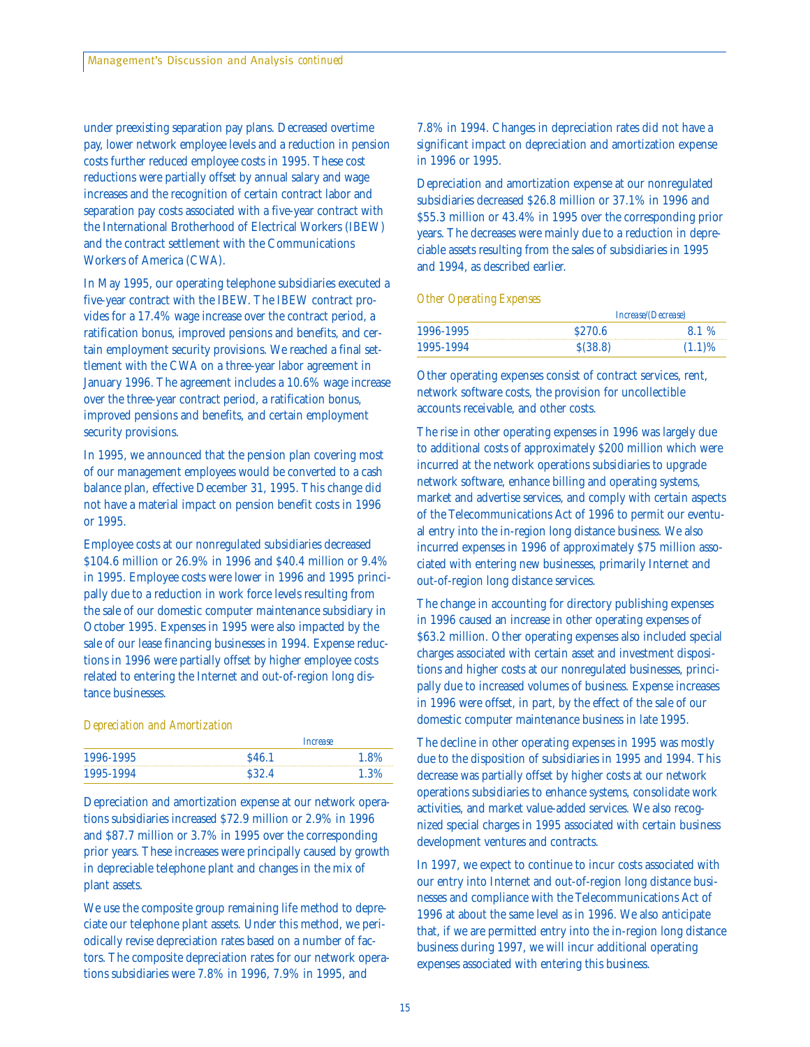under preexisting separation pay plans. Decreased overtime pay, lower network employee levels and a reduction in pension costs further reduced employee costs in 1995. These cost reductions were partially offset by annual salary and wage increases and the recognition of certain contract labor and separation pay costs associated with a five-year contract with the International Brotherhood of Electrical Workers (IBEW) and the contract settlement with the Communications Workers of America (CWA).

In May 1995, our operating telephone subsidiaries executed a five-year contract with the IBEW. The IBEW contract provides for a 17.4% wage increase over the contract period, a ratification bonus, improved pensions and benefits, and certain employment security provisions. We reached a final settlement with the CWA on a three-year labor agreement in January 1996. The agreement includes a 10.6% wage increase over the three-year contract period, a ratification bonus, improved pensions and benefits, and certain employment security provisions.

In 1995, we announced that the pension plan covering most of our management employees would be converted to a cash balance plan, effective December 31, 1995. This change did not have a material impact on pension benefit costs in 1996 or 1995.

Employee costs at our nonregulated subsidiaries decreased $104.6 million or 26.9% in 1996 and $40.4 million or 9.4% in 1995. Employee costs were lower in 1996 and 1995 principally due to a reduction in work force levels resulting from the sale of our domestic computer maintenance subsidiary in October 1995. Expenses in 1995 were also impacted by the sale of our lease financing businesses in 1994. Expense reductions in 1996 were partially offset by higher employee costs related to entering the Internet and out-of-region long distance businesses.

*Depreciation and Amortization*

| | Increase | |
|---|---|---|
| 1996-1995 | $46.1 | 1.8% |
| 1995-1994 | $32.4 | 1.3% |

Depreciation and amortization expense at our network operations subsidiaries increased $72.9 million or 2.9% in 1996 and $87.7 million or 3.7% in 1995 over the corresponding prior years. These increases were principally caused by growth in depreciable telephone plant and changes in the mix of plant assets.

We use the composite group remaining life method to depreciate our telephone plant assets. Under this method, we periodically revise depreciation rates based on a number of factors. The composite depreciation rates for our network operations subsidiaries were 7.8% in 1996, 7.9% in 1995, and 7.8% in 1994. Changes in depreciation rates did not have a significant impact on depreciation and amortization expense in 1996 or 1995.

Depreciation and amortization expense at our nonregulated subsidiaries decreased $26.8 million or 37.1% in 1996 and $55.3 million or 43.4% in 1995 over the corresponding prior years. The decreases were mainly due to a reduction in depreciable assets resulting from the sales of subsidiaries in 1995 and 1994, as described earlier.

*Other Operating Expenses*

| | Increase/(Decrease) | |
|---|---|---|
| 1996-1995 | $270.6 | 8.1 % |
| 1995-1994 | $(38.8) | (1.1)% |

Other operating expenses consist of contract services, rent, network software costs, the provision for uncollectible accounts receivable, and other costs.

The rise in other operating expenses in 1996 was largely due to additional costs of approximately $200 million which were incurred at the network operations subsidiaries to upgrade network software, enhance billing and operating systems, market and advertise services, and comply with certain aspects of the Telecommunications Act of 1996 to permit our eventual entry into the in-region long distance business. We also incurred expenses in 1996 of approximately $75 million associated with entering new businesses, primarily Internet and out-of-region long distance services.

The change in accounting for directory publishing expenses in 1996 caused an increase in other operating expenses of $63.2 million. Other operating expenses also included special charges associated with certain asset and investment dispositions and higher costs at our nonregulated businesses, principally due to increased volumes of business. Expense increases in 1996 were offset, in part, by the effect of the sale of our domestic computer maintenance business in late 1995.

The decline in other operating expenses in 1995 was mostly due to the disposition of subsidiaries in 1995 and 1994. This decrease was partially offset by higher costs at our network operations subsidiaries to enhance systems, consolidate work activities, and market value-added services. We also recognized special charges in 1995 associated with certain business development ventures and contracts.

In 1997, we expect to continue to incur costs associated with our entry into Internet and out-of-region long distance businesses and compliance with the Telecommunications Act of 1996 at about the same level as in 1996. We also anticipate that, if we are permitted entry into the in-region long distance business during 1997, we will incur additional operating expenses associated with entering this business.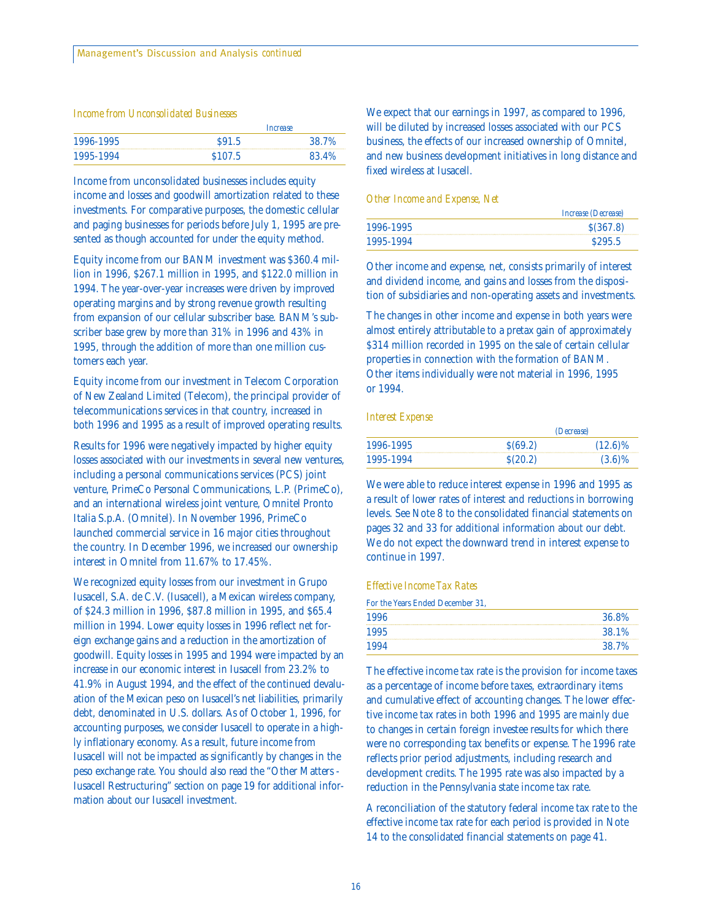### Income from Unconsolidated Businesses

| | Increase | |
|---|---|---|
| 1996-1995 | $91.5 | 38.7% |
| 1995-1994 | $107.5 | 83.4% |

Income from unconsolidated businesses includes equity income and losses and goodwill amortization related to these investments. For comparative purposes, the domestic cellular and paging businesses for periods before July 1, 1995 are presented as though accounted for under the equity method.

Equity income from our BANM investment was $360.4 million in 1996, $267.1 million in 1995, and $122.0 million in 1994. The year-over-year increases were driven by improved operating margins and by strong revenue growth resulting from expansion of our cellular subscriber base. BANM's subscriber base grew by more than 31% in 1996 and 43% in 1995, through the addition of more than one million customers each year.

Equity income from our investment in Telecom Corporation of New Zealand Limited (Telecom), the principal provider of telecommunications services in that country, increased in both 1996 and 1995 as a result of improved operating results.

Results for 1996 were negatively impacted by higher equity losses associated with our investments in several new ventures, including a personal communications services (PCS) joint venture, PrimeCo Personal Communications, L.P. (PrimeCo), and an international wireless joint venture, Omnitel Pronto Italia S.p.A. (Omnitel). In November 1996, PrimeCo launched commercial service in 16 major cities throughout the country. In December 1996, we increased our ownership interest in Omnitel from 11.67% to 17.45%.

We recognized equity losses from our investment in Grupo Iusacell, S.A. de C.V. (Iusacell), a Mexican wireless company, of $24.3 million in 1996, $87.8 million in 1995, and $65.4 million in 1994. Lower equity losses in 1996 reflect net foreign exchange gains and a reduction in the amortization of goodwill. Equity losses in 1995 and 1994 were impacted by an increase in our economic interest in Iusacell from 23.2% to 41.9% in August 1994, and the effect of the continued devaluation of the Mexican peso on Iusacell's net liabilities, primarily debt, denominated in U.S. dollars. As of October 1, 1996, for accounting purposes, we consider Iusacell to operate in a highly inflationary economy. As a result, future income from Iusacell will not be impacted as significantly by changes in the peso exchange rate. You should also read the "Other Matters - Iusacell Restructuring" section on page 19 for additional information about our Iusacell investment.

We expect that our earnings in 1997, as compared to 1996, will be diluted by increased losses associated with our PCS business, the effects of our increased ownership of Omnitel, and new business development initiatives in long distance and fixed wireless at Iusacell.

### Other Income and Expense, Net

| | Increase (Decrease) |
|---|---|
| 1996-1995 | $(367.8) |
| 1995-1994 | $295.5 |

Other income and expense, net, consists primarily of interest and dividend income, and gains and losses from the disposition of subsidiaries and non-operating assets and investments.

The changes in other income and expense in both years were almost entirely attributable to a pretax gain of approximately $314 million recorded in 1995 on the sale of certain cellular properties in connection with the formation of BANM. Other items individually were not material in 1996, 1995 or 1994.

### Interest Expense

| | (Decrease) | |
|---|---|---|
| 1996-1995 | $(69.2) | (12.6)% |
| 1995-1994 | $(20.2) | (3.6)% |

We were able to reduce interest expense in 1996 and 1995 as a result of lower rates of interest and reductions in borrowing levels. See Note 8 to the consolidated financial statements on pages 32 and 33 for additional information about our debt. We do not expect the downward trend in interest expense to continue in 1997.

### Effective Income Tax Rates

| For the Years Ended December 31, | |
|---|---|
| 1996 | 36.8% |
| 1995 | 38.1% |
| 1994 | 38.7% |

The effective income tax rate is the provision for income taxes as a percentage of income before taxes, extraordinary items and cumulative effect of accounting changes. The lower effective income tax rates in both 1996 and 1995 are mainly due to changes in certain foreign investee results for which there were no corresponding tax benefits or expense. The 1996 rate reflects prior period adjustments, including research and development credits. The 1995 rate was also impacted by a reduction in the Pennsylvania state income tax rate.

A reconciliation of the statutory federal income tax rate to the effective income tax rate for each period is provided in Note 14 to the consolidated financial statements on page 41.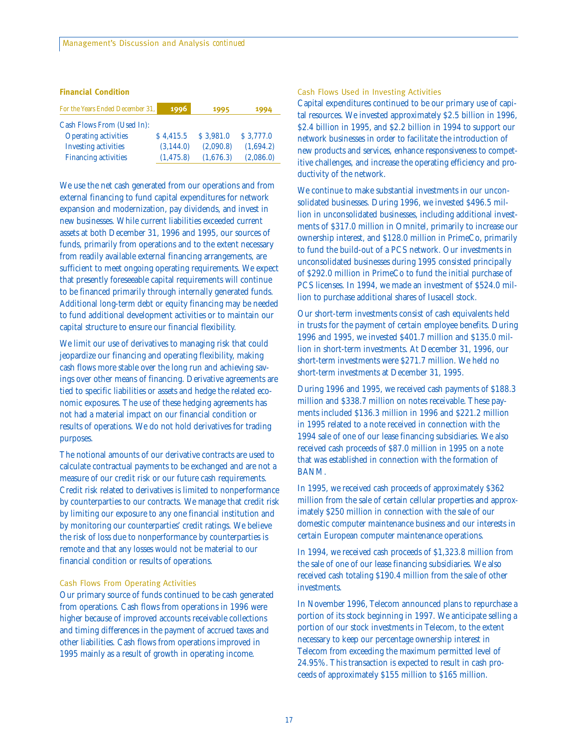## Financial Condition

| For the Years Ended December 31, | 1996 | 1995 | 1994 |
|---|---|---|---|
| Cash Flows From (Used In): | | | |
| Operating activities | $ 4,415.5 | $ 3,981.0 | $ 3,777.0 |
| Investing activities | (3,144.0) | (2,090.8) | (1,694.2) |
| Financing activities | (1,475.8) | (1,676.3) | (2,086.0) |

We use the net cash generated from our operations and from external financing to fund capital expenditures for network expansion and modernization, pay dividends, and invest in new businesses. While current liabilities exceeded current assets at both December 31, 1996 and 1995, our sources of funds, primarily from operations and to the extent necessary from readily available external financing arrangements, are sufficient to meet ongoing operating requirements. We expect that presently foreseeable capital requirements will continue to be financed primarily through internally generated funds. Additional long-term debt or equity financing may be needed to fund additional development activities or to maintain our capital structure to ensure our financial flexibility.

We limit our use of derivatives to managing risk that could jeopardize our financing and operating flexibility, making cash flows more stable over the long run and achieving savings over other means of financing. Derivative agreements are tied to specific liabilities or assets and hedge the related economic exposures. The use of these hedging agreements has not had a material impact on our financial condition or results of operations. We do not hold derivatives for trading purposes.

The notional amounts of our derivative contracts are used to calculate contractual payments to be exchanged and are not a measure of our credit risk or our future cash requirements. Credit risk related to derivatives is limited to nonperformance by counterparties to our contracts. We manage that credit risk by limiting our exposure to any one financial institution and by monitoring our counterparties' credit ratings. We believe the risk of loss due to nonperformance by counterparties is remote and that any losses would not be material to our financial condition or results of operations.

### Cash Flows From Operating Activities

Our primary source of funds continued to be cash generated from operations. Cash flows from operations in 1996 were higher because of improved accounts receivable collections and timing differences in the payment of accrued taxes and other liabilities. Cash flows from operations improved in 1995 mainly as a result of growth in operating income.

### Cash Flows Used in Investing Activities

Capital expenditures continued to be our primary use of capital resources. We invested approximately $2.5 billion in 1996, $2.4 billion in 1995, and $2.2 billion in 1994 to support our network businesses in order to facilitate the introduction of new products and services, enhance responsiveness to competitive challenges, and increase the operating efficiency and productivity of the network.

We continue to make substantial investments in our unconsolidated businesses. During 1996, we invested $496.5 million in unconsolidated businesses, including additional investments of $317.0 million in Omnitel, primarily to increase our ownership interest, and $128.0 million in PrimeCo, primarily to fund the build-out of a PCS network. Our investments in unconsolidated businesses during 1995 consisted principally of $292.0 million in PrimeCo to fund the initial purchase of PCS licenses. In 1994, we made an investment of $524.0 million to purchase additional shares of Iusacell stock.

Our short-term investments consist of cash equivalents held in trusts for the payment of certain employee benefits. During 1996 and 1995, we invested $401.7 million and $135.0 million in short-term investments. At December 31, 1996, our short-term investments were $271.7 million. We held no short-term investments at December 31, 1995.

During 1996 and 1995, we received cash payments of $188.3 million and $338.7 million on notes receivable. These payments included $136.3 million in 1996 and $221.2 million in 1995 related to a note received in connection with the 1994 sale of one of our lease financing subsidiaries. We also received cash proceeds of $87.0 million in 1995 on a note that was established in connection with the formation of BANM.

In 1995, we received cash proceeds of approximately $362 million from the sale of certain cellular properties and approximately $250 million in connection with the sale of our domestic computer maintenance business and our interests in certain European computer maintenance operations.

In 1994, we received cash proceeds of $1,323.8 million from the sale of one of our lease financing subsidiaries. We also received cash totaling $190.4 million from the sale of other investments.

In November 1996, Telecom announced plans to repurchase a portion of its stock beginning in 1997. We anticipate selling a portion of our stock investments in Telecom, to the extent necessary to keep our percentage ownership interest in Telecom from exceeding the maximum permitted level of 24.95%. This transaction is expected to result in cash proceeds of approximately $155 million to $165 million.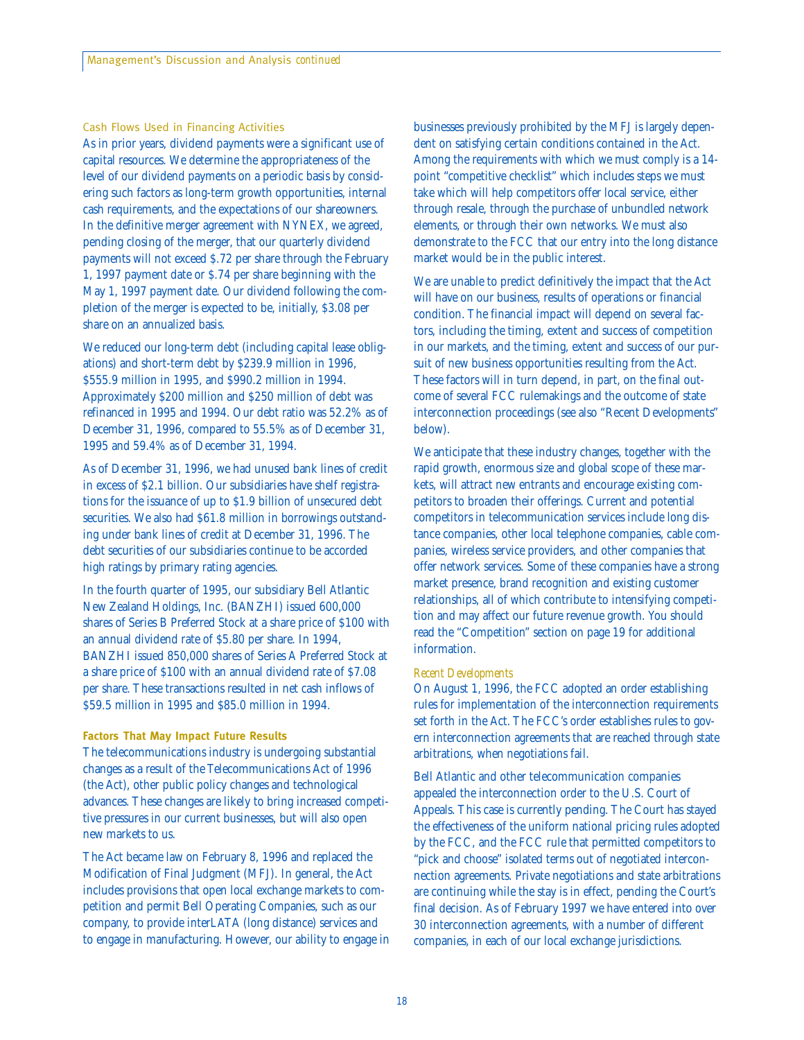### Cash Flows Used in Financing Activities

As in prior years, dividend payments were a significant use of capital resources. We determine the appropriateness of the level of our dividend payments on a periodic basis by considering such factors as long-term growth opportunities, internal cash requirements, and the expectations of our shareowners. In the definitive merger agreement with NYNEX, we agreed, pending closing of the merger, that our quarterly dividend payments will not exceed $.72 per share through the February 1, 1997 payment date or $.74 per share beginning with the May 1, 1997 payment date. Our dividend following the completion of the merger is expected to be, initially, $3.08 per share on an annualized basis.

We reduced our long-term debt (including capital lease obligations) and short-term debt by $239.9 million in 1996, $555.9 million in 1995, and $990.2 million in 1994. Approximately $200 million and $250 million of debt was refinanced in 1995 and 1994. Our debt ratio was 52.2% as of December 31, 1996, compared to 55.5% as of December 31, 1995 and 59.4% as of December 31, 1994.

As of December 31, 1996, we had unused bank lines of credit in excess of $2.1 billion. Our subsidiaries have shelf registrations for the issuance of up to $1.9 billion of unsecured debt securities. We also had $61.8 million in borrowings outstanding under bank lines of credit at December 31, 1996. The debt securities of our subsidiaries continue to be accorded high ratings by primary rating agencies.

In the fourth quarter of 1995, our subsidiary Bell Atlantic New Zealand Holdings, Inc. (BANZHI) issued 600,000 shares of Series B Preferred Stock at a share price of $100 with an annual dividend rate of $5.80 per share. In 1994, BANZHI issued 850,000 shares of Series A Preferred Stock at a share price of $100 with an annual dividend rate of $7.08 per share. These transactions resulted in net cash inflows of $59.5 million in 1995 and $85.0 million in 1994.

## Factors That May Impact Future Results

The telecommunications industry is undergoing substantial changes as a result of the Telecommunications Act of 1996 (the Act), other public policy changes and technological advances. These changes are likely to bring increased competitive pressures in our current businesses, but will also open new markets to us.

The Act became law on February 8, 1996 and replaced the Modification of Final Judgment (MFJ). In general, the Act includes provisions that open local exchange markets to competition and permit Bell Operating Companies, such as our company, to provide interLATA (long distance) services and to engage in manufacturing. However, our ability to engage in businesses previously prohibited by the MFJ is largely dependent on satisfying certain conditions contained in the Act. Among the requirements with which we must comply is a 14-point "competitive checklist" which includes steps we must take which will help competitors offer local service, either through resale, through the purchase of unbundled network elements, or through their own networks. We must also demonstrate to the FCC that our entry into the long distance market would be in the public interest.

We are unable to predict definitively the impact that the Act will have on our business, results of operations or financial condition. The financial impact will depend on several factors, including the timing, extent and success of competition in our markets, and the timing, extent and success of our pursuit of new business opportunities resulting from the Act. These factors will in turn depend, in part, on the final outcome of several FCC rulemakings and the outcome of state interconnection proceedings (see also "Recent Developments" below).

We anticipate that these industry changes, together with the rapid growth, enormous size and global scope of these markets, will attract new entrants and encourage existing competitors to broaden their offerings. Current and potential competitors in telecommunication services include long distance companies, other local telephone companies, cable companies, wireless service providers, and other companies that offer network services. Some of these companies have a strong market presence, brand recognition and existing customer relationships, all of which contribute to intensifying competition and may affect our future revenue growth. You should read the "Competition" section on page 19 for additional information.

### *Recent Developments*

On August 1, 1996, the FCC adopted an order establishing rules for implementation of the interconnection requirements set forth in the Act. The FCC's order establishes rules to govern interconnection agreements that are reached through state arbitrations, when negotiations fail.

Bell Atlantic and other telecommunication companies appealed the interconnection order to the U.S. Court of Appeals. This case is currently pending. The Court has stayed the effectiveness of the uniform national pricing rules adopted by the FCC, and the FCC rule that permitted competitors to "pick and choose" isolated terms out of negotiated interconnection agreements. Private negotiations and state arbitrations are continuing while the stay is in effect, pending the Court's final decision. As of February 1997 we have entered into over 30 interconnection agreements, with a number of different companies, in each of our local exchange jurisdictions.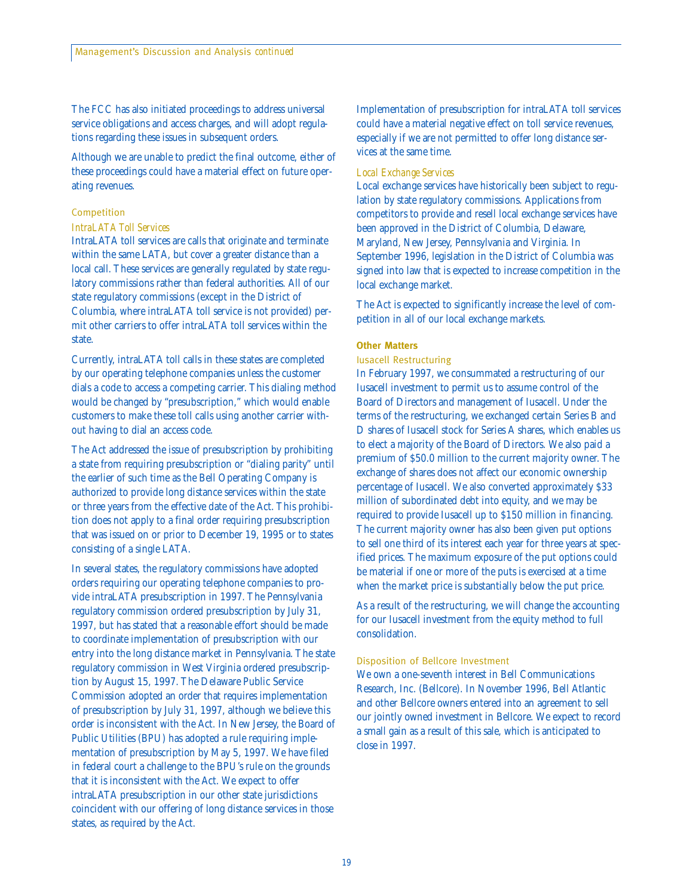The FCC has also initiated proceedings to address universal service obligations and access charges, and will adopt regulations regarding these issues in subsequent orders.

Although we are unable to predict the final outcome, either of these proceedings could have a material effect on future operating revenues.

### Competition

*IntraLATA Toll Services*

IntraLATA toll services are calls that originate and terminate within the same LATA, but cover a greater distance than a local call. These services are generally regulated by state regulatory commissions rather than federal authorities. All of our state regulatory commissions (except in the District of Columbia, where intraLATA toll service is not provided) permit other carriers to offer intraLATA toll services within the state.

Currently, intraLATA toll calls in these states are completed by our operating telephone companies unless the customer dials a code to access a competing carrier. This dialing method would be changed by "presubscription," which would enable customers to make these toll calls using another carrier without having to dial an access code.

The Act addressed the issue of presubscription by prohibiting a state from requiring presubscription or "dialing parity" until the earlier of such time as the Bell Operating Company is authorized to provide long distance services within the state or three years from the effective date of the Act. This prohibition does not apply to a final order requiring presubscription that was issued on or prior to December 19, 1995 or to states consisting of a single LATA.

In several states, the regulatory commissions have adopted orders requiring our operating telephone companies to provide intraLATA presubscription in 1997. The Pennsylvania regulatory commission ordered presubscription by July 31, 1997, but has stated that a reasonable effort should be made to coordinate implementation of presubscription with our entry into the long distance market in Pennsylvania. The state regulatory commission in West Virginia ordered presubscription by August 15, 1997. The Delaware Public Service Commission adopted an order that requires implementation of presubscription by July 31, 1997, although we believe this order is inconsistent with the Act. In New Jersey, the Board of Public Utilities (BPU) has adopted a rule requiring implementation of presubscription by May 5, 1997. We have filed in federal court a challenge to the BPU's rule on the grounds that it is inconsistent with the Act. We expect to offer intraLATA presubscription in our other state jurisdictions coincident with our offering of long distance services in those states, as required by the Act.

Implementation of presubscription for intraLATA toll services could have a material negative effect on toll service revenues, especially if we are not permitted to offer long distance services at the same time.

*Local Exchange Services*

Local exchange services have historically been subject to regulation by state regulatory commissions. Applications from competitors to provide and resell local exchange services have been approved in the District of Columbia, Delaware, Maryland, New Jersey, Pennsylvania and Virginia. In September 1996, legislation in the District of Columbia was signed into law that is expected to increase competition in the local exchange market.

The Act is expected to significantly increase the level of competition in all of our local exchange markets.

## Other Matters

### Iusacell Restructuring

In February 1997, we consummated a restructuring of our Iusacell investment to permit us to assume control of the Board of Directors and management of Iusacell. Under the terms of the restructuring, we exchanged certain Series B and D shares of Iusacell stock for Series A shares, which enables us to elect a majority of the Board of Directors. We also paid a premium of $50.0 million to the current majority owner. The exchange of shares does not affect our economic ownership percentage of Iusacell. We also converted approximately $33 million of subordinated debt into equity, and we may be required to provide Iusacell up to $150 million in financing. The current majority owner has also been given put options to sell one third of its interest each year for three years at specified prices. The maximum exposure of the put options could be material if one or more of the puts is exercised at a time when the market price is substantially below the put price.

As a result of the restructuring, we will change the accounting for our Iusacell investment from the equity method to full consolidation.

### Disposition of Bellcore Investment

We own a one-seventh interest in Bell Communications Research, Inc. (Bellcore). In November 1996, Bell Atlantic and other Bellcore owners entered into an agreement to sell our jointly owned investment in Bellcore. We expect to record a small gain as a result of this sale, which is anticipated to close in 1997.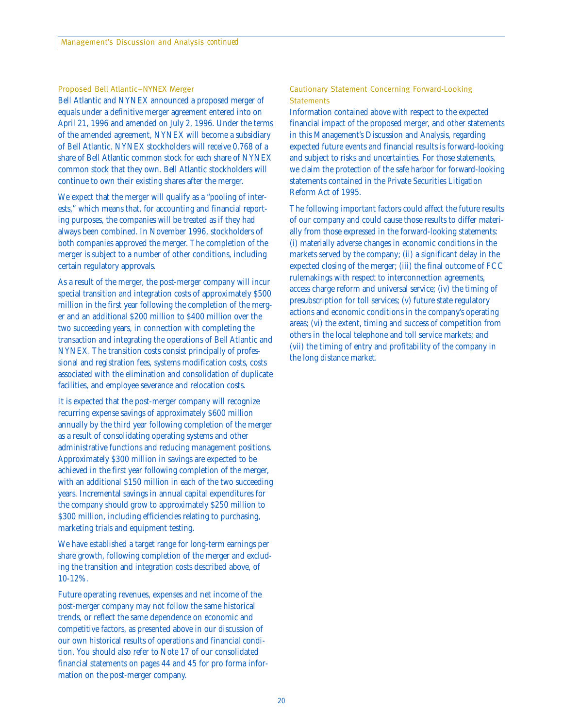## Proposed Bell Atlantic–NYNEX Merger

Bell Atlantic and NYNEX announced a proposed merger of equals under a definitive merger agreement entered into on April 21, 1996 and amended on July 2, 1996. Under the terms of the amended agreement, NYNEX will become a subsidiary of Bell Atlantic. NYNEX stockholders will receive 0.768 of a share of Bell Atlantic common stock for each share of NYNEX common stock that they own. Bell Atlantic stockholders will continue to own their existing shares after the merger.

We expect that the merger will qualify as a "pooling of interests," which means that, for accounting and financial reporting purposes, the companies will be treated as if they had always been combined. In November 1996, stockholders of both companies approved the merger. The completion of the merger is subject to a number of other conditions, including certain regulatory approvals.

As a result of the merger, the post-merger company will incur special transition and integration costs of approximately $500 million in the first year following the completion of the merger and an additional $200 million to $400 million over the two succeeding years, in connection with completing the transaction and integrating the operations of Bell Atlantic and NYNEX. The transition costs consist principally of professional and registration fees, systems modification costs, costs associated with the elimination and consolidation of duplicate facilities, and employee severance and relocation costs.

It is expected that the post-merger company will recognize recurring expense savings of approximately $600 million annually by the third year following completion of the merger as a result of consolidating operating systems and other administrative functions and reducing management positions. Approximately $300 million in savings are expected to be achieved in the first year following completion of the merger, with an additional $150 million in each of the two succeeding years. Incremental savings in annual capital expenditures for the company should grow to approximately $250 million to $300 million, including efficiencies relating to purchasing, marketing trials and equipment testing.

We have established a target range for long-term earnings per share growth, following completion of the merger and excluding the transition and integration costs described above, of 10-12%.

Future operating revenues, expenses and net income of the post-merger company may not follow the same historical trends, or reflect the same dependence on economic and competitive factors, as presented above in our discussion of our own historical results of operations and financial condition. You should also refer to Note 17 of our consolidated financial statements on pages 44 and 45 for pro forma information on the post-merger company.

## Cautionary Statement Concerning Forward-Looking Statements

Information contained above with respect to the expected financial impact of the proposed merger, and other statements in this Management's Discussion and Analysis, regarding expected future events and financial results is forward-looking and subject to risks and uncertainties. For those statements, we claim the protection of the safe harbor for forward-looking statements contained in the Private Securities Litigation Reform Act of 1995.

The following important factors could affect the future results of our company and could cause those results to differ materially from those expressed in the forward-looking statements: (i) materially adverse changes in economic conditions in the markets served by the company; (ii) a significant delay in the expected closing of the merger; (iii) the final outcome of FCC rulemakings with respect to interconnection agreements, access charge reform and universal service; (iv) the timing of presubscription for toll services; (v) future state regulatory actions and economic conditions in the company's operating areas; (vi) the extent, timing and success of competition from others in the local telephone and toll service markets; and (vii) the timing of entry and profitability of the company in the long distance market.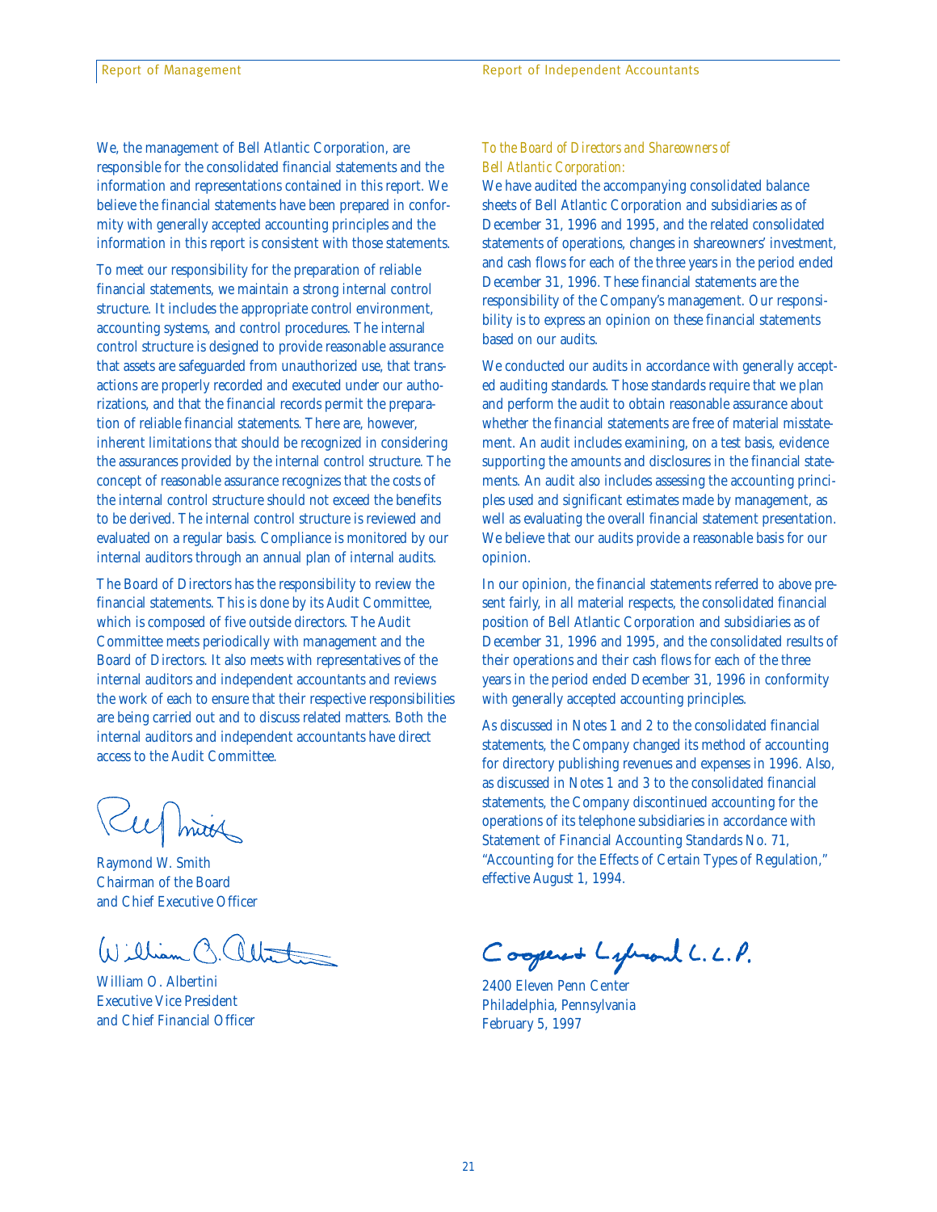## Report of Management

We, the management of Bell Atlantic Corporation, are responsible for the consolidated financial statements and the information and representations contained in this report. We believe the financial statements have been prepared in conformity with generally accepted accounting principles and the information in this report is consistent with those statements.

To meet our responsibility for the preparation of reliable financial statements, we maintain a strong internal control structure. It includes the appropriate control environment, accounting systems, and control procedures. The internal control structure is designed to provide reasonable assurance that assets are safeguarded from unauthorized use, that transactions are properly recorded and executed under our authorizations, and that the financial records permit the preparation of reliable financial statements. There are, however, inherent limitations that should be recognized in considering the assurances provided by the internal control structure. The concept of reasonable assurance recognizes that the costs of the internal control structure should not exceed the benefits to be derived. The internal control structure is reviewed and evaluated on a regular basis. Compliance is monitored by our internal auditors through an annual plan of internal audits.

The Board of Directors has the responsibility to review the financial statements. This is done by its Audit Committee, which is composed of five outside directors. The Audit Committee meets periodically with management and the Board of Directors. It also meets with representatives of the internal auditors and independent accountants and reviews the work of each to ensure that their respective responsibilities are being carried out and to discuss related matters. Both the internal auditors and independent accountants have direct access to the Audit Committee.

Raymond W. Smith
Chairman of the Board
and Chief Executive Officer

William O. Albertini
Executive Vice President
and Chief Financial Officer

## Report of Independent Accountants

*To the Board of Directors and Shareowners of Bell Atlantic Corporation:*

We have audited the accompanying consolidated balance sheets of Bell Atlantic Corporation and subsidiaries as of December 31, 1996 and 1995, and the related consolidated statements of operations, changes in shareowners' investment, and cash flows for each of the three years in the period ended December 31, 1996. These financial statements are the responsibility of the Company's management. Our responsibility is to express an opinion on these financial statements based on our audits.

We conducted our audits in accordance with generally accepted auditing standards. Those standards require that we plan and perform the audit to obtain reasonable assurance about whether the financial statements are free of material misstatement. An audit includes examining, on a test basis, evidence supporting the amounts and disclosures in the financial statements. An audit also includes assessing the accounting principles used and significant estimates made by management, as well as evaluating the overall financial statement presentation. We believe that our audits provide a reasonable basis for our opinion.

In our opinion, the financial statements referred to above present fairly, in all material respects, the consolidated financial position of Bell Atlantic Corporation and subsidiaries as of December 31, 1996 and 1995, and the consolidated results of their operations and their cash flows for each of the three years in the period ended December 31, 1996 in conformity with generally accepted accounting principles.

As discussed in Notes 1 and 2 to the consolidated financial statements, the Company changed its method of accounting for directory publishing revenues and expenses in 1996. Also, as discussed in Notes 1 and 3 to the consolidated financial statements, the Company discontinued accounting for the operations of its telephone subsidiaries in accordance with Statement of Financial Accounting Standards No. 71, "Accounting for the Effects of Certain Types of Regulation," effective August 1, 1994.

Coopers & Lybrand L.L.P.

2400 Eleven Penn Center
Philadelphia, Pennsylvania
February 5, 1997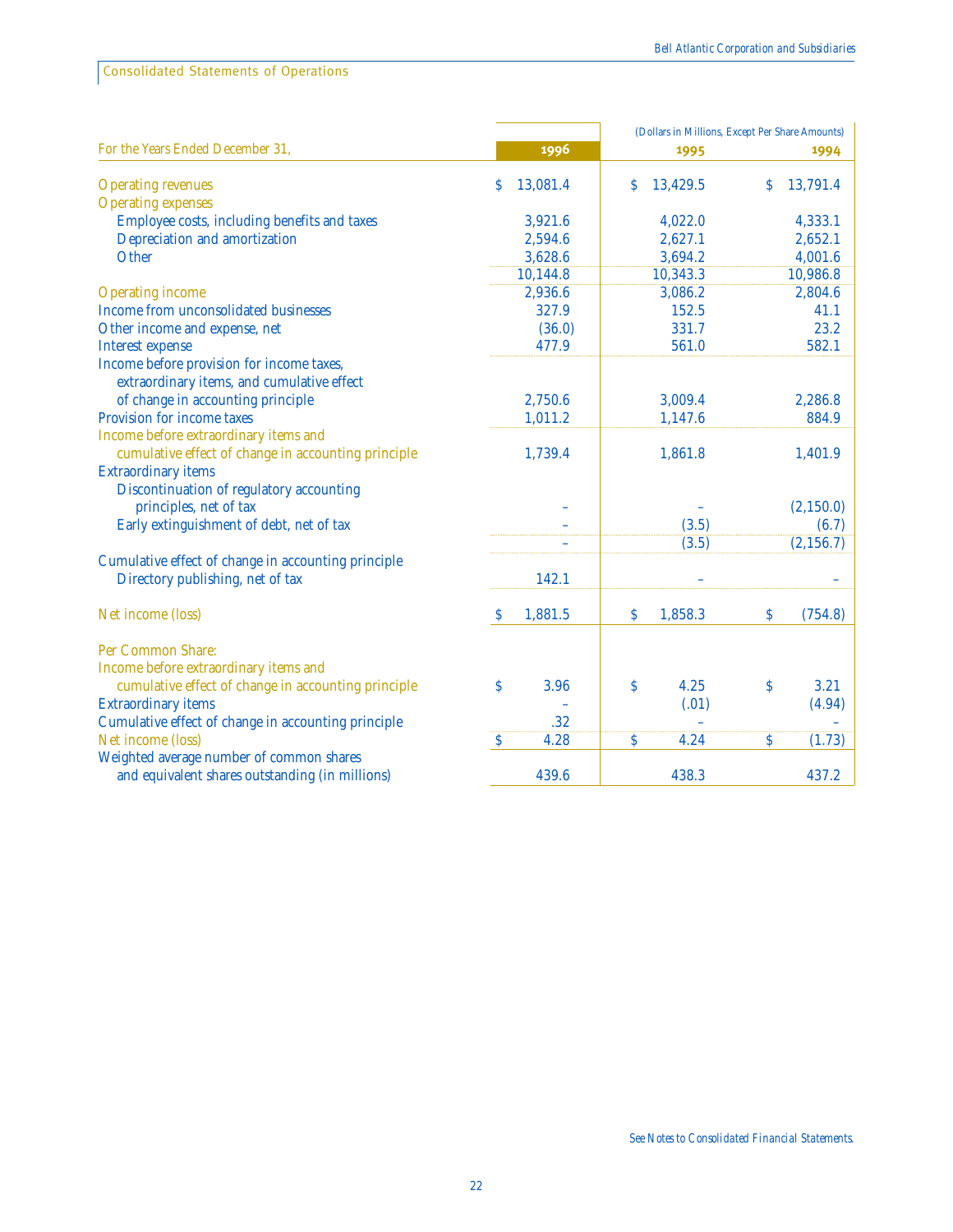## Consolidated Statements of Operations

*(Dollars in Millions, Except Per Share Amounts)*

| For the Years Ended December 31, | 1996 | 1995 | 1994 |
|---|---|---|---|
| Operating revenues | $ 13,081.4 | $ 13,429.5 | $ 13,791.4 |
| Operating expenses | | | |
| Employee costs, including benefits and taxes | 3,921.6 | 4,022.0 | 4,333.1 |
| Depreciation and amortization | 2,594.6 | 2,627.1 | 2,652.1 |
| Other | 3,628.6 | 3,694.2 | 4,001.6 |
| | 10,144.8 | 10,343.3 | 10,986.8 |
| Operating income | 2,936.6 | 3,086.2 | 2,804.6 |
| Income from unconsolidated businesses | 327.9 | 152.5 | 41.1 |
| Other income and expense, net | (36.0) | 331.7 | 23.2 |
| Interest expense | 477.9 | 561.0 | 582.1 |
| Income before provision for income taxes, extraordinary items, and cumulative effect of change in accounting principle | 2,750.6 | 3,009.4 | 2,286.8 |
| Provision for income taxes | 1,011.2 | 1,147.6 | 884.9 |
| Income before extraordinary items and cumulative effect of change in accounting principle | 1,739.4 | 1,861.8 | 1,401.9 |
| Extraordinary items | | | |
| Discontinuation of regulatory accounting principles, net of tax | – | – | (2,150.0) |
| Early extinguishment of debt, net of tax | – | (3.5) | (6.7) |
| | – | (3.5) | (2,156.7) |
| Cumulative effect of change in accounting principle | | | |
| Directory publishing, net of tax | 142.1 | – | – |
| Net income (loss) | $ 1,881.5 | $ 1,858.3 | $ (754.8) |
| Per Common Share: | | | |
| Income before extraordinary items and cumulative effect of change in accounting principle | $ 3.96 | $ 4.25 | $ 3.21 |
| Extraordinary items | – | (.01) | (4.94) |
| Cumulative effect of change in accounting principle | .32 | – | – |
| Net income (loss) | $ 4.28 | $ 4.24 | $ (1.73) |
| Weighted average number of common shares and equivalent shares outstanding (in millions) | 439.6 | 438.3 | 437.2 |

*See Notes to Consolidated Financial Statements.*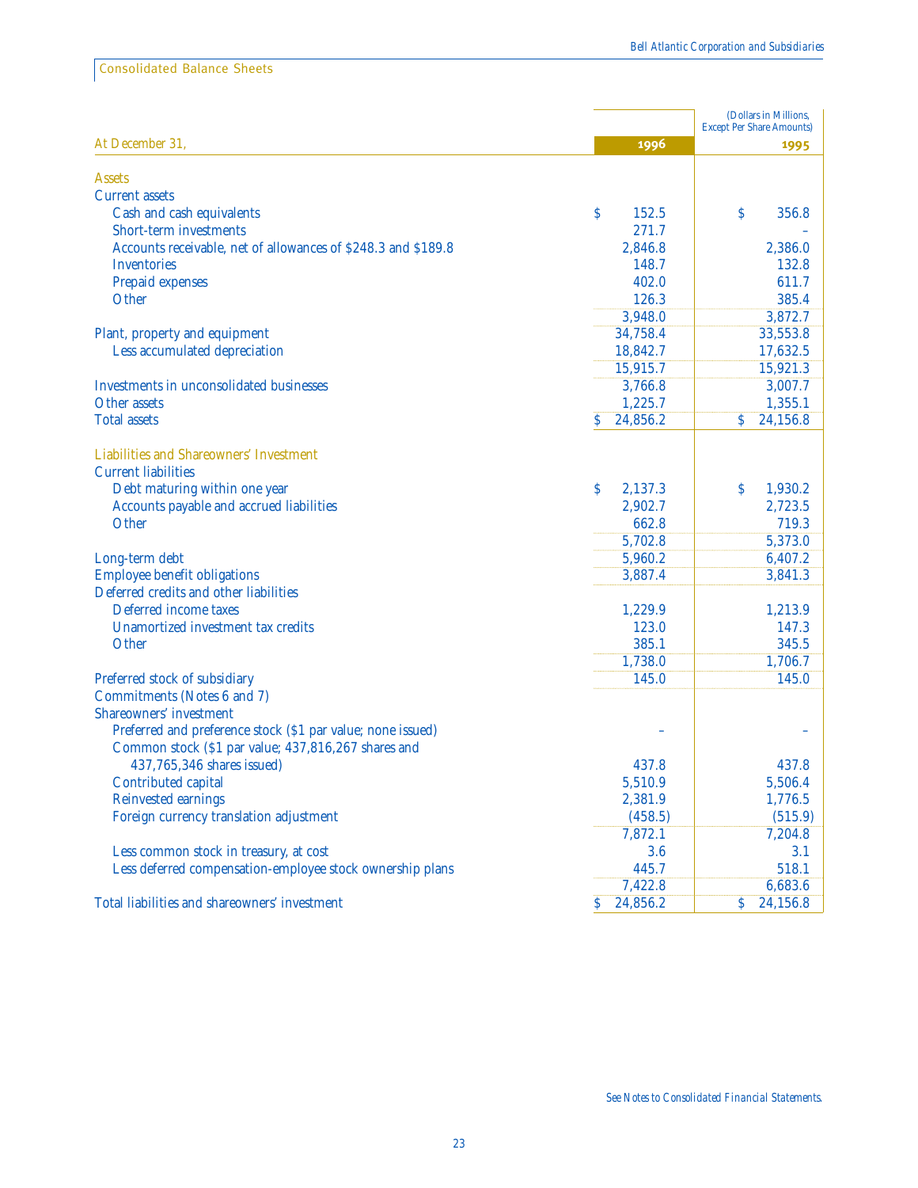## Consolidated Balance Sheets

| At December 31, | 1996 | 1995 |
|---|---|---|
| | | (Dollars in Millions, Except Per Share Amounts) |
| **Assets** | | |
| Current assets | | |
| Cash and cash equivalents | $ 152.5 | $ 356.8 |
| Short-term investments | 271.7 | – |
| Accounts receivable, net of allowances of $248.3 and $189.8 | 2,846.8 | 2,386.0 |
| Inventories | 148.7 | 132.8 |
| Prepaid expenses | 402.0 | 611.7 |
| Other | 126.3 | 385.4 |
| | 3,948.0 | 3,872.7 |
| Plant, property and equipment | 34,758.4 | 33,553.8 |
| Less accumulated depreciation | 18,842.7 | 17,632.5 |
| | 15,915.7 | 15,921.3 |
| Investments in unconsolidated businesses | 3,766.8 | 3,007.7 |
| Other assets | 1,225.7 | 1,355.1 |
| Total assets | $ 24,856.2 | $ 24,156.8 |
| **Liabilities and Shareowners' Investment** | | |
| Current liabilities | | |
| Debt maturing within one year | $ 2,137.3 | $ 1,930.2 |
| Accounts payable and accrued liabilities | 2,902.7 | 2,723.5 |
| Other | 662.8 | 719.3 |
| | 5,702.8 | 5,373.0 |
| Long-term debt | 5,960.2 | 6,407.2 |
| Employee benefit obligations | 3,887.4 | 3,841.3 |
| Deferred credits and other liabilities | | |
| Deferred income taxes | 1,229.9 | 1,213.9 |
| Unamortized investment tax credits | 123.0 | 147.3 |
| Other | 385.1 | 345.5 |
| | 1,738.0 | 1,706.7 |
| Preferred stock of subsidiary | 145.0 | 145.0 |
| Commitments (Notes 6 and 7) | | |
| Shareowners' investment | | |
| Preferred and preference stock ($1 par value; none issued) | – | – |
| Common stock ($1 par value; 437,816,267 shares and 437,765,346 shares issued) | 437.8 | 437.8 |
| Contributed capital | 5,510.9 | 5,506.4 |
| Reinvested earnings | 2,381.9 | 1,776.5 |
| Foreign currency translation adjustment | (458.5) | (515.9) |
| | 7,872.1 | 7,204.8 |
| Less common stock in treasury, at cost | 3.6 | 3.1 |
| Less deferred compensation-employee stock ownership plans | 445.7 | 518.1 |
| | 7,422.8 | 6,683.6 |
| Total liabilities and shareowners' investment | $ 24,856.2 | $ 24,156.8 |

*See Notes to Consolidated Financial Statements.*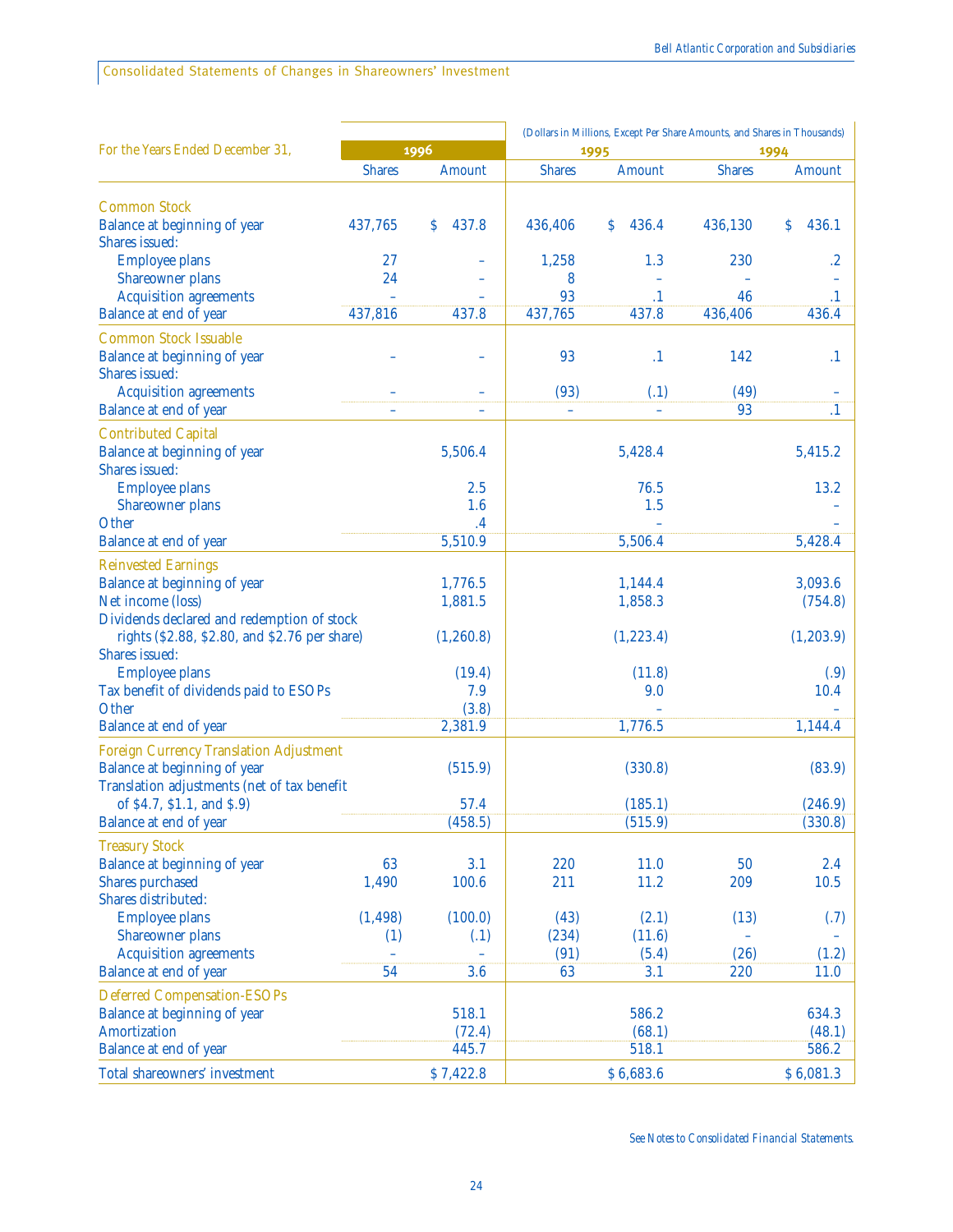## Consolidated Statements of Changes in Shareowners' Investment

*(Dollars in Millions, Except Per Share Amounts, and Shares in Thousands)*

| For the Years Ended December 31, | 1996 | | 1995 | | 1994 | |
|---|---|---|---|---|---|---|
| | Shares | Amount | Shares | Amount | Shares | Amount |
| **Common Stock** | | | | | | |
| Balance at beginning of year | 437,765 | $ 437.8 | 436,406 | $ 436.4 | 436,130 | $ 436.1 |
| Shares issued: | | | | | | |
| Employee plans | 27 | – | 1,258 | 1.3 | 230 | .2 |
| Shareowner plans | 24 | – | 8 | – | – | – |
| Acquisition agreements | – | – | 93 | .1 | 46 | .1 |
| Balance at end of year | 437,816 | 437.8 | 437,765 | 437.8 | 436,406 | 436.4 |
| **Common Stock Issuable** | | | | | | |
| Balance at beginning of year | – | – | 93 | .1 | 142 | .1 |
| Shares issued: | | | | | | |
| Acquisition agreements | – | – | (93) | (.1) | (49) | – |
| Balance at end of year | – | – | – | – | 93 | .1 |
| **Contributed Capital** | | | | | | |
| Balance at beginning of year | | 5,506.4 | | 5,428.4 | | 5,415.2 |
| Shares issued: | | | | | | |
| Employee plans | | 2.5 | | 76.5 | | 13.2 |
| Shareowner plans | | 1.6 | | 1.5 | | – |
| Other | | .4 | | – | | – |
| Balance at end of year | | 5,510.9 | | 5,506.4 | | 5,428.4 |
| **Reinvested Earnings** | | | | | | |
| Balance at beginning of year | | 1,776.5 | | 1,144.4 | | 3,093.6 |
| Net income (loss) | | 1,881.5 | | 1,858.3 | | (754.8) |
| Dividends declared and redemption of stock rights ($2.88, $2.80, and $2.76 per share) | | (1,260.8) | | (1,223.4) | | (1,203.9) |
| Shares issued: | | | | | | |
| Employee plans | | (19.4) | | (11.8) | | (.9) |
| Tax benefit of dividends paid to ESOPs | | 7.9 | | 9.0 | | 10.4 |
| Other | | (3.8) | | – | | – |
| Balance at end of year | | 2,381.9 | | 1,776.5 | | 1,144.4 |
| **Foreign Currency Translation Adjustment** | | | | | | |
| Balance at beginning of year | | (515.9) | | (330.8) | | (83.9) |
| Translation adjustments (net of tax benefit of $4.7, $1.1, and $.9) | | 57.4 | | (185.1) | | (246.9) |
| Balance at end of year | | (458.5) | | (515.9) | | (330.8) |
| **Treasury Stock** | | | | | | |
| Balance at beginning of year | 63 | 3.1 | 220 | 11.0 | 50 | 2.4 |
| Shares purchased | 1,490 | 100.6 | 211 | 11.2 | 209 | 10.5 |
| Shares distributed: | | | | | | |
| Employee plans | (1,498) | (100.0) | (43) | (2.1) | (13) | (.7) |
| Shareowner plans | (1) | (.1) | (234) | (11.6) | – | – |
| Acquisition agreements | – | – | (91) | (5.4) | (26) | (1.2) |
| Balance at end of year | 54 | 3.6 | 63 | 3.1 | 220 | 11.0 |
| **Deferred Compensation-ESOPs** | | | | | | |
| Balance at beginning of year | | 518.1 | | 586.2 | | 634.3 |
| Amortization | | (72.4) | | (68.1) | | (48.1) |
| Balance at end of year | | 445.7 | | 518.1 | | 586.2 |
| Total shareowners' investment | | $ 7,422.8 | | $ 6,683.6 | | $ 6,081.3 |

*See Notes to Consolidated Financial Statements.*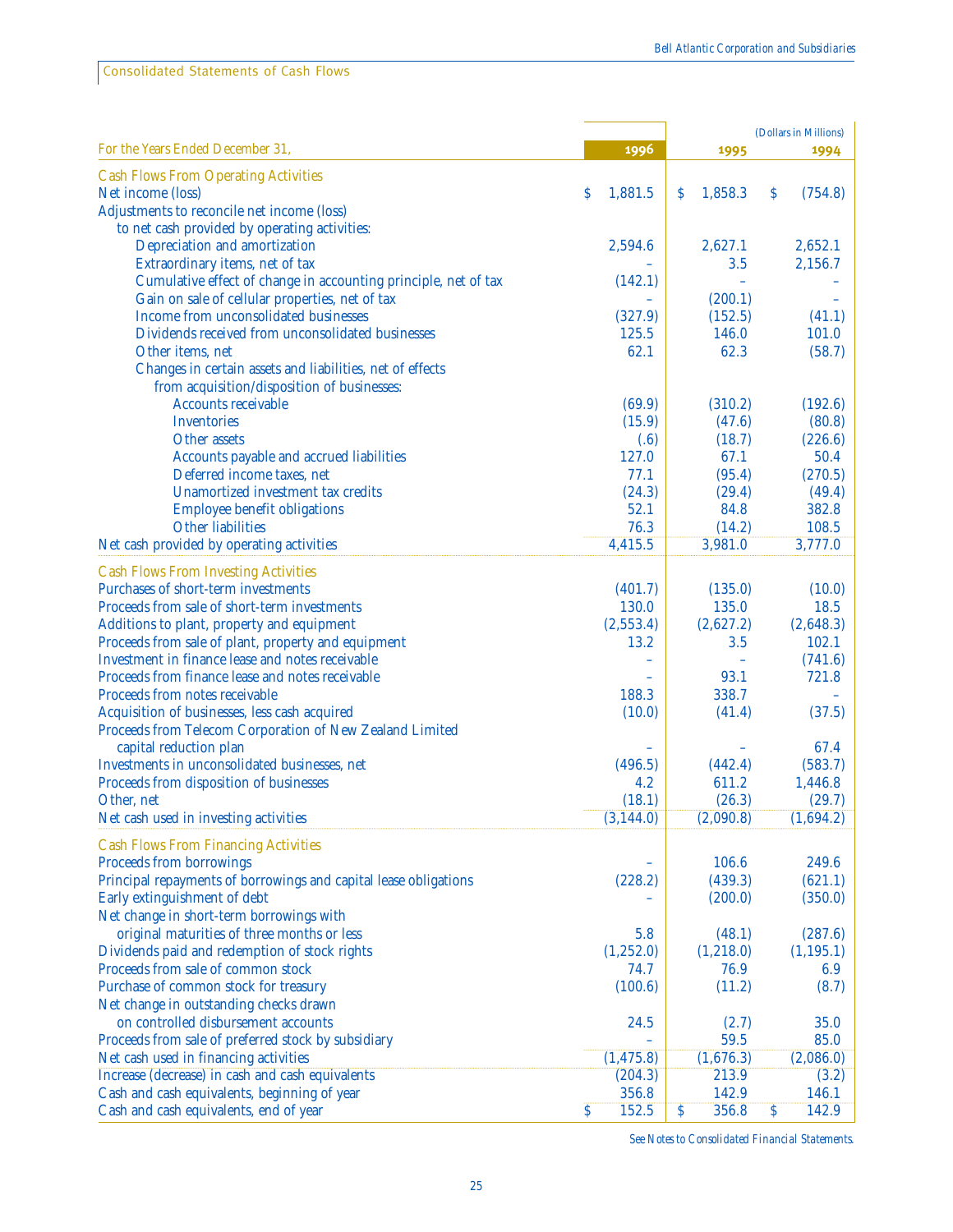## Consolidated Statements of Cash Flows

*(Dollars in Millions)*

| For the Years Ended December 31, | 1996 | 1995 | 1994 |
|---|---|---|---|
| **Cash Flows From Operating Activities** | | | |
| Net income (loss) | $ 1,881.5 | $ 1,858.3 | $ (754.8) |
| Adjustments to reconcile net income (loss) to net cash provided by operating activities: | | | |
| Depreciation and amortization | 2,594.6 | 2,627.1 | 2,652.1 |
| Extraordinary items, net of tax | – | 3.5 | 2,156.7 |
| Cumulative effect of change in accounting principle, net of tax | (142.1) | – | – |
| Gain on sale of cellular properties, net of tax | – | (200.1) | – |
| Income from unconsolidated businesses | (327.9) | (152.5) | (41.1) |
| Dividends received from unconsolidated businesses | 125.5 | 146.0 | 101.0 |
| Other items, net | 62.1 | 62.3 | (58.7) |
| Changes in certain assets and liabilities, net of effects from acquisition/disposition of businesses: | | | |
| Accounts receivable | (69.9) | (310.2) | (192.6) |
| Inventories | (15.9) | (47.6) | (80.8) |
| Other assets | (.6) | (18.7) | (226.6) |
| Accounts payable and accrued liabilities | 127.0 | 67.1 | 50.4 |
| Deferred income taxes, net | 77.1 | (95.4) | (270.5) |
| Unamortized investment tax credits | (24.3) | (29.4) | (49.4) |
| Employee benefit obligations | 52.1 | 84.8 | 382.8 |
| Other liabilities | 76.3 | (14.2) | 108.5 |
| Net cash provided by operating activities | 4,415.5 | 3,981.0 | 3,777.0 |
| **Cash Flows From Investing Activities** | | | |
| Purchases of short-term investments | (401.7) | (135.0) | (10.0) |
| Proceeds from sale of short-term investments | 130.0 | 135.0 | 18.5 |
| Additions to plant, property and equipment | (2,553.4) | (2,627.2) | (2,648.3) |
| Proceeds from sale of plant, property and equipment | 13.2 | 3.5 | 102.1 |
| Investment in finance lease and notes receivable | – | – | (741.6) |
| Proceeds from finance lease and notes receivable | – | 93.1 | 721.8 |
| Proceeds from notes receivable | 188.3 | 338.7 | – |
| Acquisition of businesses, less cash acquired | (10.0) | (41.4) | (37.5) |
| Proceeds from Telecom Corporation of New Zealand Limited capital reduction plan | – | – | 67.4 |
| Investments in unconsolidated businesses, net | (496.5) | (442.4) | (583.7) |
| Proceeds from disposition of businesses | 4.2 | 611.2 | 1,446.8 |
| Other, net | (18.1) | (26.3) | (29.7) |
| Net cash used in investing activities | (3,144.0) | (2,090.8) | (1,694.2) |
| **Cash Flows From Financing Activities** | | | |
| Proceeds from borrowings | – | 106.6 | 249.6 |
| Principal repayments of borrowings and capital lease obligations | (228.2) | (439.3) | (621.1) |
| Early extinguishment of debt | – | (200.0) | (350.0) |
| Net change in short-term borrowings with original maturities of three months or less | 5.8 | (48.1) | (287.6) |
| Dividends paid and redemption of stock rights | (1,252.0) | (1,218.0) | (1,195.1) |
| Proceeds from sale of common stock | 74.7 | 76.9 | 6.9 |
| Purchase of common stock for treasury | (100.6) | (11.2) | (8.7) |
| Net change in outstanding checks drawn on controlled disbursement accounts | 24.5 | (2.7) | 35.0 |
| Proceeds from sale of preferred stock by subsidiary | – | 59.5 | 85.0 |
| Net cash used in financing activities | (1,475.8) | (1,676.3) | (2,086.0) |
| Increase (decrease) in cash and cash equivalents | (204.3) | 213.9 | (3.2) |
| Cash and cash equivalents, beginning of year | 356.8 | 142.9 | 146.1 |
| Cash and cash equivalents, end of year | $ 152.5 | $ 356.8 | $ 142.9 |

*See Notes to Consolidated Financial Statements.*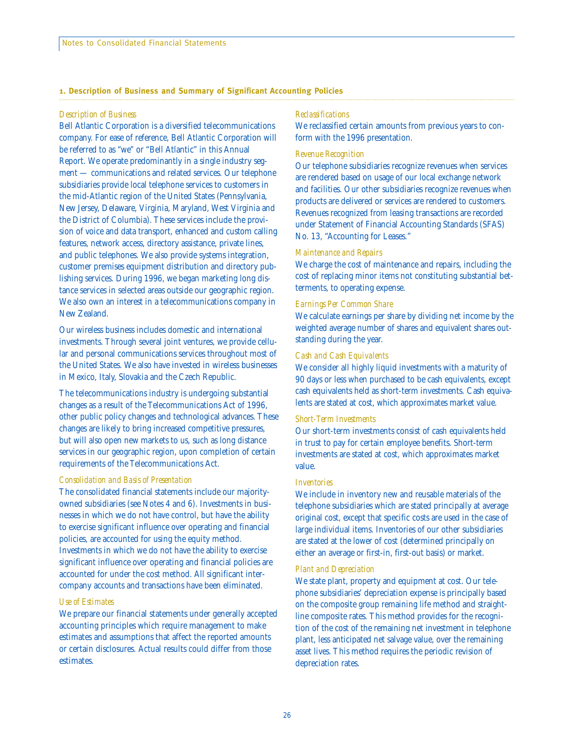## 1. Description of Business and Summary of Significant Accounting Policies

### *Description of Business*

Bell Atlantic Corporation is a diversified telecommunications company. For ease of reference, Bell Atlantic Corporation will be referred to as "we" or "Bell Atlantic" in this Annual Report. We operate predominantly in a single industry segment — communications and related services. Our telephone subsidiaries provide local telephone services to customers in the mid-Atlantic region of the United States (Pennsylvania, New Jersey, Delaware, Virginia, Maryland, West Virginia and the District of Columbia). These services include the provision of voice and data transport, enhanced and custom calling features, network access, directory assistance, private lines, and public telephones. We also provide systems integration, customer premises equipment distribution and directory publishing services. During 1996, we began marketing long distance services in selected areas outside our geographic region. We also own an interest in a telecommunications company in New Zealand.

Our wireless business includes domestic and international investments. Through several joint ventures, we provide cellular and personal communications services throughout most of the United States. We also have invested in wireless businesses in Mexico, Italy, Slovakia and the Czech Republic.

The telecommunications industry is undergoing substantial changes as a result of the Telecommunications Act of 1996, other public policy changes and technological advances. These changes are likely to bring increased competitive pressures, but will also open new markets to us, such as long distance services in our geographic region, upon completion of certain requirements of the Telecommunications Act.

### *Consolidation and Basis of Presentation*

The consolidated financial statements include our majority-owned subsidiaries (see Notes 4 and 6). Investments in businesses in which we do not have control, but have the ability to exercise significant influence over operating and financial policies, are accounted for using the equity method. Investments in which we do not have the ability to exercise significant influence over operating and financial policies are accounted for under the cost method. All significant intercompany accounts and transactions have been eliminated.

### *Use of Estimates*

We prepare our financial statements under generally accepted accounting principles which require management to make estimates and assumptions that affect the reported amounts or certain disclosures. Actual results could differ from those estimates.

### *Reclassifications*

We reclassified certain amounts from previous years to conform with the 1996 presentation.

### *Revenue Recognition*

Our telephone subsidiaries recognize revenues when services are rendered based on usage of our local exchange network and facilities. Our other subsidiaries recognize revenues when products are delivered or services are rendered to customers. Revenues recognized from leasing transactions are recorded under Statement of Financial Accounting Standards (SFAS) No. 13, "Accounting for Leases."

### *Maintenance and Repairs*

We charge the cost of maintenance and repairs, including the cost of replacing minor items not constituting substantial betterments, to operating expense.

### *Earnings Per Common Share*

We calculate earnings per share by dividing net income by the weighted average number of shares and equivalent shares outstanding during the year.

### *Cash and Cash Equivalents*

We consider all highly liquid investments with a maturity of 90 days or less when purchased to be cash equivalents, except cash equivalents held as short-term investments. Cash equivalents are stated at cost, which approximates market value.

### *Short-Term Investments*

Our short-term investments consist of cash equivalents held in trust to pay for certain employee benefits. Short-term investments are stated at cost, which approximates market value.

### *Inventories*

We include in inventory new and reusable materials of the telephone subsidiaries which are stated principally at average original cost, except that specific costs are used in the case of large individual items. Inventories of our other subsidiaries are stated at the lower of cost (determined principally on either an average or first-in, first-out basis) or market.

### *Plant and Depreciation*

We state plant, property and equipment at cost. Our telephone subsidiaries' depreciation expense is principally based on the composite group remaining life method and straight-line composite rates. This method provides for the recognition of the cost of the remaining net investment in telephone plant, less anticipated net salvage value, over the remaining asset lives. This method requires the periodic revision of depreciation rates.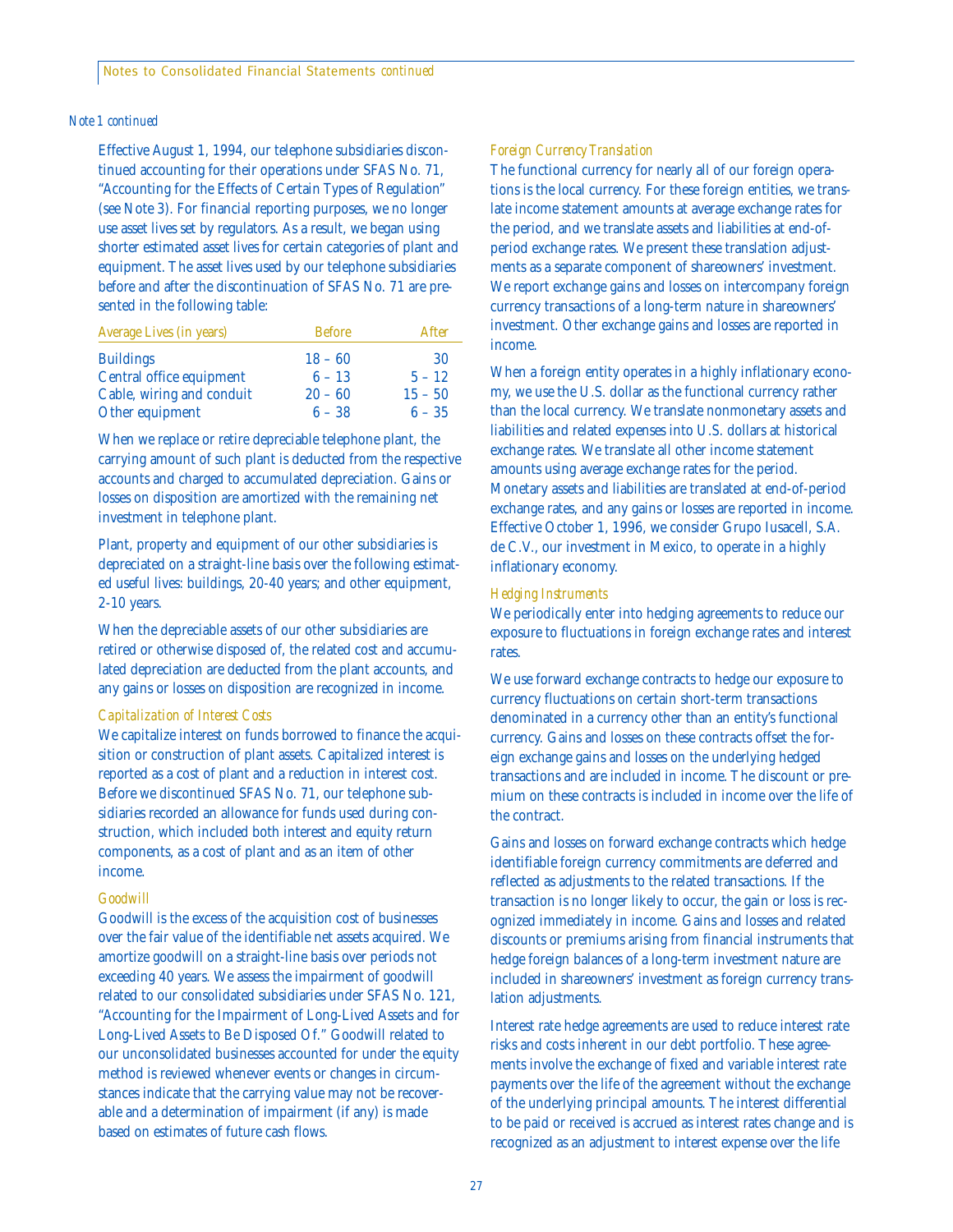*Note 1 continued*

Effective August 1, 1994, our telephone subsidiaries discontinued accounting for their operations under SFAS No. 71, "Accounting for the Effects of Certain Types of Regulation" (see Note 3). For financial reporting purposes, we no longer use asset lives set by regulators. As a result, we began using shorter estimated asset lives for certain categories of plant and equipment. The asset lives used by our telephone subsidiaries before and after the discontinuation of SFAS No. 71 are presented in the following table:

| Average Lives (in years) | Before | After |
|---|---|---|
| Buildings | 18 – 60 | 30 |
| Central office equipment | 6 – 13 | 5 – 12 |
| Cable, wiring and conduit | 20 – 60 | 15 – 50 |
| Other equipment | 6 – 38 | 6 – 35 |

When we replace or retire depreciable telephone plant, the carrying amount of such plant is deducted from the respective accounts and charged to accumulated depreciation. Gains or losses on disposition are amortized with the remaining net investment in telephone plant.

Plant, property and equipment of our other subsidiaries is depreciated on a straight-line basis over the following estimated useful lives: buildings, 20-40 years; and other equipment, 2-10 years.

When the depreciable assets of our other subsidiaries are retired or otherwise disposed of, the related cost and accumulated depreciation are deducted from the plant accounts, and any gains or losses on disposition are recognized in income.

*Capitalization of Interest Costs*

We capitalize interest on funds borrowed to finance the acquisition or construction of plant assets. Capitalized interest is reported as a cost of plant and a reduction in interest cost. Before we discontinued SFAS No. 71, our telephone subsidiaries recorded an allowance for funds used during construction, which included both interest and equity return components, as a cost of plant and as an item of other income.

*Goodwill*

Goodwill is the excess of the acquisition cost of businesses over the fair value of the identifiable net assets acquired. We amortize goodwill on a straight-line basis over periods not exceeding 40 years. We assess the impairment of goodwill related to our consolidated subsidiaries under SFAS No. 121, "Accounting for the Impairment of Long-Lived Assets and for Long-Lived Assets to Be Disposed Of." Goodwill related to our unconsolidated businesses accounted for under the equity method is reviewed whenever events or changes in circumstances indicate that the carrying value may not be recoverable and a determination of impairment (if any) is made based on estimates of future cash flows.

*Foreign Currency Translation*

The functional currency for nearly all of our foreign operations is the local currency. For these foreign entities, we translate income statement amounts at average exchange rates for the period, and we translate assets and liabilities at end-of-period exchange rates. We present these translation adjustments as a separate component of shareowners' investment. We report exchange gains and losses on intercompany foreign currency transactions of a long-term nature in shareowners' investment. Other exchange gains and losses are reported in income.

When a foreign entity operates in a highly inflationary economy, we use the U.S. dollar as the functional currency rather than the local currency. We translate nonmonetary assets and liabilities and related expenses into U.S. dollars at historical exchange rates. We translate all other income statement amounts using average exchange rates for the period. Monetary assets and liabilities are translated at end-of-period exchange rates, and any gains or losses are reported in income. Effective October 1, 1996, we consider Grupo Iusacell, S.A. de C.V., our investment in Mexico, to operate in a highly inflationary economy.

*Hedging Instruments*

We periodically enter into hedging agreements to reduce our exposure to fluctuations in foreign exchange rates and interest rates.

We use forward exchange contracts to hedge our exposure to currency fluctuations on certain short-term transactions denominated in a currency other than an entity's functional currency. Gains and losses on these contracts offset the foreign exchange gains and losses on the underlying hedged transactions and are included in income. The discount or premium on these contracts is included in income over the life of the contract.

Gains and losses on forward exchange contracts which hedge identifiable foreign currency commitments are deferred and reflected as adjustments to the related transactions. If the transaction is no longer likely to occur, the gain or loss is recognized immediately in income. Gains and losses and related discounts or premiums arising from financial instruments that hedge foreign balances of a long-term investment nature are included in shareowners' investment as foreign currency translation adjustments.

Interest rate hedge agreements are used to reduce interest rate risks and costs inherent in our debt portfolio. These agreements involve the exchange of fixed and variable interest rate payments over the life of the agreement without the exchange of the underlying principal amounts. The interest differential to be paid or received is accrued as interest rates change and is recognized as an adjustment to interest expense over the life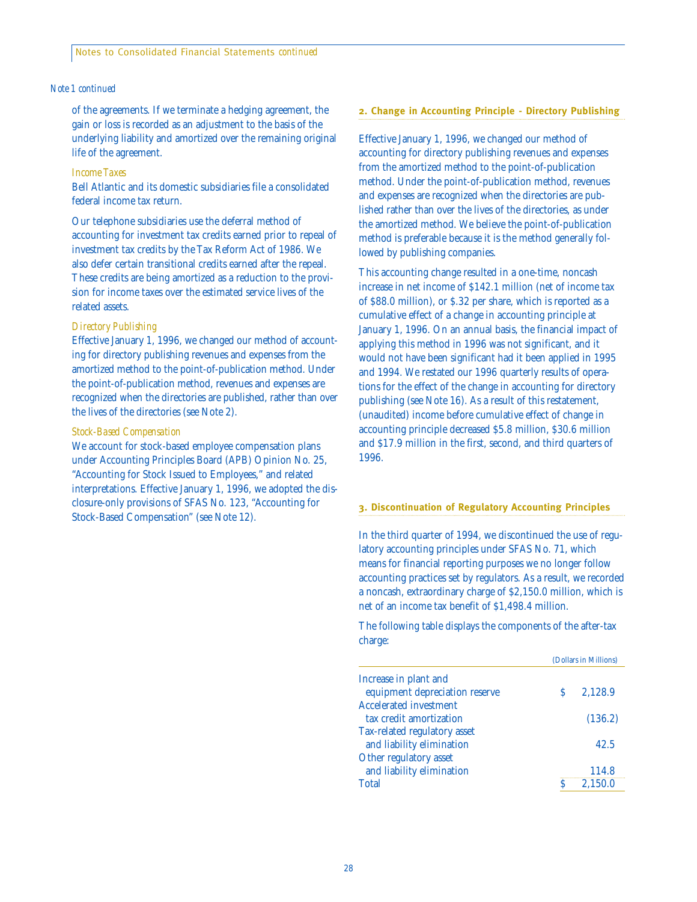*Note 1 continued*

of the agreements. If we terminate a hedging agreement, the gain or loss is recorded as an adjustment to the basis of the underlying liability and amortized over the remaining original life of the agreement.

*Income Taxes*

Bell Atlantic and its domestic subsidiaries file a consolidated federal income tax return.

Our telephone subsidiaries use the deferral method of accounting for investment tax credits earned prior to repeal of investment tax credits by the Tax Reform Act of 1986. We also defer certain transitional credits earned after the repeal. These credits are being amortized as a reduction to the provision for income taxes over the estimated service lives of the related assets.

*Directory Publishing*

Effective January 1, 1996, we changed our method of accounting for directory publishing revenues and expenses from the amortized method to the point-of-publication method. Under the point-of-publication method, revenues and expenses are recognized when the directories are published, rather than over the lives of the directories (see Note 2).

*Stock-Based Compensation*

We account for stock-based employee compensation plans under Accounting Principles Board (APB) Opinion No. 25, "Accounting for Stock Issued to Employees," and related interpretations. Effective January 1, 1996, we adopted the disclosure-only provisions of SFAS No. 123, "Accounting for Stock-Based Compensation" (see Note 12).

## 2. Change in Accounting Principle - Directory Publishing

Effective January 1, 1996, we changed our method of accounting for directory publishing revenues and expenses from the amortized method to the point-of-publication method. Under the point-of-publication method, revenues and expenses are recognized when the directories are published rather than over the lives of the directories, as under the amortized method. We believe the point-of-publication method is preferable because it is the method generally followed by publishing companies.

This accounting change resulted in a one-time, noncash increase in net income of $142.1 million (net of income tax of $88.0 million), or $.32 per share, which is reported as a cumulative effect of a change in accounting principle at January 1, 1996. On an annual basis, the financial impact of applying this method in 1996 was not significant, and it would not have been significant had it been applied in 1995 and 1994. We restated our 1996 quarterly results of operations for the effect of the change in accounting for directory publishing (see Note 16). As a result of this restatement, (unaudited) income before cumulative effect of change in accounting principle decreased $5.8 million, $30.6 million and $17.9 million in the first, second, and third quarters of 1996.

## 3. Discontinuation of Regulatory Accounting Principles

In the third quarter of 1994, we discontinued the use of regulatory accounting principles under SFAS No. 71, which means for financial reporting purposes we no longer follow accounting practices set by regulators. As a result, we recorded a noncash, extraordinary charge of $2,150.0 million, which is net of an income tax benefit of $1,498.4 million.

The following table displays the components of the after-tax charge:

| | (Dollars in Millions) |
|---|---|
| Increase in plant and equipment depreciation reserve | $ 2,128.9 |
| Accelerated investment tax credit amortization | (136.2) |
| Tax-related regulatory asset and liability elimination | 42.5 |
| Other regulatory asset and liability elimination | 114.8 |
| Total | $ 2,150.0 |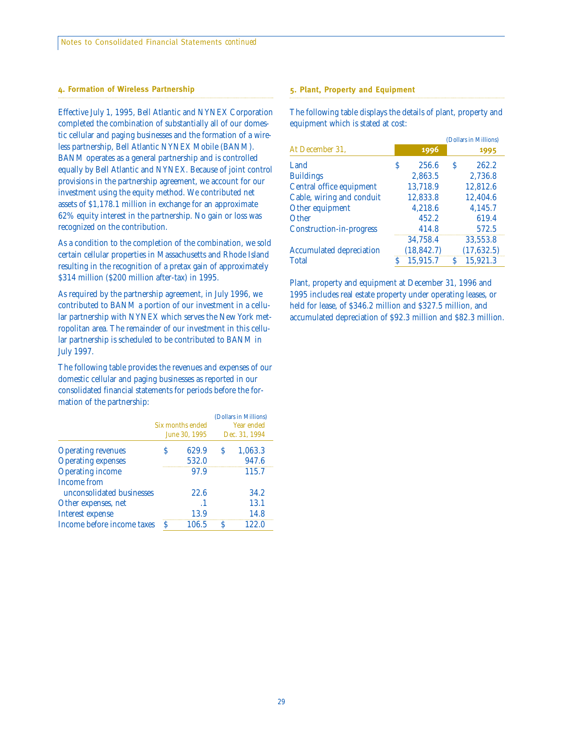## 4. Formation of Wireless Partnership

Effective July 1, 1995, Bell Atlantic and NYNEX Corporation completed the combination of substantially all of our domestic cellular and paging businesses and the formation of a wireless partnership, Bell Atlantic NYNEX Mobile (BANM). BANM operates as a general partnership and is controlled equally by Bell Atlantic and NYNEX. Because of joint control provisions in the partnership agreement, we account for our investment using the equity method. We contributed net assets of $1,178.1 million in exchange for an approximate 62% equity interest in the partnership. No gain or loss was recognized on the contribution.

As a condition to the completion of the combination, we sold certain cellular properties in Massachusetts and Rhode Island resulting in the recognition of a pretax gain of approximately $314 million ($200 million after-tax) in 1995.

As required by the partnership agreement, in July 1996, we contributed to BANM a portion of our investment in a cellular partnership with NYNEX which serves the New York metropolitan area. The remainder of our investment in this cellular partnership is scheduled to be contributed to BANM in July 1997.

The following table provides the revenues and expenses of our domestic cellular and paging businesses as reported in our consolidated financial statements for periods before the formation of the partnership:

*(Dollars in Millions)*

| | Six months ended June 30, 1995 | Year ended Dec. 31, 1994 |
|---|---|---|
| Operating revenues | $ 629.9 | $ 1,063.3 |
| Operating expenses | 532.0 | 947.6 |
| Operating income | 97.9 | 115.7 |
| Income from unconsolidated businesses | 22.6 | 34.2 |
| Other expenses, net | .1 | 13.1 |
| Interest expense | 13.9 | 14.8 |
| Income before income taxes | $ 106.5 | $ 122.0 |

## 5. Plant, Property and Equipment

The following table displays the details of plant, property and equipment which is stated at cost:

*(Dollars in Millions)*

| At December 31, | 1996 | 1995 |
|---|---|---|
| Land | $ 256.6 | $ 262.2 |
| Buildings | 2,863.5 | 2,736.8 |
| Central office equipment | 13,718.9 | 12,812.6 |
| Cable, wiring and conduit | 12,833.8 | 12,404.6 |
| Other equipment | 4,218.6 | 4,145.7 |
| Other | 452.2 | 619.4 |
| Construction-in-progress | 414.8 | 572.5 |
| | 34,758.4 | 33,553.8 |
| Accumulated depreciation | (18,842.7) | (17,632.5) |
| Total | $ 15,915.7 | $ 15,921.3 |

Plant, property and equipment at December 31, 1996 and 1995 includes real estate property under operating leases, or held for lease, of $346.2 million and $327.5 million, and accumulated depreciation of $92.3 million and $82.3 million.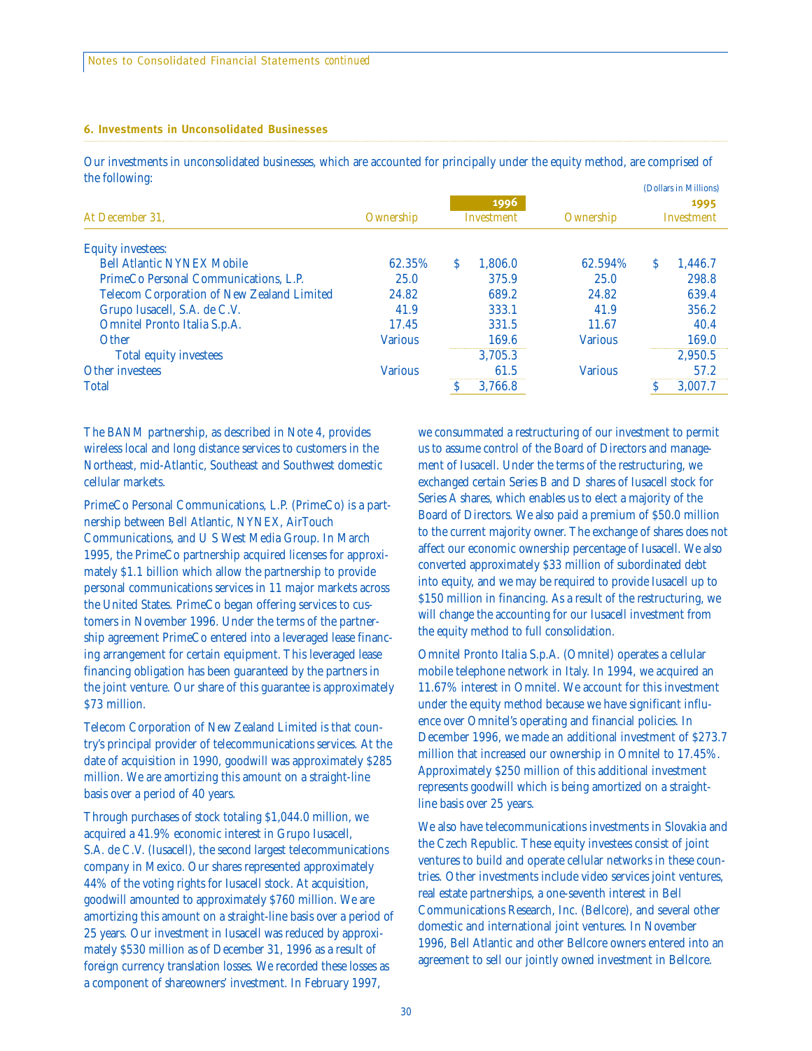### 6. Investments in Unconsolidated Businesses

Our investments in unconsolidated businesses, which are accounted for principally under the equity method, are comprised of the following:

(Dollars in Millions)

| At December 31, | Ownership | 1996 Investment | Ownership | 1995 Investment |
|---|---|---|---|---|
| Equity investees: | | | | |
| Bell Atlantic NYNEX Mobile | 62.35% | $ 1,806.0 | 62.594% | $ 1,446.7 |
| PrimeCo Personal Communications, L.P. | 25.0 | 375.9 | 25.0 | 298.8 |
| Telecom Corporation of New Zealand Limited | 24.82 | 689.2 | 24.82 | 639.4 |
| Grupo Iusacell, S.A. de C.V. | 41.9 | 333.1 | 41.9 | 356.2 |
| Omnitel Pronto Italia S.p.A. | 17.45 | 331.5 | 11.67 | 40.4 |
| Other | Various | 169.6 | Various | 169.0 |
| Total equity investees | | 3,705.3 | | 2,950.5 |
| Other investees | Various | 61.5 | Various | 57.2 |
| Total | | $ 3,766.8 | | $ 3,007.7 |

The BANM partnership, as described in Note 4, provides wireless local and long distance services to customers in the Northeast, mid-Atlantic, Southeast and Southwest domestic cellular markets.

PrimeCo Personal Communications, L.P. (PrimeCo) is a partnership between Bell Atlantic, NYNEX, AirTouch Communications, and U S West Media Group. In March 1995, the PrimeCo partnership acquired licenses for approximately $1.1 billion which allow the partnership to provide personal communications services in 11 major markets across the United States. PrimeCo began offering services to customers in November 1996. Under the terms of the partnership agreement PrimeCo entered into a leveraged lease financing arrangement for certain equipment. This leveraged lease financing obligation has been guaranteed by the partners in the joint venture. Our share of this guarantee is approximately $73 million.

Telecom Corporation of New Zealand Limited is that country's principal provider of telecommunications services. At the date of acquisition in 1990, goodwill was approximately $285 million. We are amortizing this amount on a straight-line basis over a period of 40 years.

Through purchases of stock totaling $1,044.0 million, we acquired a 41.9% economic interest in Grupo Iusacell, S.A. de C.V. (Iusacell), the second largest telecommunications company in Mexico. Our shares represented approximately 44% of the voting rights for Iusacell stock. At acquisition, goodwill amounted to approximately $760 million. We are amortizing this amount on a straight-line basis over a period of 25 years. Our investment in Iusacell was reduced by approximately $530 million as of December 31, 1996 as a result of foreign currency translation losses. We recorded these losses as a component of shareowners' investment. In February 1997, we consummated a restructuring of our investment to permit us to assume control of the Board of Directors and management of Iusacell. Under the terms of the restructuring, we exchanged certain Series B and D shares of Iusacell stock for Series A shares, which enables us to elect a majority of the Board of Directors. We also paid a premium of $50.0 million to the current majority owner. The exchange of shares does not affect our economic ownership percentage of Iusacell. We also converted approximately $33 million of subordinated debt into equity, and we may be required to provide Iusacell up to $150 million in financing. As a result of the restructuring, we will change the accounting for our Iusacell investment from the equity method to full consolidation.

Omnitel Pronto Italia S.p.A. (Omnitel) operates a cellular mobile telephone network in Italy. In 1994, we acquired an 11.67% interest in Omnitel. We account for this investment under the equity method because we have significant influence over Omnitel's operating and financial policies. In December 1996, we made an additional investment of $273.7 million that increased our ownership in Omnitel to 17.45%. Approximately $250 million of this additional investment represents goodwill which is being amortized on a straight-line basis over 25 years.

We also have telecommunications investments in Slovakia and the Czech Republic. These equity investees consist of joint ventures to build and operate cellular networks in these countries. Other investments include video services joint ventures, real estate partnerships, a one-seventh interest in Bell Communications Research, Inc. (Bellcore), and several other domestic and international joint ventures. In November 1996, Bell Atlantic and other Bellcore owners entered into an agreement to sell our jointly owned investment in Bellcore.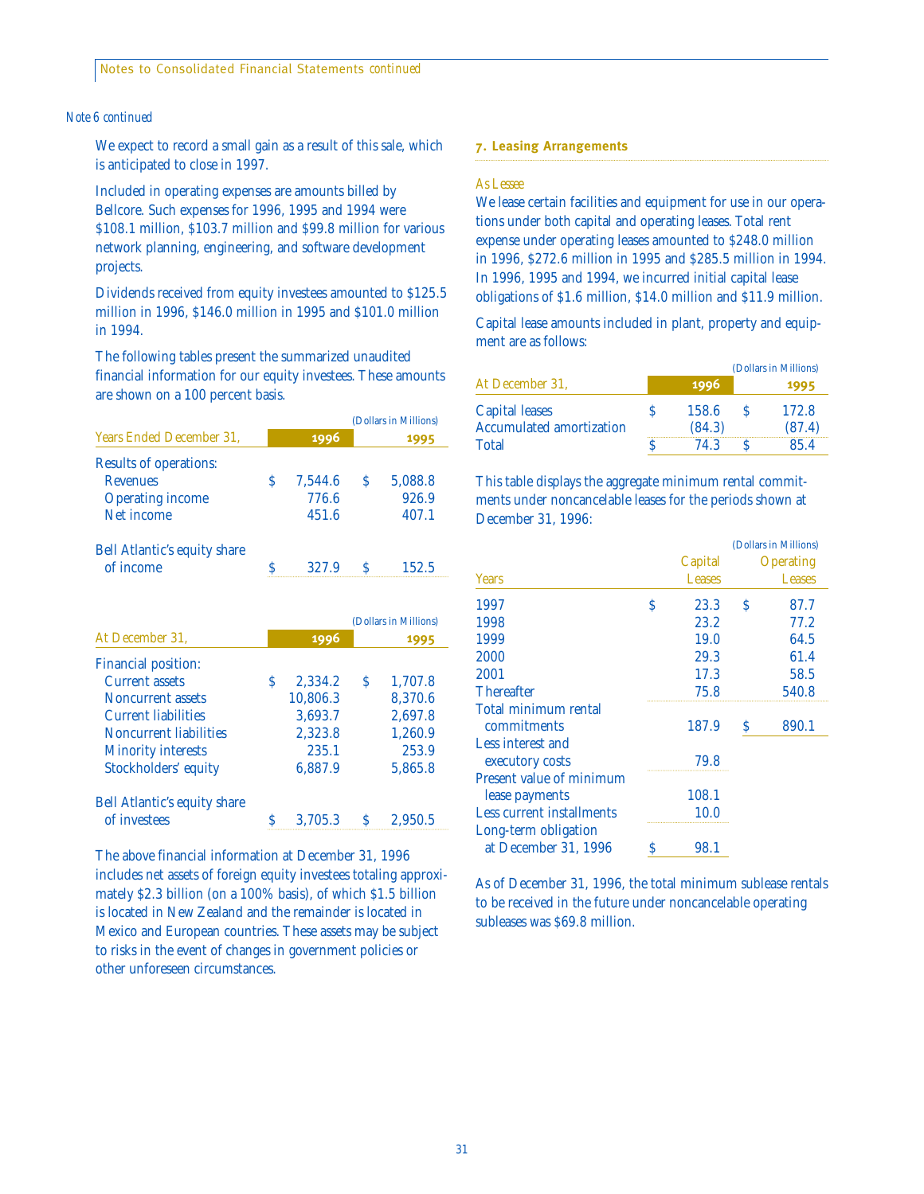*Note 6 continued*

We expect to record a small gain as a result of this sale, which is anticipated to close in 1997.

Included in operating expenses are amounts billed by Bellcore. Such expenses for 1996, 1995 and 1994 were $108.1 million, $103.7 million and $99.8 million for various network planning, engineering, and software development projects.

Dividends received from equity investees amounted to $125.5 million in 1996, $146.0 million in 1995 and $101.0 million in 1994.

The following tables present the summarized unaudited financial information for our equity investees. These amounts are shown on a 100 percent basis.

*(Dollars in Millions)*

| Years Ended December 31, | 1996 | 1995 |
|---|---|---|
| Results of operations: | | |
| Revenues | $ 7,544.6 | $ 5,088.8 |
| Operating income | 776.6 | 926.9 |
| Net income | 451.6 | 407.1 |
| Bell Atlantic's equity share of income | $ 327.9 | $ 152.5 |

*(Dollars in Millions)*

| At December 31, | 1996 | 1995 |
|---|---|---|
| Financial position: | | |
| Current assets | $ 2,334.2 | $ 1,707.8 |
| Noncurrent assets | 10,806.3 | 8,370.6 |
| Current liabilities | 3,693.7 | 2,697.8 |
| Noncurrent liabilities | 2,323.8 | 1,260.9 |
| Minority interests | 235.1 | 253.9 |
| Stockholders' equity | 6,887.9 | 5,865.8 |
| Bell Atlantic's equity share of investees | $ 3,705.3 | $ 2,950.5 |

The above financial information at December 31, 1996 includes net assets of foreign equity investees totaling approximately $2.3 billion (on a 100% basis), of which $1.5 billion is located in New Zealand and the remainder is located in Mexico and European countries. These assets may be subject to risks in the event of changes in government policies or other unforeseen circumstances.

## 7. Leasing Arrangements

*As Lessee*

We lease certain facilities and equipment for use in our operations under both capital and operating leases. Total rent expense under operating leases amounted to $248.0 million in 1996, $272.6 million in 1995 and $285.5 million in 1994. In 1996, 1995 and 1994, we incurred initial capital lease obligations of $1.6 million, $14.0 million and $11.9 million.

Capital lease amounts included in plant, property and equipment are as follows:

*(Dollars in Millions)*

| At December 31, | 1996 | 1995 |
|---|---|---|
| Capital leases | $ 158.6 | $ 172.8 |
| Accumulated amortization | (84.3) | (87.4) |
| Total | $ 74.3 | $ 85.4 |

This table displays the aggregate minimum rental commitments under noncancelable leases for the periods shown at December 31, 1996:

*(Dollars in Millions)*

| Years | Capital Leases | Operating Leases |
|---|---|---|
| 1997 | $ 23.3 | $ 87.7 |
| 1998 | 23.2 | 77.2 |
| 1999 | 19.0 | 64.5 |
| 2000 | 29.3 | 61.4 |
| 2001 | 17.3 | 58.5 |
| Thereafter | 75.8 | 540.8 |
| Total minimum rental commitments | 187.9 | $ 890.1 |
| Less interest and executory costs | 79.8 | |
| Present value of minimum lease payments | 108.1 | |
| Less current installments | 10.0 | |
| Long-term obligation at December 31, 1996 | $ 98.1 | |

As of December 31, 1996, the total minimum sublease rentals to be received in the future under noncancelable operating subleases was $69.8 million.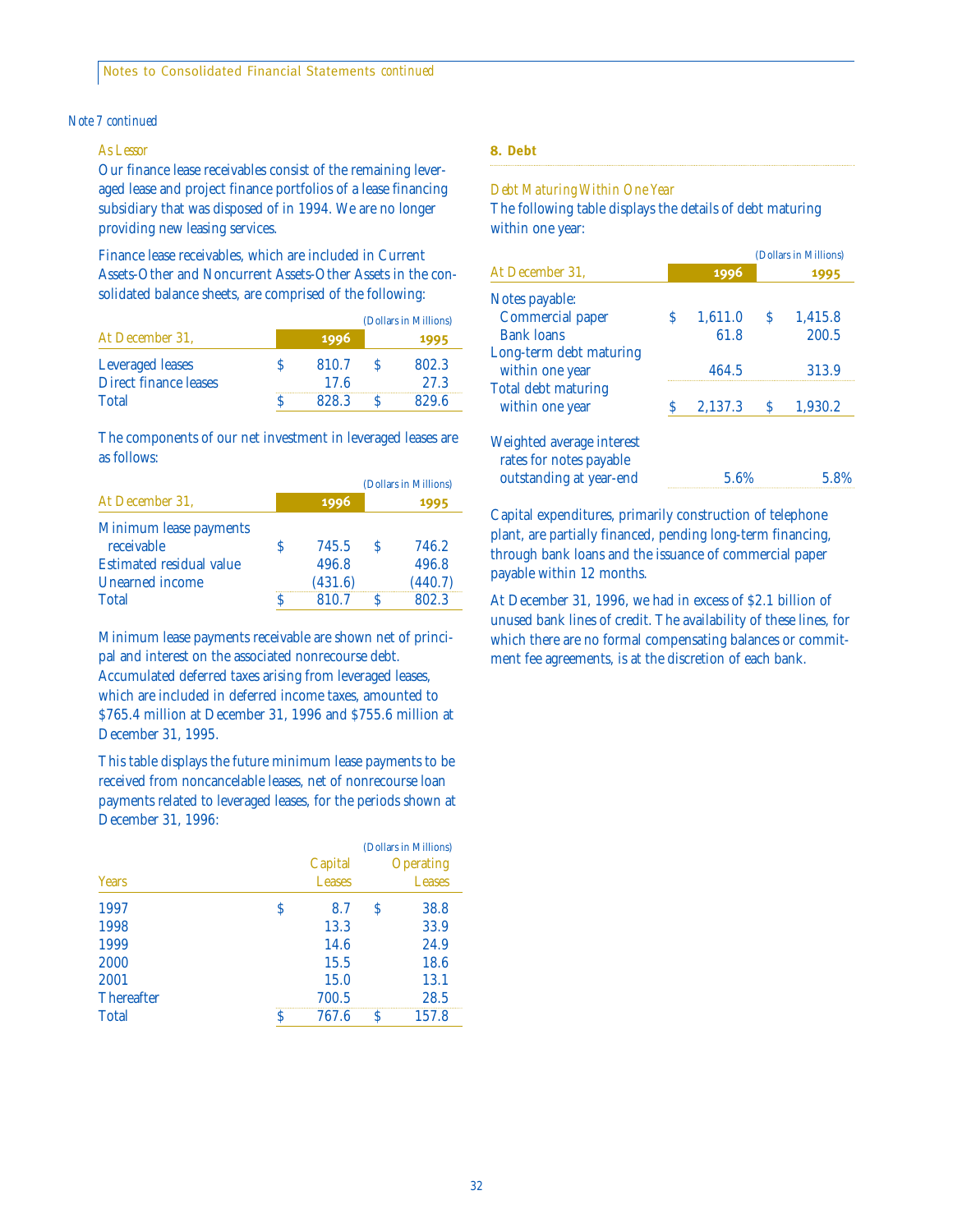*Note 7 continued*

*As Lessor*

Our finance lease receivables consist of the remaining leveraged lease and project finance portfolios of a lease financing subsidiary that was disposed of in 1994. We are no longer providing new leasing services.

Finance lease receivables, which are included in Current Assets-Other and Noncurrent Assets-Other Assets in the consolidated balance sheets, are comprised of the following:

(Dollars in Millions)

| At December 31, | 1996 | 1995 |
|---|---|---|
| Leveraged leases | $ 810.7 | $ 802.3 |
| Direct finance leases | 17.6 | 27.3 |
| Total | $ 828.3 | $ 829.6 |

The components of our net investment in leveraged leases are as follows:

(Dollars in Millions)

| At December 31, | 1996 | 1995 |
|---|---|---|
| Minimum lease payments receivable | $ 745.5 | $ 746.2 |
| Estimated residual value | 496.8 | 496.8 |
| Unearned income | (431.6) | (440.7) |
| Total | $ 810.7 | $ 802.3 |

Minimum lease payments receivable are shown net of principal and interest on the associated nonrecourse debt. Accumulated deferred taxes arising from leveraged leases, which are included in deferred income taxes, amounted to $765.4 million at December 31, 1996 and $755.6 million at December 31, 1995.

This table displays the future minimum lease payments to be received from noncancelable leases, net of nonrecourse loan payments related to leveraged leases, for the periods shown at December 31, 1996:

(Dollars in Millions)

| Years | Capital Leases | Operating Leases |
|---|---|---|
| 1997 | $ 8.7 | $ 38.8 |
| 1998 | 13.3 | 33.9 |
| 1999 | 14.6 | 24.9 |
| 2000 | 15.5 | 18.6 |
| 2001 | 15.0 | 13.1 |
| Thereafter | 700.5 | 28.5 |
| Total | $ 767.6 | $ 157.8 |

## 8. Debt

*Debt Maturing Within One Year*

The following table displays the details of debt maturing within one year:

(Dollars in Millions)

| At December 31, | 1996 | 1995 |
|---|---|---|
| Notes payable: | | |
| Commercial paper | $ 1,611.0 | $ 1,415.8 |
| Bank loans | 61.8 | 200.5 |
| Long-term debt maturing within one year | 464.5 | 313.9 |
| Total debt maturing within one year | $ 2,137.3 | $ 1,930.2 |
| Weighted average interest rates for notes payable outstanding at year-end | 5.6% | 5.8% |

Capital expenditures, primarily construction of telephone plant, are partially financed, pending long-term financing, through bank loans and the issuance of commercial paper payable within 12 months.

At December 31, 1996, we had in excess of $2.1 billion of unused bank lines of credit. The availability of these lines, for which there are no formal compensating balances or commitment fee agreements, is at the discretion of each bank.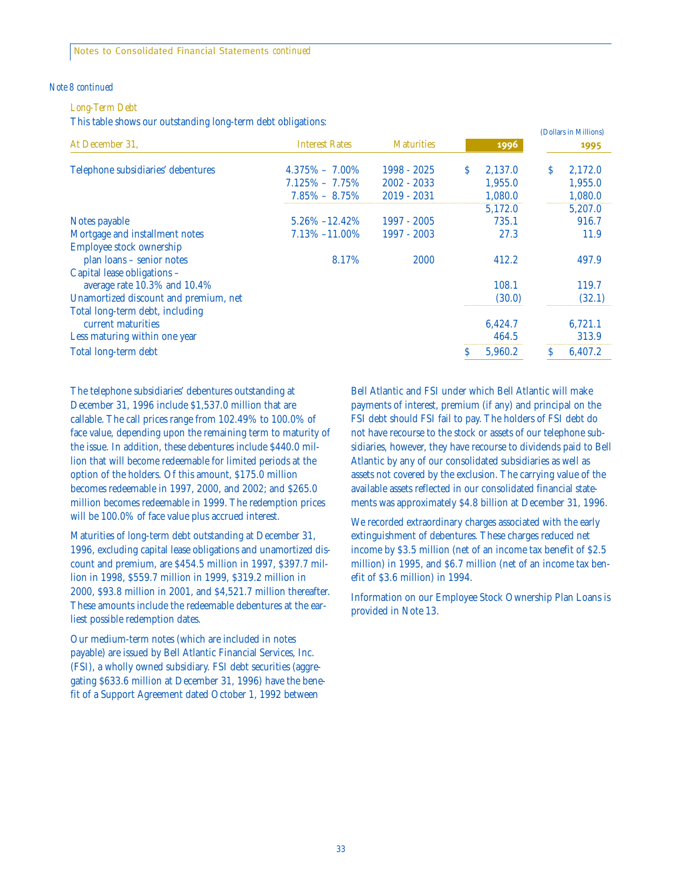*Note 8 continued*

*Long-Term Debt*

This table shows our outstanding long-term debt obligations:

(Dollars in Millions)

| At December 31, | Interest Rates | Maturities | 1996 | 1995 |
|---|---|---|---|---|
| Telephone subsidiaries' debentures | 4.375% – 7.00% | 1998 - 2025 | $ 2,137.0 | $ 2,172.0 |
| | 7.125% – 7.75% | 2002 - 2033 | 1,955.0 | 1,955.0 |
| | 7.85% – 8.75% | 2019 - 2031 | 1,080.0 | 1,080.0 |
| | | | 5,172.0 | 5,207.0 |
| Notes payable | 5.26% – 12.42% | 1997 - 2005 | 735.1 | 916.7 |
| Mortgage and installment notes | 7.13% – 11.00% | 1997 - 2003 | 27.3 | 11.9 |
| Employee stock ownership plan loans – senior notes | 8.17% | 2000 | 412.2 | 497.9 |
| Capital lease obligations – average rate 10.3% and 10.4% | | | 108.1 | 119.7 |
| Unamortized discount and premium, net | | | (30.0) | (32.1) |
| Total long-term debt, including current maturities | | | 6,424.7 | 6,721.1 |
| Less maturing within one year | | | 464.5 | 313.9 |
| Total long-term debt | | | $ 5,960.2 | $ 6,407.2 |

The telephone subsidiaries' debentures outstanding at December 31, 1996 include $1,537.0 million that are callable. The call prices range from 102.49% to 100.0% of face value, depending upon the remaining term to maturity of the issue. In addition, these debentures include $440.0 million that will become redeemable for limited periods at the option of the holders. Of this amount, $175.0 million becomes redeemable in 1997, 2000, and 2002; and $265.0 million becomes redeemable in 1999. The redemption prices will be 100.0% of face value plus accrued interest.

Maturities of long-term debt outstanding at December 31, 1996, excluding capital lease obligations and unamortized discount and premium, are $454.5 million in 1997, $397.7 million in 1998, $559.7 million in 1999, $319.2 million in 2000, $93.8 million in 2001, and $4,521.7 million thereafter. These amounts include the redeemable debentures at the earliest possible redemption dates.

Our medium-term notes (which are included in notes payable) are issued by Bell Atlantic Financial Services, Inc. (FSI), a wholly owned subsidiary. FSI debt securities (aggregating $633.6 million at December 31, 1996) have the benefit of a Support Agreement dated October 1, 1992 between Bell Atlantic and FSI under which Bell Atlantic will make payments of interest, premium (if any) and principal on the FSI debt should FSI fail to pay. The holders of FSI debt do not have recourse to the stock or assets of our telephone subsidiaries, however, they have recourse to dividends paid to Bell Atlantic by any of our consolidated subsidiaries as well as assets not covered by the exclusion. The carrying value of the available assets reflected in our consolidated financial statements was approximately $4.8 billion at December 31, 1996.

We recorded extraordinary charges associated with the early extinguishment of debentures. These charges reduced net income by $3.5 million (net of an income tax benefit of $2.5 million) in 1995, and $6.7 million (net of an income tax benefit of $3.6 million) in 1994.

Information on our Employee Stock Ownership Plan Loans is provided in Note 13.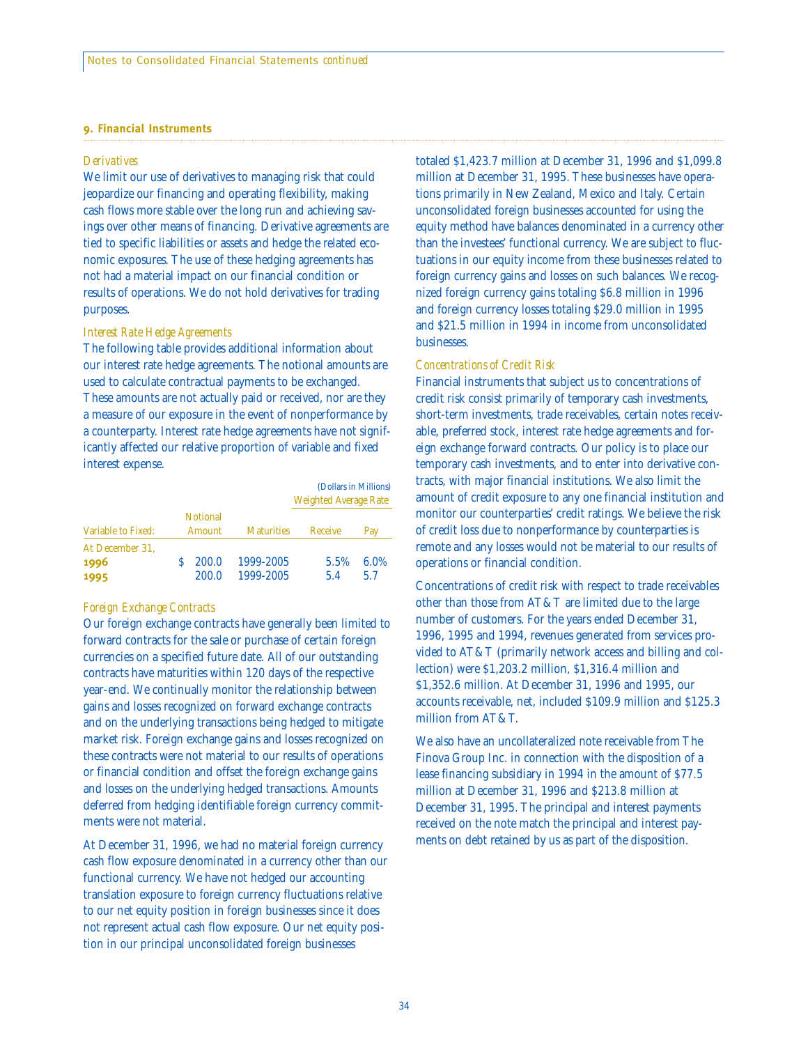## 9. Financial Instruments

*Derivatives*

We limit our use of derivatives to managing risk that could jeopardize our financing and operating flexibility, making cash flows more stable over the long run and achieving savings over other means of financing. Derivative agreements are tied to specific liabilities or assets and hedge the related economic exposures. The use of these hedging agreements has not had a material impact on our financial condition or results of operations. We do not hold derivatives for trading purposes.

*Interest Rate Hedge Agreements*

The following table provides additional information about our interest rate hedge agreements. The notional amounts are used to calculate contractual payments to be exchanged. These amounts are not actually paid or received, nor are they a measure of our exposure in the event of nonperformance by a counterparty. Interest rate hedge agreements have not significantly affected our relative proportion of variable and fixed interest expense.

(Dollars in Millions)

| | | | Weighted Average Rate | |
|---|---|---|---|---|
| Variable to Fixed: | Notional Amount | Maturities | Receive | Pay |
| At December 31, | | | | |
| **1996** | $ 200.0 | 1999-2005 | 5.5% | 6.0% |
| **1995** | 200.0 | 1999-2005 | 5.4 | 5.7 |

*Foreign Exchange Contracts*

Our foreign exchange contracts have generally been limited to forward contracts for the sale or purchase of certain foreign currencies on a specified future date. All of our outstanding contracts have maturities within 120 days of the respective year-end. We continually monitor the relationship between gains and losses recognized on forward exchange contracts and on the underlying transactions being hedged to mitigate market risk. Foreign exchange gains and losses recognized on these contracts were not material to our results of operations or financial condition and offset the foreign exchange gains and losses on the underlying hedged transactions. Amounts deferred from hedging identifiable foreign currency commitments were not material.

At December 31, 1996, we had no material foreign currency cash flow exposure denominated in a currency other than our functional currency. We have not hedged our accounting translation exposure to foreign currency fluctuations relative to our net equity position in foreign businesses since it does not represent actual cash flow exposure. Our net equity position in our principal unconsolidated foreign businesses totaled $1,423.7 million at December 31, 1996 and $1,099.8 million at December 31, 1995. These businesses have operations primarily in New Zealand, Mexico and Italy. Certain unconsolidated foreign businesses accounted for using the equity method have balances denominated in a currency other than the investees' functional currency. We are subject to fluctuations in our equity income from these businesses related to foreign currency gains and losses on such balances. We recognized foreign currency gains totaling $6.8 million in 1996 and foreign currency losses totaling $29.0 million in 1995 and $21.5 million in 1994 in income from unconsolidated businesses.

*Concentrations of Credit Risk*

Financial instruments that subject us to concentrations of credit risk consist primarily of temporary cash investments, short-term investments, trade receivables, certain notes receivable, preferred stock, interest rate hedge agreements and foreign exchange forward contracts. Our policy is to place our temporary cash investments, and to enter into derivative contracts, with major financial institutions. We also limit the amount of credit exposure to any one financial institution and monitor our counterparties' credit ratings. We believe the risk of credit loss due to nonperformance by counterparties is remote and any losses would not be material to our results of operations or financial condition.

Concentrations of credit risk with respect to trade receivables other than those from AT&T are limited due to the large number of customers. For the years ended December 31, 1996, 1995 and 1994, revenues generated from services provided to AT&T (primarily network access and billing and collection) were $1,203.2 million, $1,316.4 million and $1,352.6 million. At December 31, 1996 and 1995, our accounts receivable, net, included $109.9 million and $125.3 million from AT&T.

We also have an uncollateralized note receivable from The Finova Group Inc. in connection with the disposition of a lease financing subsidiary in 1994 in the amount of $77.5 million at December 31, 1996 and $213.8 million at December 31, 1995. The principal and interest payments received on the note match the principal and interest payments on debt retained by us as part of the disposition.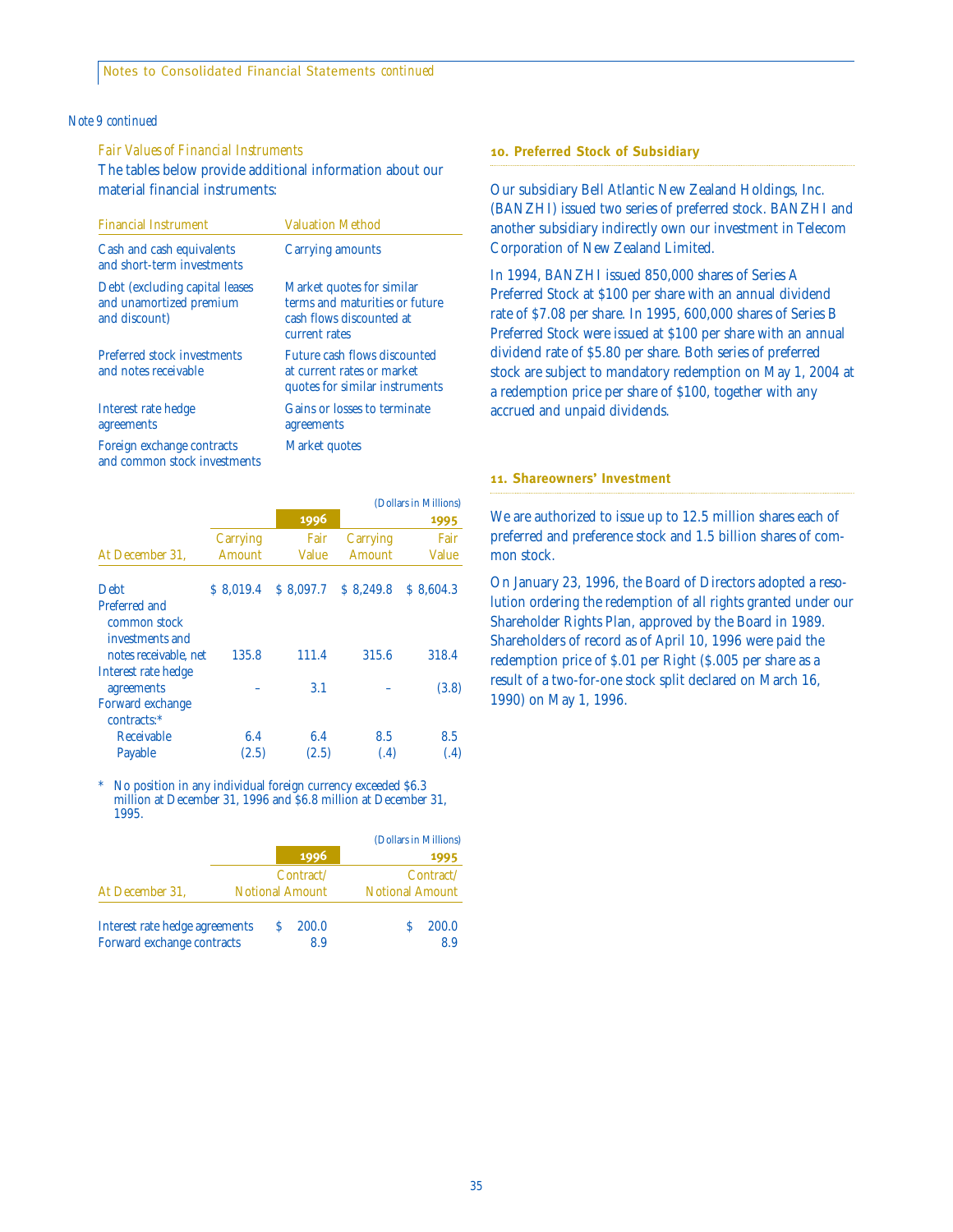*Note 9 continued*

*Fair Values of Financial Instruments*

The tables below provide additional information about our material financial instruments:

| Financial Instrument | Valuation Method |
|---|---|
| Cash and cash equivalents and short-term investments | Carrying amounts |
| Debt (excluding capital leases and unamortized premium and discount) | Market quotes for similar terms and maturities or future cash flows discounted at current rates |
| Preferred stock investments and notes receivable | Future cash flows discounted at current rates or market quotes for similar instruments |
| Interest rate hedge agreements | Gains or losses to terminate agreements |
| Foreign exchange contracts and common stock investments | Market quotes |

(Dollars in Millions)

| | 1996 | | 1995 | |
|---|---|---|---|---|
| At December 31, | Carrying Amount | Fair Value | Carrying Amount | Fair Value |
| Debt | $ 8,019.4 | $ 8,097.7 | $ 8,249.8 | $ 8,604.3 |
| Preferred and common stock investments and notes receivable, net | 135.8 | 111.4 | 315.6 | 318.4 |
| Interest rate hedge agreements | – | 3.1 | – | (3.8) |
| Forward exchange contracts:* | | | | |
| Receivable | 6.4 | 6.4 | 8.5 | 8.5 |
| Payable | (2.5) | (2.5) | (.4) | (.4) |

\* No position in any individual foreign currency exceeded $6.3 million at December 31, 1996 and $6.8 million at December 31, 1995.

(Dollars in Millions)

| | 1996 | 1995 |
|---|---|---|
| At December 31, | Contract/ Notional Amount | Contract/ Notional Amount |
| Interest rate hedge agreements | $ 200.0 | $ 200.0 |
| Forward exchange contracts | 8.9 | 8.9 |

## 10. Preferred Stock of Subsidiary

Our subsidiary Bell Atlantic New Zealand Holdings, Inc. (BANZHI) issued two series of preferred stock. BANZHI and another subsidiary indirectly own our investment in Telecom Corporation of New Zealand Limited.

In 1994, BANZHI issued 850,000 shares of Series A Preferred Stock at $100 per share with an annual dividend rate of $7.08 per share. In 1995, 600,000 shares of Series B Preferred Stock were issued at $100 per share with an annual dividend rate of $5.80 per share. Both series of preferred stock are subject to mandatory redemption on May 1, 2004 at a redemption price per share of $100, together with any accrued and unpaid dividends.

## 11. Shareowners' Investment

We are authorized to issue up to 12.5 million shares each of preferred and preference stock and 1.5 billion shares of common stock.

On January 23, 1996, the Board of Directors adopted a resolution ordering the redemption of all rights granted under our Shareholder Rights Plan, approved by the Board in 1989. Shareholders of record as of April 10, 1996 were paid the redemption price of $.01 per Right ($.005 per share as a result of a two-for-one stock split declared on March 16, 1990) on May 1, 1996.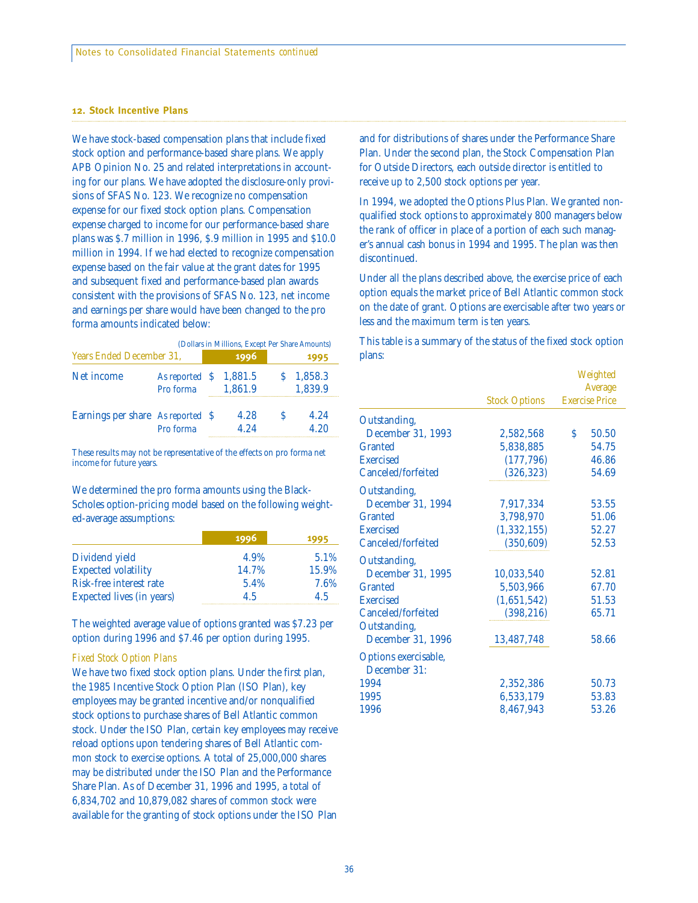## 12. Stock Incentive Plans

We have stock-based compensation plans that include fixed stock option and performance-based share plans. We apply APB Opinion No. 25 and related interpretations in accounting for our plans. We have adopted the disclosure-only provisions of SFAS No. 123. We recognize no compensation expense for our fixed stock option plans. Compensation expense charged to income for our performance-based share plans was $.7 million in 1996, $.9 million in 1995 and $10.0 million in 1994. If we had elected to recognize compensation expense based on the fair value at the grant dates for 1995 and subsequent fixed and performance-based plan awards consistent with the provisions of SFAS No. 123, net income and earnings per share would have been changed to the pro forma amounts indicated below:

(Dollars in Millions, Except Per Share Amounts)

| Years Ended December 31, | | 1996 | 1995 |
|---|---|---|---|
| Net income | As reported | $ 1,881.5 | $ 1,858.3 |
| | Pro forma | 1,861.9 | 1,839.9 |
| Earnings per share | As reported | $ 4.28 | $ 4.24 |
| | Pro forma | 4.24 | 4.20 |

These results may not be representative of the effects on pro forma net income for future years.

We determined the pro forma amounts using the Black-Scholes option-pricing model based on the following weighted-average assumptions:

| | 1996 | 1995 |
|---|---|---|
| Dividend yield | 4.9% | 5.1% |
| Expected volatility | 14.7% | 15.9% |
| Risk-free interest rate | 5.4% | 7.6% |
| Expected lives (in years) | 4.5 | 4.5 |

The weighted average value of options granted was $7.23 per option during 1996 and $7.46 per option during 1995.

*Fixed Stock Option Plans*

We have two fixed stock option plans. Under the first plan, the 1985 Incentive Stock Option Plan (ISO Plan), key employees may be granted incentive and/or nonqualified stock options to purchase shares of Bell Atlantic common stock. Under the ISO Plan, certain key employees may receive reload options upon tendering shares of Bell Atlantic common stock to exercise options. A total of 25,000,000 shares may be distributed under the ISO Plan and the Performance Share Plan. As of December 31, 1996 and 1995, a total of 6,834,702 and 10,879,082 shares of common stock were available for the granting of stock options under the ISO Plan and for distributions of shares under the Performance Share Plan. Under the second plan, the Stock Compensation Plan for Outside Directors, each outside director is entitled to receive up to 2,500 stock options per year.

In 1994, we adopted the Options Plus Plan. We granted nonqualified stock options to approximately 800 managers below the rank of officer in place of a portion of each such manager's annual cash bonus in 1994 and 1995. The plan was then discontinued.

Under all the plans described above, the exercise price of each option equals the market price of Bell Atlantic common stock on the date of grant. Options are exercisable after two years or less and the maximum term is ten years.

This table is a summary of the status of the fixed stock option plans:

| | Stock Options | Weighted Average Exercise Price |
|---|---|---|
| Outstanding, December 31, 1993 | 2,582,568 | $ 50.50 |
| Granted | 5,838,885 | 54.75 |
| Exercised | (177,796) | 46.86 |
| Canceled/forfeited | (326,323) | 54.69 |
| Outstanding, December 31, 1994 | 7,917,334 | 53.55 |
| Granted | 3,798,970 | 51.06 |
| Exercised | (1,332,155) | 52.27 |
| Canceled/forfeited | (350,609) | 52.53 |
| Outstanding, December 31, 1995 | 10,033,540 | 52.81 |
| Granted | 5,503,966 | 67.70 |
| Exercised | (1,651,542) | 51.53 |
| Canceled/forfeited | (398,216) | 65.71 |
| Outstanding, December 31, 1996 | 13,487,748 | 58.66 |
| Options exercisable, December 31: | | |
| 1994 | 2,352,386 | 50.73 |
| 1995 | 6,533,179 | 53.83 |
| 1996 | 8,467,943 | 53.26 |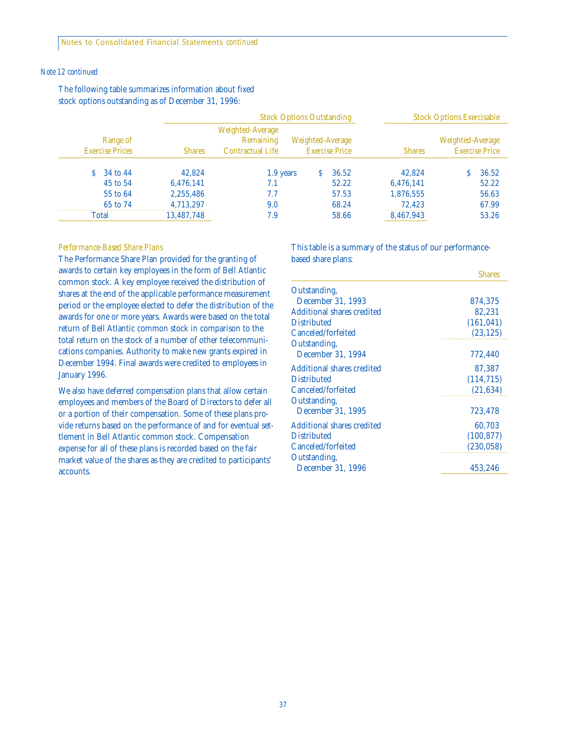*Note 12 continued*

The following table summarizes information about fixed stock options outstanding as of December 31, 1996:

| | Stock Options Outstanding | | | Stock Options Exercisable | |
|---|---|---|---|---|---|
| Range of Exercise Prices | Shares | Weighted-Average Remaining Contractual Life | Weighted-Average Exercise Price | Shares | Weighted-Average Exercise Price |
| $ 34 to 44 | 42,824 | 1.9 years | $ 36.52 | 42,824 | $ 36.52 |
| 45 to 54 | 6,476,141 | 7.1 | 52.22 | 6,476,141 | 52.22 |
| 55 to 64 | 2,255,486 | 7.7 | 57.53 | 1,876,555 | 56.63 |
| 65 to 74 | 4,713,297 | 9.0 | 68.24 | 72,423 | 67.99 |
| Total | 13,487,748 | 7.9 | 58.66 | 8,467,943 | 53.26 |

*Performance-Based Share Plans*

The Performance Share Plan provided for the granting of awards to certain key employees in the form of Bell Atlantic common stock. A key employee received the distribution of shares at the end of the applicable performance measurement period or the employee elected to defer the distribution of the awards for one or more years. Awards were based on the total return of Bell Atlantic common stock in comparison to the total return on the stock of a number of other telecommunications companies. Authority to make new grants expired in December 1994. Final awards were credited to employees in January 1996.

We also have deferred compensation plans that allow certain employees and members of the Board of Directors to defer all or a portion of their compensation. Some of these plans provide returns based on the performance of and for eventual settlement in Bell Atlantic common stock. Compensation expense for all of these plans is recorded based on the fair market value of the shares as they are credited to participants' accounts.

This table is a summary of the status of our performance-based share plans:

| | Shares |
|---|---|
| Outstanding, December 31, 1993 | 874,375 |
| Additional shares credited | 82,231 |
| Distributed | (161,041) |
| Canceled/forfeited | (23,125) |
| Outstanding, December 31, 1994 | 772,440 |
| Additional shares credited | 87,387 |
| Distributed | (114,715) |
| Canceled/forfeited | (21,634) |
| Outstanding, December 31, 1995 | 723,478 |
| Additional shares credited | 60,703 |
| Distributed | (100,877) |
| Canceled/forfeited | (230,058) |
| Outstanding, December 31, 1996 | 453,246 |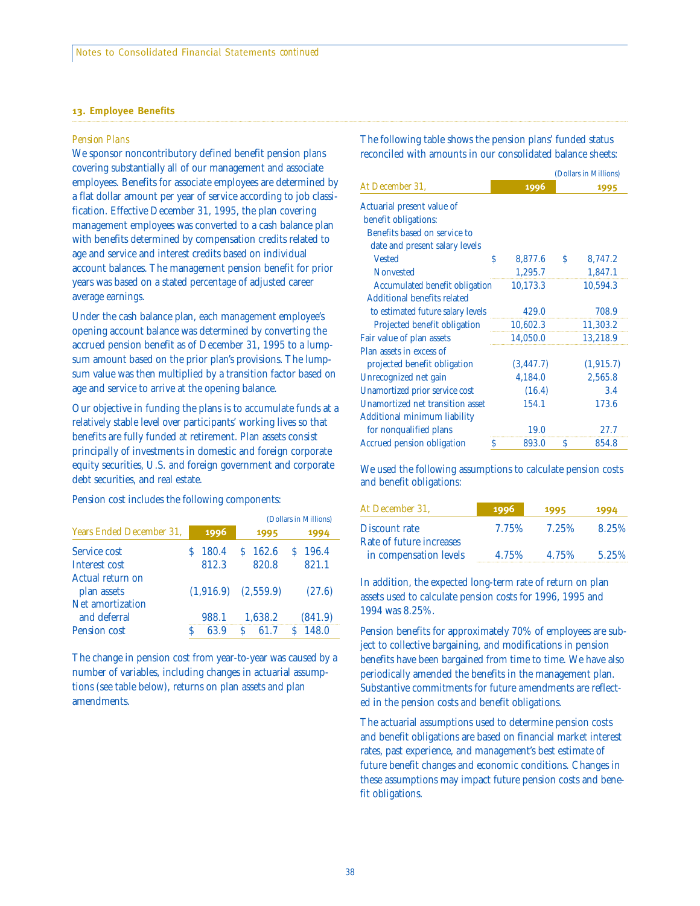## 13. Employee Benefits

*Pension Plans*

We sponsor noncontributory defined benefit pension plans covering substantially all of our management and associate employees. Benefits for associate employees are determined by a flat dollar amount per year of service according to job classification. Effective December 31, 1995, the plan covering management employees was converted to a cash balance plan with benefits determined by compensation credits related to age and service and interest credits based on individual account balances. The management pension benefit for prior years was based on a stated percentage of adjusted career average earnings.

Under the cash balance plan, each management employee's opening account balance was determined by converting the accrued pension benefit as of December 31, 1995 to a lump-sum amount based on the prior plan's provisions. The lump-sum value was then multiplied by a transition factor based on age and service to arrive at the opening balance.

Our objective in funding the plans is to accumulate funds at a relatively stable level over participants' working lives so that benefits are fully funded at retirement. Plan assets consist principally of investments in domestic and foreign corporate equity securities, U.S. and foreign government and corporate debt securities, and real estate.

Pension cost includes the following components:

(Dollars in Millions)

| Years Ended December 31, | 1996 | 1995 | 1994 |
|---|---|---|---|
| Service cost | $ 180.4 | $ 162.6 | $ 196.4 |
| Interest cost | 812.3 | 820.8 | 821.1 |
| Actual return on plan assets | (1,916.9) | (2,559.9) | (27.6) |
| Net amortization and deferral | 988.1 | 1,638.2 | (841.9) |
| Pension cost | $ 63.9 | $ 61.7 | $ 148.0 |

The change in pension cost from year-to-year was caused by a number of variables, including changes in actuarial assumptions (see table below), returns on plan assets and plan amendments.

The following table shows the pension plans' funded status reconciled with amounts in our consolidated balance sheets:

(Dollars in Millions)

| At December 31, | 1996 | 1995 |
|---|---|---|
| Actuarial present value of benefit obligations: | | |
| Benefits based on service to date and present salary levels | | |
| Vested | $ 8,877.6 | $ 8,747.2 |
| Nonvested | 1,295.7 | 1,847.1 |
| Accumulated benefit obligation | 10,173.3 | 10,594.3 |
| Additional benefits related to estimated future salary levels | 429.0 | 708.9 |
| Projected benefit obligation | 10,602.3 | 11,303.2 |
| Fair value of plan assets | 14,050.0 | 13,218.9 |
| Plan assets in excess of projected benefit obligation | (3,447.7) | (1,915.7) |
| Unrecognized net gain | 4,184.0 | 2,565.8 |
| Unamortized prior service cost | (16.4) | 3.4 |
| Unamortized net transition asset | 154.1 | 173.6 |
| Additional minimum liability for nonqualified plans | 19.0 | 27.7 |
| Accrued pension obligation | $ 893.0 | $ 854.8 |

We used the following assumptions to calculate pension costs and benefit obligations:

| At December 31, | 1996 | 1995 | 1994 |
|---|---|---|---|
| Discount rate | 7.75% | 7.25% | 8.25% |
| Rate of future increases in compensation levels | 4.75% | 4.75% | 5.25% |

In addition, the expected long-term rate of return on plan assets used to calculate pension costs for 1996, 1995 and 1994 was 8.25%.

Pension benefits for approximately 70% of employees are subject to collective bargaining, and modifications in pension benefits have been bargained from time to time. We have also periodically amended the benefits in the management plan. Substantive commitments for future amendments are reflected in the pension costs and benefit obligations.

The actuarial assumptions used to determine pension costs and benefit obligations are based on financial market interest rates, past experience, and management's best estimate of future benefit changes and economic conditions. Changes in these assumptions may impact future pension costs and benefit obligations.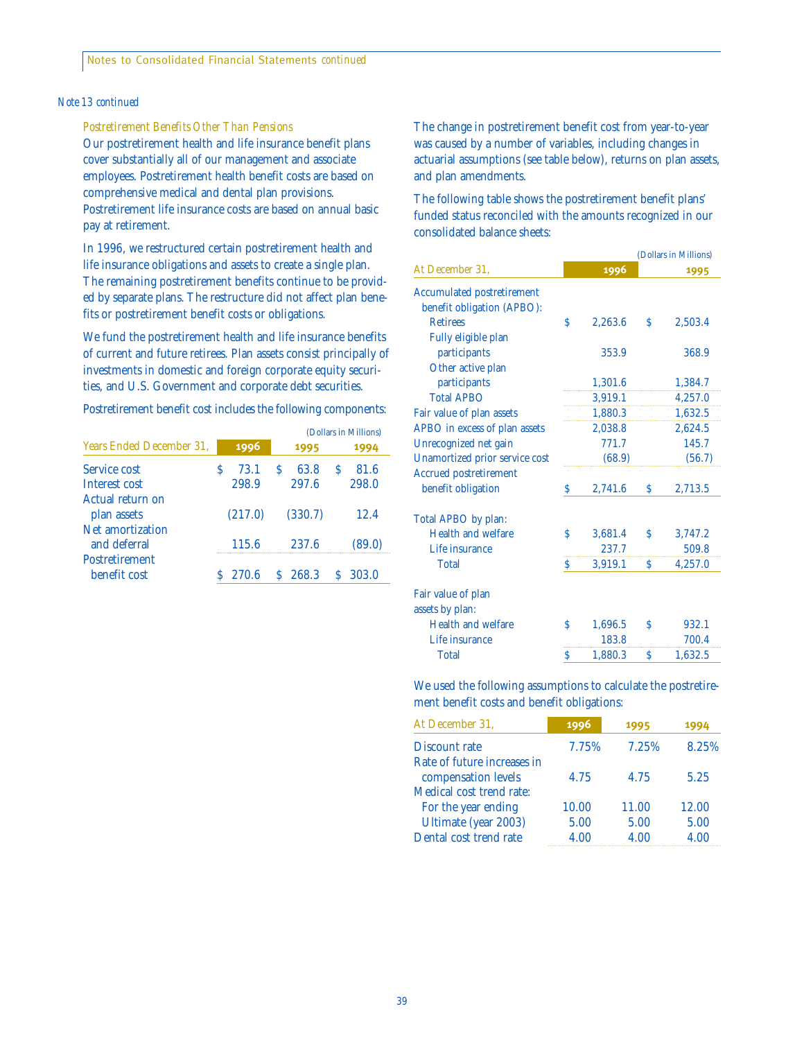*Note 13 continued*

*Postretirement Benefits Other Than Pensions*

Our postretirement health and life insurance benefit plans cover substantially all of our management and associate employees. Postretirement health benefit costs are based on comprehensive medical and dental plan provisions. Postretirement life insurance costs are based on annual basic pay at retirement.

In 1996, we restructured certain postretirement health and life insurance obligations and assets to create a single plan. The remaining postretirement benefits continue to be provided by separate plans. The restructure did not affect plan benefits or postretirement benefit costs or obligations.

We fund the postretirement health and life insurance benefits of current and future retirees. Plan assets consist principally of investments in domestic and foreign corporate equity securities, and U.S. Government and corporate debt securities.

Postretirement benefit cost includes the following components:

(Dollars in Millions)

| Years Ended December 31, | 1996 | 1995 | 1994 |
|---|---|---|---|
| Service cost | $ 73.1 | $ 63.8 | $ 81.6 |
| Interest cost | 298.9 | 297.6 | 298.0 |
| Actual return on plan assets | (217.0) | (330.7) | 12.4 |
| Net amortization and deferral | 115.6 | 237.6 | (89.0) |
| Postretirement benefit cost | $ 270.6 | $ 268.3 | $ 303.0 |

The change in postretirement benefit cost from year-to-year was caused by a number of variables, including changes in actuarial assumptions (see table below), returns on plan assets, and plan amendments.

The following table shows the postretirement benefit plans' funded status reconciled with the amounts recognized in our consolidated balance sheets:

(Dollars in Millions)

| At December 31, | 1996 | 1995 |
|---|---|---|
| Accumulated postretirement benefit obligation (APBO): | | |
| Retirees | $ 2,263.6 | $ 2,503.4 |
| Fully eligible plan participants | 353.9 | 368.9 |
| Other active plan participants | 1,301.6 | 1,384.7 |
| Total APBO | 3,919.1 | 4,257.0 |
| Fair value of plan assets | 1,880.3 | 1,632.5 |
| APBO in excess of plan assets | 2,038.8 | 2,624.5 |
| Unrecognized net gain | 771.7 | 145.7 |
| Unamortized prior service cost | (68.9) | (56.7) |
| Accrued postretirement benefit obligation | $ 2,741.6 | $ 2,713.5 |
| | | |
| Total APBO by plan: | | |
| Health and welfare | $ 3,681.4 | $ 3,747.2 |
| Life insurance | 237.7 | 509.8 |
| Total | $ 3,919.1 | $ 4,257.0 |
| | | |
| Fair value of plan assets by plan: | | |
| Health and welfare | $ 1,696.5 | $ 932.1 |
| Life insurance | 183.8 | 700.4 |
| Total | $ 1,880.3 | $ 1,632.5 |

We used the following assumptions to calculate the postretirement benefit costs and benefit obligations:

| At December 31, | 1996 | 1995 | 1994 |
|---|---|---|---|
| Discount rate | 7.75% | 7.25% | 8.25% |
| Rate of future increases in compensation levels | 4.75 | 4.75 | 5.25 |
| Medical cost trend rate: | | | |
| For the year ending | 10.00 | 11.00 | 12.00 |
| Ultimate (year 2003) | 5.00 | 5.00 | 5.00 |
| Dental cost trend rate | 4.00 | 4.00 | 4.00 |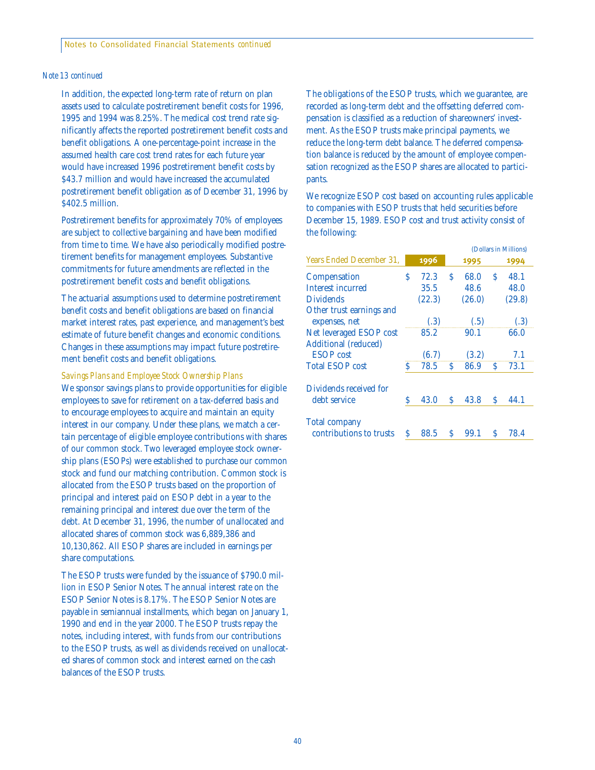*Note 13 continued*

In addition, the expected long-term rate of return on plan assets used to calculate postretirement benefit costs for 1996, 1995 and 1994 was 8.25%. The medical cost trend rate significantly affects the reported postretirement benefit costs and benefit obligations. A one-percentage-point increase in the assumed health care cost trend rates for each future year would have increased 1996 postretirement benefit costs by $43.7 million and would have increased the accumulated postretirement benefit obligation as of December 31, 1996 by $402.5 million.

Postretirement benefits for approximately 70% of employees are subject to collective bargaining and have been modified from time to time. We have also periodically modified postretirement benefits for management employees. Substantive commitments for future amendments are reflected in the postretirement benefit costs and benefit obligations.

The actuarial assumptions used to determine postretirement benefit costs and benefit obligations are based on financial market interest rates, past experience, and management's best estimate of future benefit changes and economic conditions. Changes in these assumptions may impact future postretirement benefit costs and benefit obligations.

*Savings Plans and Employee Stock Ownership Plans*

We sponsor savings plans to provide opportunities for eligible employees to save for retirement on a tax-deferred basis and to encourage employees to acquire and maintain an equity interest in our company. Under these plans, we match a certain percentage of eligible employee contributions with shares of our common stock. Two leveraged employee stock ownership plans (ESOPs) were established to purchase our common stock and fund our matching contribution. Common stock is allocated from the ESOP trusts based on the proportion of principal and interest paid on ESOP debt in a year to the remaining principal and interest due over the term of the debt. At December 31, 1996, the number of unallocated and allocated shares of common stock was 6,889,386 and 10,130,862. All ESOP shares are included in earnings per share computations.

The ESOP trusts were funded by the issuance of $790.0 million in ESOP Senior Notes. The annual interest rate on the ESOP Senior Notes is 8.17%. The ESOP Senior Notes are payable in semiannual installments, which began on January 1, 1990 and end in the year 2000. The ESOP trusts repay the notes, including interest, with funds from our contributions to the ESOP trusts, as well as dividends received on unallocated shares of common stock and interest earned on the cash balances of the ESOP trusts.

The obligations of the ESOP trusts, which we guarantee, are recorded as long-term debt and the offsetting deferred compensation is classified as a reduction of shareowners' investment. As the ESOP trusts make principal payments, we reduce the long-term debt balance. The deferred compensation balance is reduced by the amount of employee compensation recognized as the ESOP shares are allocated to participants.

We recognize ESOP cost based on accounting rules applicable to companies with ESOP trusts that held securities before December 15, 1989. ESOP cost and trust activity consist of the following:

(Dollars in Millions)

| Years Ended December 31, | 1996 | 1995 | 1994 |
|---|---|---|---|
| Compensation | $ 72.3 | $ 68.0 | $ 48.1 |
| Interest incurred | 35.5 | 48.6 | 48.0 |
| Dividends | (22.3) | (26.0) | (29.8) |
| Other trust earnings and expenses, net | (.3) | (.5) | (.3) |
| Net leveraged ESOP cost | 85.2 | 90.1 | 66.0 |
| Additional (reduced) ESOP cost | (6.7) | (3.2) | 7.1 |
| Total ESOP cost | $ 78.5 | $ 86.9 | $ 73.1 |
| Dividends received for debt service | $ 43.0 | $ 43.8 | $ 44.1 |
| Total company contributions to trusts | $ 88.5 | $ 99.1 | $ 78.4 |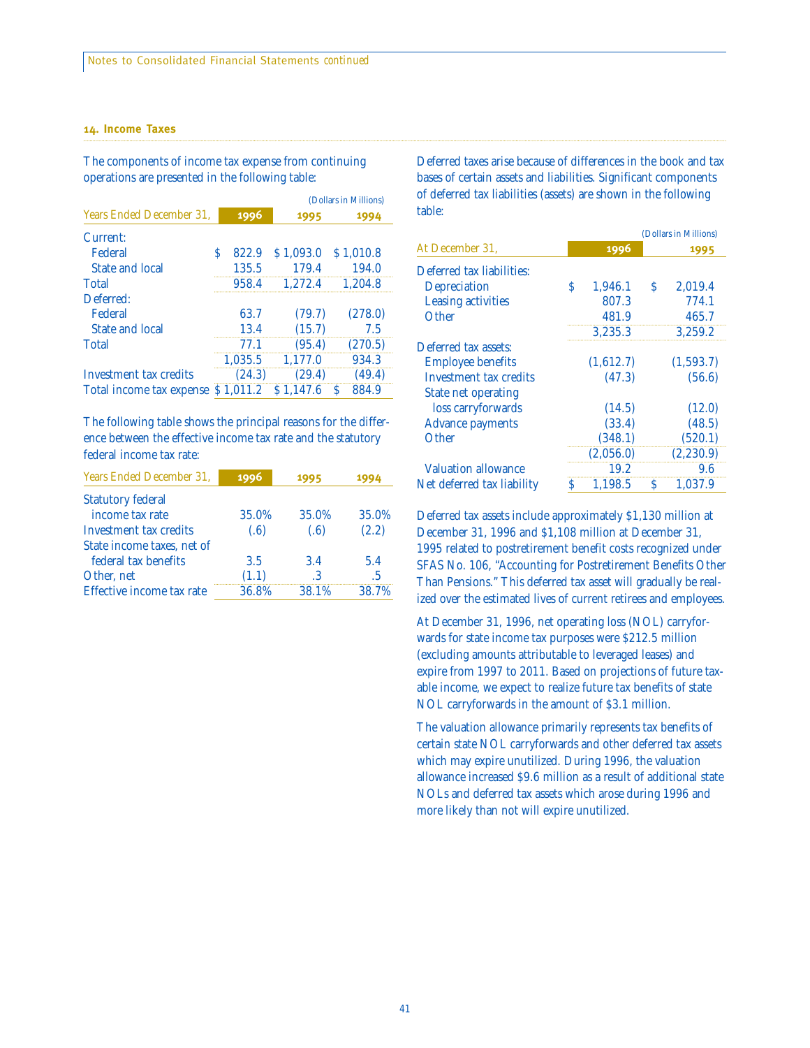### 14. Income Taxes

The components of income tax expense from continuing operations are presented in the following table:

*(Dollars in Millions)*

| Years Ended December 31, | 1996 | 1995 | 1994 |
|---|---|---|---|
| Current: | | | |
| Federal | $ 822.9 | $ 1,093.0 | $ 1,010.8 |
| State and local | 135.5 | 179.4 | 194.0 |
| Total | 958.4 | 1,272.4 | 1,204.8 |
| Deferred: | | | |
| Federal | 63.7 | (79.7) | (278.0) |
| State and local | 13.4 | (15.7) | 7.5 |
| Total | 77.1 | (95.4) | (270.5) |
| | 1,035.5 | 1,177.0 | 934.3 |
| Investment tax credits | (24.3) | (29.4) | (49.4) |
| Total income tax expense | $ 1,011.2 | $ 1,147.6 | $ 884.9 |

The following table shows the principal reasons for the difference between the effective income tax rate and the statutory federal income tax rate:

| Years Ended December 31, | 1996 | 1995 | 1994 |
|---|---|---|---|
| Statutory federal income tax rate | 35.0% | 35.0% | 35.0% |
| Investment tax credits | (.6) | (.6) | (2.2) |
| State income taxes, net of federal tax benefits | 3.5 | 3.4 | 5.4 |
| Other, net | (1.1) | .3 | .5 |
| Effective income tax rate | 36.8% | 38.1% | 38.7% |

Deferred taxes arise because of differences in the book and tax bases of certain assets and liabilities. Significant components of deferred tax liabilities (assets) are shown in the following table:

*(Dollars in Millions)*

| At December 31, | 1996 | 1995 |
|---|---|---|
| Deferred tax liabilities: | | |
| Depreciation | $ 1,946.1 | $ 2,019.4 |
| Leasing activities | 807.3 | 774.1 |
| Other | 481.9 | 465.7 |
| | 3,235.3 | 3,259.2 |
| Deferred tax assets: | | |
| Employee benefits | (1,612.7) | (1,593.7) |
| Investment tax credits | (47.3) | (56.6) |
| State net operating loss carryforwards | (14.5) | (12.0) |
| Advance payments | (33.4) | (48.5) |
| Other | (348.1) | (520.1) |
| | (2,056.0) | (2,230.9) |
| Valuation allowance | 19.2 | 9.6 |
| Net deferred tax liability | $ 1,198.5 | $ 1,037.9 |

Deferred tax assets include approximately $1,130 million at December 31, 1996 and $1,108 million at December 31, 1995 related to postretirement benefit costs recognized under SFAS No. 106, "Accounting for Postretirement Benefits Other Than Pensions." This deferred tax asset will gradually be realized over the estimated lives of current retirees and employees.

At December 31, 1996, net operating loss (NOL) carryforwards for state income tax purposes were $212.5 million (excluding amounts attributable to leveraged leases) and expire from 1997 to 2011. Based on projections of future taxable income, we expect to realize future tax benefits of state NOL carryforwards in the amount of $3.1 million.

The valuation allowance primarily represents tax benefits of certain state NOL carryforwards and other deferred tax assets which may expire unutilized. During 1996, the valuation allowance increased $9.6 million as a result of additional state NOLs and deferred tax assets which arose during 1996 and more likely than not will expire unutilized.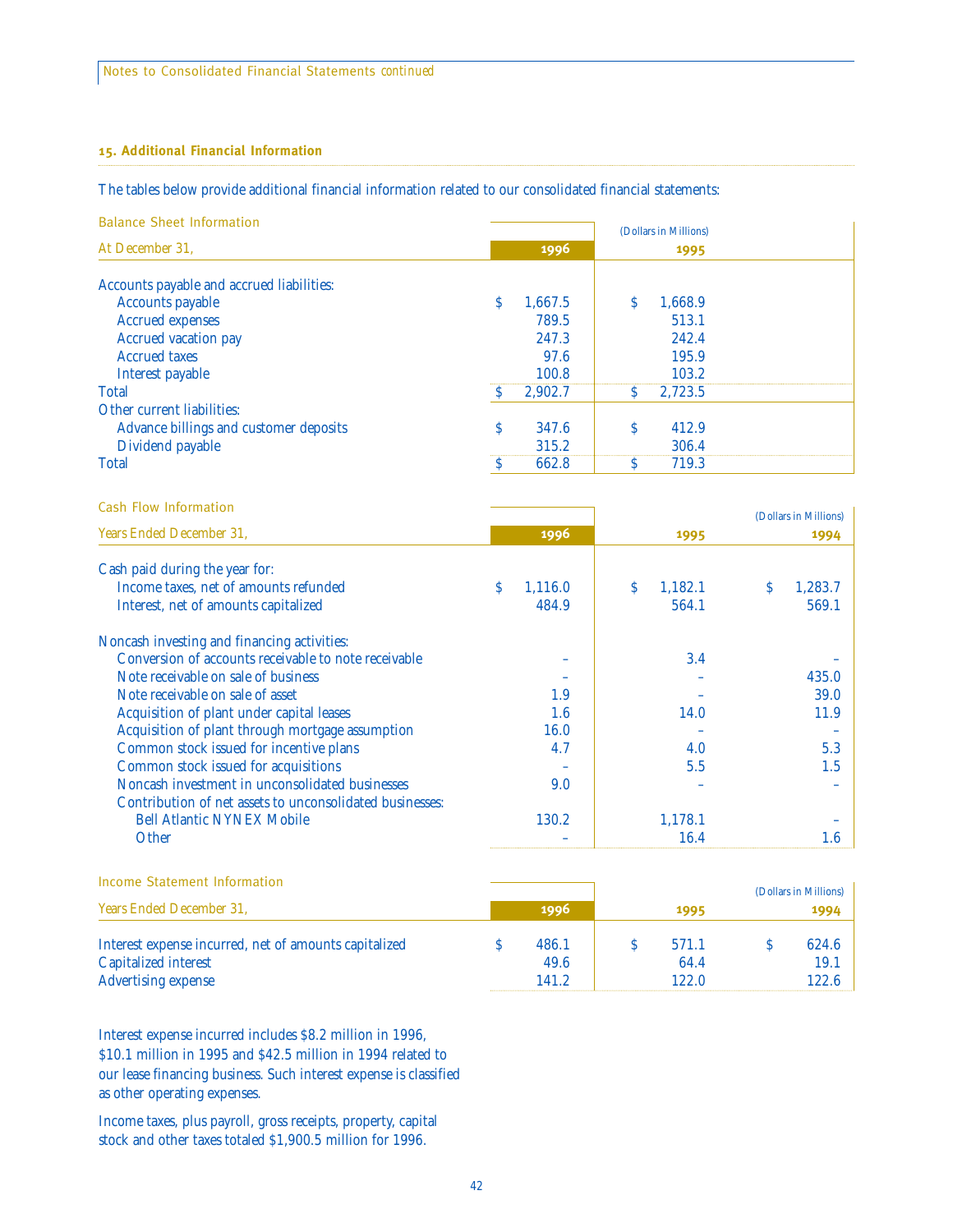## 15. Additional Financial Information

The tables below provide additional financial information related to our consolidated financial statements:

**Balance Sheet Information**

| At December 31, | 1996 | 1995 |
|---|---|---|
| | | (Dollars in Millions) |
| Accounts payable and accrued liabilities: | | |
| Accounts payable | $ 1,667.5 | $ 1,668.9 |
| Accrued expenses | 789.5 | 513.1 |
| Accrued vacation pay | 247.3 | 242.4 |
| Accrued taxes | 97.6 | 195.9 |
| Interest payable | 100.8 | 103.2 |
| Total | $ 2,902.7 | $ 2,723.5 |
| Other current liabilities: | | |
| Advance billings and customer deposits | $ 347.6 | $ 412.9 |
| Dividend payable | 315.2 | 306.4 |
| Total | $ 662.8 | $ 719.3 |

**Cash Flow Information**

| Years Ended December 31, | 1996 | 1995 | 1994 |
|---|---|---|---|
| | | | (Dollars in Millions) |
| Cash paid during the year for: | | | |
| Income taxes, net of amounts refunded | $ 1,116.0 | $ 1,182.1 | $ 1,283.7 |
| Interest, net of amounts capitalized | 484.9 | 564.1 | 569.1 |
| Noncash investing and financing activities: | | | |
| Conversion of accounts receivable to note receivable | – | 3.4 | – |
| Note receivable on sale of business | – | – | 435.0 |
| Note receivable on sale of asset | 1.9 | – | 39.0 |
| Acquisition of plant under capital leases | 1.6 | 14.0 | 11.9 |
| Acquisition of plant through mortgage assumption | 16.0 | – | – |
| Common stock issued for incentive plans | 4.7 | 4.0 | 5.3 |
| Common stock issued for acquisitions | – | 5.5 | 1.5 |
| Noncash investment in unconsolidated businesses | 9.0 | – | – |
| Contribution of net assets to unconsolidated businesses: | | | |
| Bell Atlantic NYNEX Mobile | 130.2 | 1,178.1 | – |
| Other | – | 16.4 | 1.6 |

**Income Statement Information**

| Years Ended December 31, | 1996 | 1995 | 1994 |
|---|---|---|---|
| | | | (Dollars in Millions) |
| Interest expense incurred, net of amounts capitalized | $ 486.1 | $ 571.1 | $ 624.6 |
| Capitalized interest | 49.6 | 64.4 | 19.1 |
| Advertising expense | 141.2 | 122.0 | 122.6 |

Interest expense incurred includes $8.2 million in 1996, $10.1 million in 1995 and $42.5 million in 1994 related to our lease financing business. Such interest expense is classified as other operating expenses.

Income taxes, plus payroll, gross receipts, property, capital stock and other taxes totaled $1,900.5 million for 1996.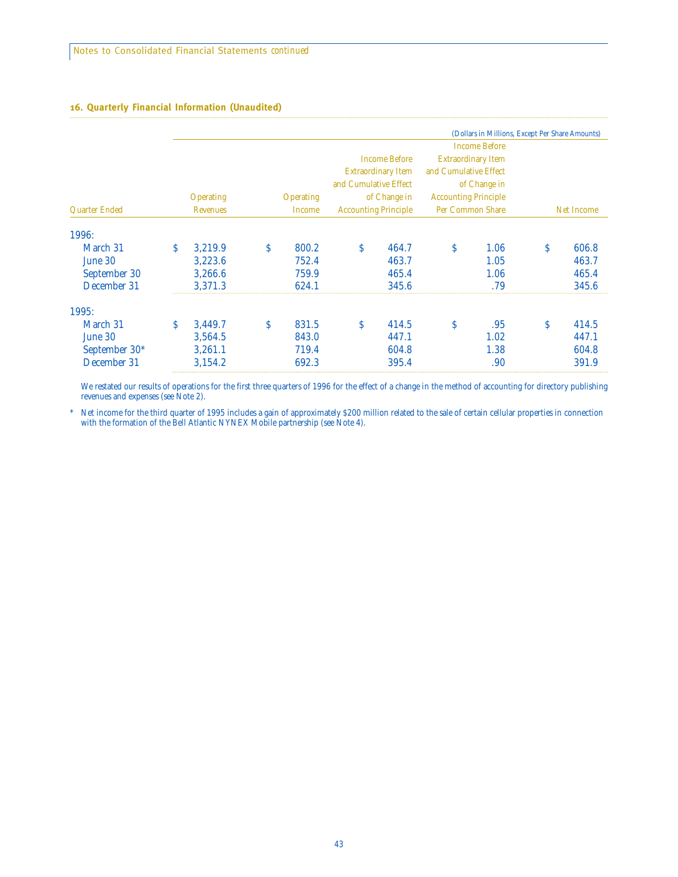## 16. Quarterly Financial Information (Unaudited)

*(Dollars in Millions, Except Per Share Amounts)*

| Quarter Ended | Operating Revenues | Operating Income | Income Before Extraordinary Item and Cumulative Effect of Change in Accounting Principle | Income Before Extraordinary Item and Cumulative Effect of Change in Accounting Principle Per Common Share | Net Income |
|---|---|---|---|---|---|
| **1996:** | | | | | |
| March 31 | $ 3,219.9 | $ 800.2 | $ 464.7 | $ 1.06 | $ 606.8 |
| June 30 | 3,223.6 | 752.4 | 463.7 | 1.05 | 463.7 |
| September 30 | 3,266.6 | 759.9 | 465.4 | 1.06 | 465.4 |
| December 31 | 3,371.3 | 624.1 | 345.6 | .79 | 345.6 |
| **1995:** | | | | | |
| March 31 | $ 3,449.7 | $ 831.5 | $ 414.5 | $ .95 | $ 414.5 |
| June 30 | 3,564.5 | 843.0 | 447.1 | 1.02 | 447.1 |
| September 30* | 3,261.1 | 719.4 | 604.8 | 1.38 | 604.8 |
| December 31 | 3,154.2 | 692.3 | 395.4 | .90 | 391.9 |

We restated our results of operations for the first three quarters of 1996 for the effect of a change in the method of accounting for directory publishing revenues and expenses (see Note 2).

\* Net income for the third quarter of 1995 includes a gain of approximately $200 million related to the sale of certain cellular properties in connection with the formation of the Bell Atlantic NYNEX Mobile partnership (see Note 4).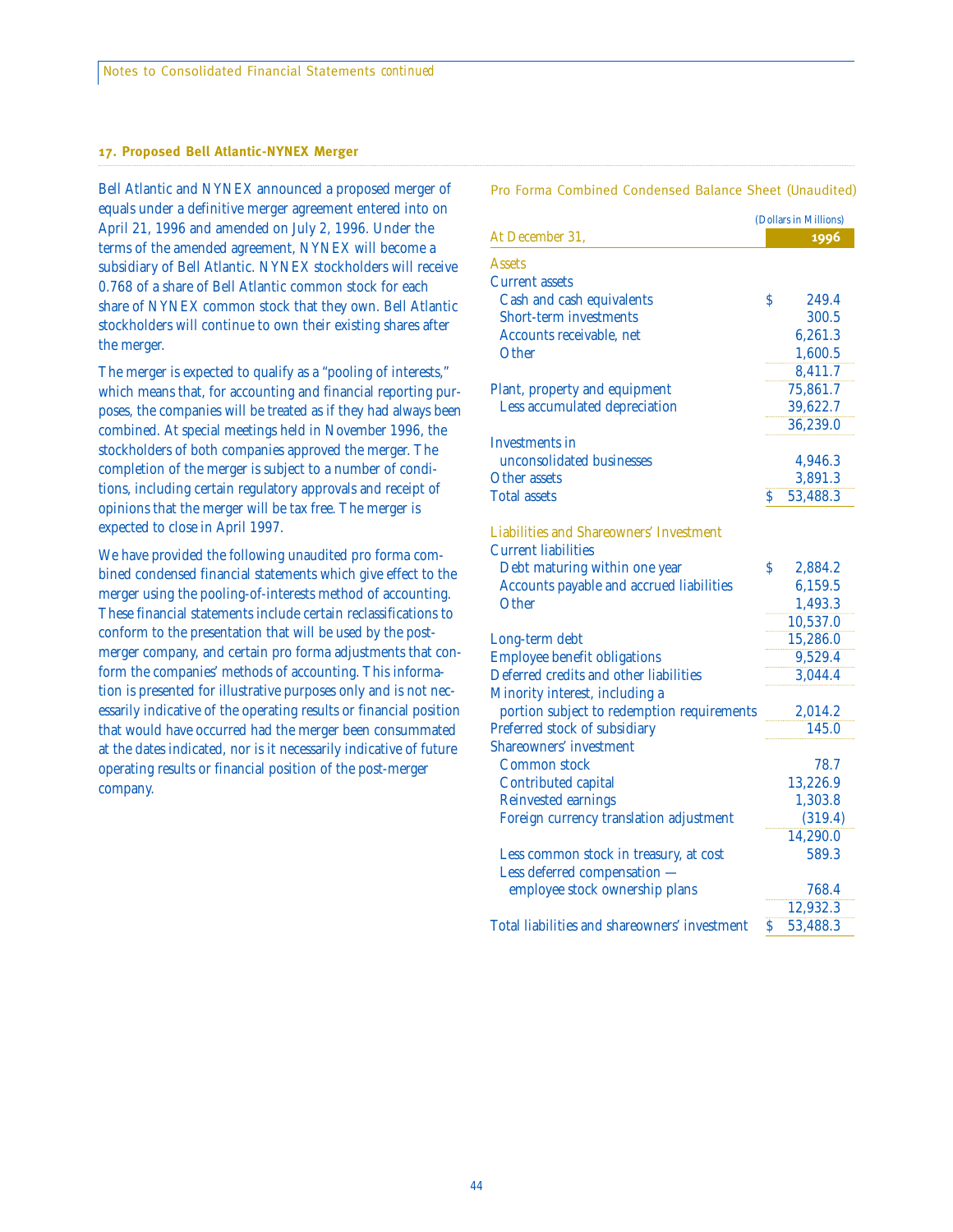## 17. Proposed Bell Atlantic-NYNEX Merger

Bell Atlantic and NYNEX announced a proposed merger of equals under a definitive merger agreement entered into on April 21, 1996 and amended on July 2, 1996. Under the terms of the amended agreement, NYNEX will become a subsidiary of Bell Atlantic. NYNEX stockholders will receive 0.768 of a share of Bell Atlantic common stock for each share of NYNEX common stock that they own. Bell Atlantic stockholders will continue to own their existing shares after the merger.

The merger is expected to qualify as a "pooling of interests," which means that, for accounting and financial reporting purposes, the companies will be treated as if they had always been combined. At special meetings held in November 1996, the stockholders of both companies approved the merger. The completion of the merger is subject to a number of conditions, including certain regulatory approvals and receipt of opinions that the merger will be tax free. The merger is expected to close in April 1997.

We have provided the following unaudited pro forma combined condensed financial statements which give effect to the merger using the pooling-of-interests method of accounting. These financial statements include certain reclassifications to conform to the presentation that will be used by the post-merger company, and certain pro forma adjustments that conform the companies' methods of accounting. This information is presented for illustrative purposes only and is not necessarily indicative of the operating results or financial position that would have occurred had the merger been consummated at the dates indicated, nor is it necessarily indicative of future operating results or financial position of the post-merger company.

### Pro Forma Combined Condensed Balance Sheet (Unaudited)

| At December 31, | 1996 (Dollars in Millions) |
|---|---|
| **Assets** | |
| Current assets | |
| Cash and cash equivalents | $ 249.4 |
| Short-term investments | 300.5 |
| Accounts receivable, net | 6,261.3 |
| Other | 1,600.5 |
| | 8,411.7 |
| Plant, property and equipment | 75,861.7 |
| Less accumulated depreciation | 39,622.7 |
| | 36,239.0 |
| Investments in unconsolidated businesses | 4,946.3 |
| Other assets | 3,891.3 |
| Total assets | $ 53,488.3 |
| **Liabilities and Shareowners' Investment** | |
| Current liabilities | |
| Debt maturing within one year | $ 2,884.2 |
| Accounts payable and accrued liabilities | 6,159.5 |
| Other | 1,493.3 |
| | 10,537.0 |
| Long-term debt | 15,286.0 |
| Employee benefit obligations | 9,529.4 |
| Deferred credits and other liabilities | 3,044.4 |
| Minority interest, including a portion subject to redemption requirements | 2,014.2 |
| Preferred stock of subsidiary | 145.0 |
| Shareowners' investment | |
| Common stock | 78.7 |
| Contributed capital | 13,226.9 |
| Reinvested earnings | 1,303.8 |
| Foreign currency translation adjustment | (319.4) |
| | 14,290.0 |
| Less common stock in treasury, at cost | 589.3 |
| Less deferred compensation — employee stock ownership plans | 768.4 |
| | 12,932.3 |
| Total liabilities and shareowners' investment | $ 53,488.3 |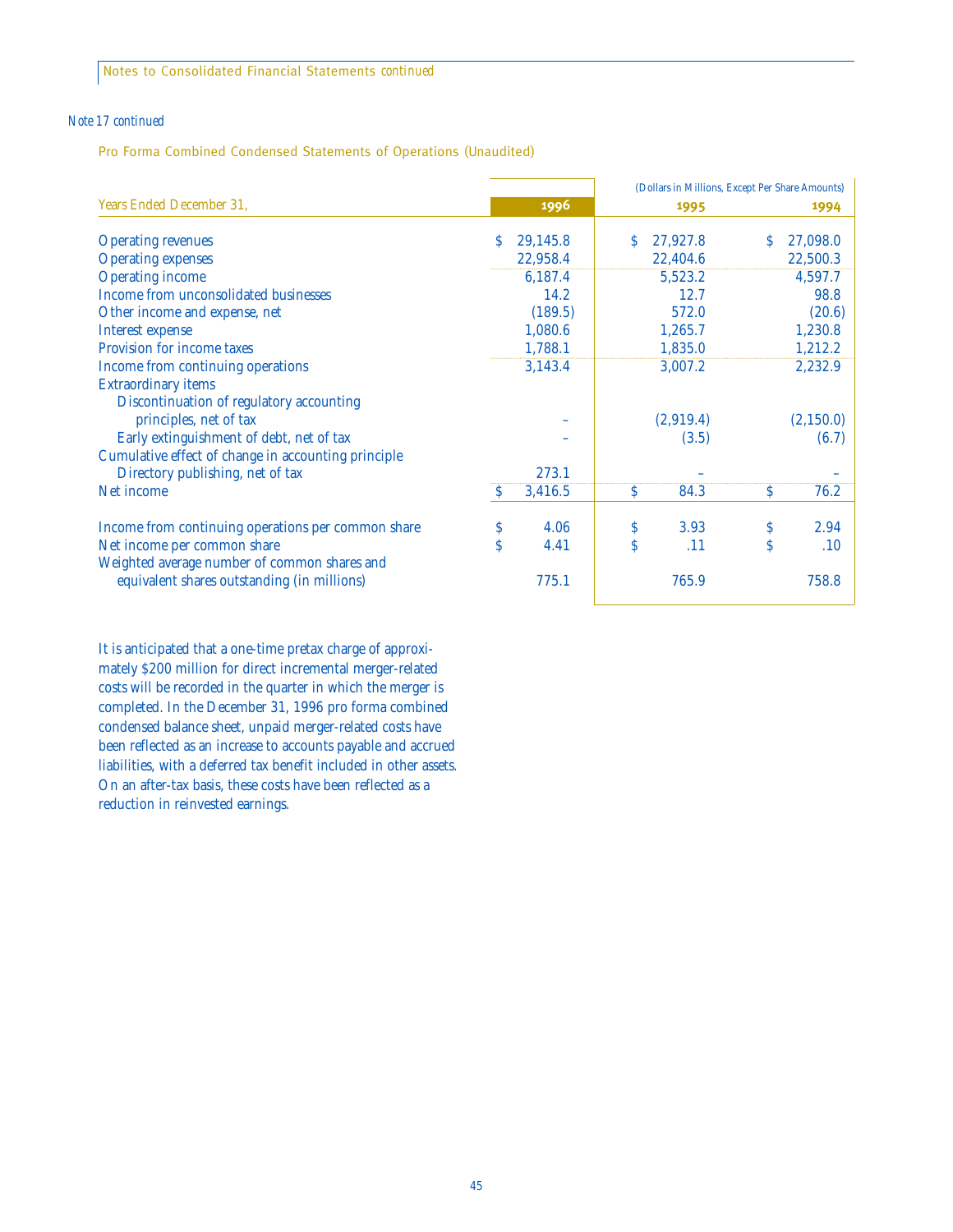*Note 17 continued*

Pro Forma Combined Condensed Statements of Operations (Unaudited)

| Years Ended December 31, | 1996 | 1995 | 1994 |
|---|---|---|---|
| | | *(Dollars in Millions, Except Per Share Amounts)* | |
| Operating revenues | $ 29,145.8 | $ 27,927.8 | $ 27,098.0 |
| Operating expenses | 22,958.4 | 22,404.6 | 22,500.3 |
| Operating income | 6,187.4 | 5,523.2 | 4,597.7 |
| Income from unconsolidated businesses | 14.2 | 12.7 | 98.8 |
| Other income and expense, net | (189.5) | 572.0 | (20.6) |
| Interest expense | 1,080.6 | 1,265.7 | 1,230.8 |
| Provision for income taxes | 1,788.1 | 1,835.0 | 1,212.2 |
| Income from continuing operations | 3,143.4 | 3,007.2 | 2,232.9 |
| Extraordinary items | | | |
| Discontinuation of regulatory accounting principles, net of tax | – | (2,919.4) | (2,150.0) |
| Early extinguishment of debt, net of tax | – | (3.5) | (6.7) |
| Cumulative effect of change in accounting principle | | | |
| Directory publishing, net of tax | 273.1 | – | – |
| Net income | $ 3,416.5 | $ 84.3 | $ 76.2 |
| Income from continuing operations per common share | $ 4.06 | $ 3.93 | $ 2.94 |
| Net income per common share | $ 4.41 | $ .11 | $ .10 |
| Weighted average number of common shares and equivalent shares outstanding (in millions) | 775.1 | 765.9 | 758.8 |

It is anticipated that a one-time pretax charge of approximately $200 million for direct incremental merger-related costs will be recorded in the quarter in which the merger is completed. In the December 31, 1996 pro forma combined condensed balance sheet, unpaid merger-related costs have been reflected as an increase to accounts payable and accrued liabilities, with a deferred tax benefit included in other assets. On an after-tax basis, these costs have been reflected as a reduction in reinvested earnings.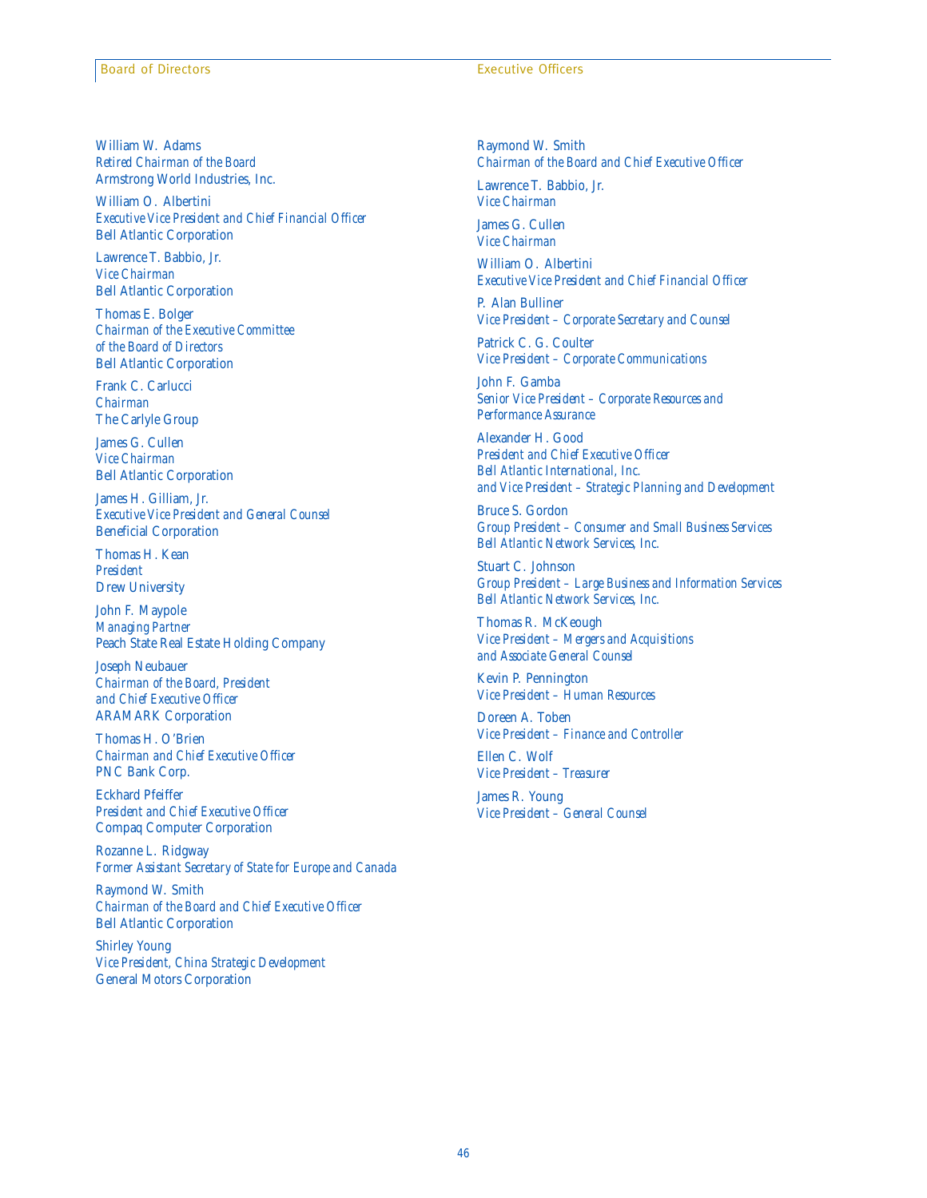## Board of Directors

William W. Adams
*Retired Chairman of the Board*
Armstrong World Industries, Inc.

William O. Albertini
*Executive Vice President and Chief Financial Officer*
Bell Atlantic Corporation

Lawrence T. Babbio, Jr.
*Vice Chairman*
Bell Atlantic Corporation

Thomas E. Bolger
*Chairman of the Executive Committee of the Board of Directors*
Bell Atlantic Corporation

Frank C. Carlucci
*Chairman*
The Carlyle Group

James G. Cullen
*Vice Chairman*
Bell Atlantic Corporation

James H. Gilliam, Jr.
*Executive Vice President and General Counsel*
Beneficial Corporation

Thomas H. Kean
*President*
Drew University

John F. Maypole
*Managing Partner*
Peach State Real Estate Holding Company

Joseph Neubauer
*Chairman of the Board, President and Chief Executive Officer*
ARAMARK Corporation

Thomas H. O'Brien
*Chairman and Chief Executive Officer*
PNC Bank Corp.

Eckhard Pfeiffer
*President and Chief Executive Officer*
Compaq Computer Corporation

Rozanne L. Ridgway
*Former Assistant Secretary of State for Europe and Canada*

Raymond W. Smith
*Chairman of the Board and Chief Executive Officer*
Bell Atlantic Corporation

Shirley Young
*Vice President, China Strategic Development*
General Motors Corporation

## Executive Officers

Raymond W. Smith
*Chairman of the Board and Chief Executive Officer*

Lawrence T. Babbio, Jr.
*Vice Chairman*

James G. Cullen
*Vice Chairman*

William O. Albertini
*Executive Vice President and Chief Financial Officer*

P. Alan Bulliner
*Vice President – Corporate Secretary and Counsel*

Patrick C. G. Coulter
*Vice President – Corporate Communications*

John F. Gamba
*Senior Vice President – Corporate Resources and Performance Assurance*

Alexander H. Good
*President and Chief Executive Officer*
*Bell Atlantic International, Inc.*
*and Vice President – Strategic Planning and Development*

Bruce S. Gordon
*Group President – Consumer and Small Business Services*
*Bell Atlantic Network Services, Inc.*

Stuart C. Johnson
*Group President – Large Business and Information Services*
*Bell Atlantic Network Services, Inc.*

Thomas R. McKeough
*Vice President – Mergers and Acquisitions and Associate General Counsel*

Kevin P. Pennington
*Vice President – Human Resources*

Doreen A. Toben
*Vice President – Finance and Controller*

Ellen C. Wolf
*Vice President – Treasurer*

James R. Young
*Vice President – General Counsel*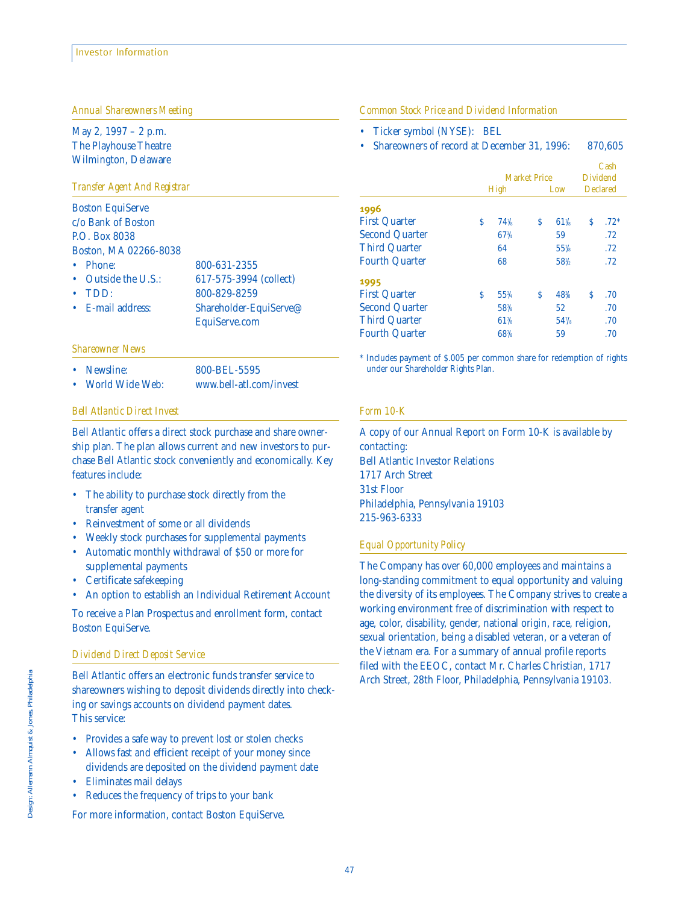# Investor Information

### Annual Shareowners Meeting

May 2, 1997 – 2 p.m.
The Playhouse Theatre
Wilmington, Delaware

### Transfer Agent And Registrar

Boston EquiServe
c/o Bank of Boston
P.O. Box 8038
Boston, MA 02266-8038

- Phone: 800-631-2355
- Outside the U.S.: 617-575-3994 (collect)
- TDD: 800-829-8259
- E-mail address: Shareholder-EquiServe@EquiServe.com

### Shareowner News

- Newsline: 800-BEL-5595
- World Wide Web: www.bell-atl.com/invest

### Bell Atlantic Direct Invest

Bell Atlantic offers a direct stock purchase and share ownership plan. The plan allows current and new investors to purchase Bell Atlantic stock conveniently and economically. Key features include:

- The ability to purchase stock directly from the transfer agent
- Reinvestment of some or all dividends
- Weekly stock purchases for supplemental payments
- Automatic monthly withdrawal of $50 or more for supplemental payments
- Certificate safekeeping
- An option to establish an Individual Retirement Account

To receive a Plan Prospectus and enrollment form, contact Boston EquiServe.

### Dividend Direct Deposit Service

Bell Atlantic offers an electronic funds transfer service to shareowners wishing to deposit dividends directly into checking or savings accounts on dividend payment dates. This service:

- Provides a safe way to prevent lost or stolen checks
- Allows fast and efficient receipt of your money since dividends are deposited on the dividend payment date
- Eliminates mail delays
- Reduces the frequency of trips to your bank

For more information, contact Boston EquiServe.

### Common Stock Price and Dividend Information

- Ticker symbol (NYSE): BEL
- Shareowners of record at December 31, 1996: 870,605

| | Market Price High | Market Price Low | Cash Dividend Declared |
|---|---|---|---|
| **1996** | | | |
| First Quarter | $ 74⅞ | $ 61⅛ | $ .72* |
| Second Quarter | 67¾ | 59 | .72 |
| Third Quarter | 64 | 55⅜ | .72 |
| Fourth Quarter | 68 | 58½ | .72 |
| **1995** | | | |
| First Quarter | $ 55¾ | $ 48⅜ | $ .70 |
| Second Quarter | 58⅞ | 52 | .70 |
| Third Quarter | 61⅞ | 54⅞ | .70 |
| Fourth Quarter | 68⅞ | 59 | .70 |

* Includes payment of $.005 per common share for redemption of rights under our Shareholder Rights Plan.

### Form 10-K

A copy of our Annual Report on Form 10-K is available by contacting:
Bell Atlantic Investor Relations
1717 Arch Street
31st Floor
Philadelphia, Pennsylvania 19103
215-963-6333

### Equal Opportunity Policy

The Company has over 60,000 employees and maintains a long-standing commitment to equal opportunity and valuing the diversity of its employees. The Company strives to create a working environment free of discrimination with respect to age, color, disability, gender, national origin, race, religion, sexual orientation, being a disabled veteran, or a veteran of the Vietnam era. For a summary of annual profile reports filed with the EEOC, contact Mr. Charles Christian, 1717 Arch Street, 28th Floor, Philadelphia, Pennsylvania 19103.

Design: Allemann Almquist & Jones, Philadelphia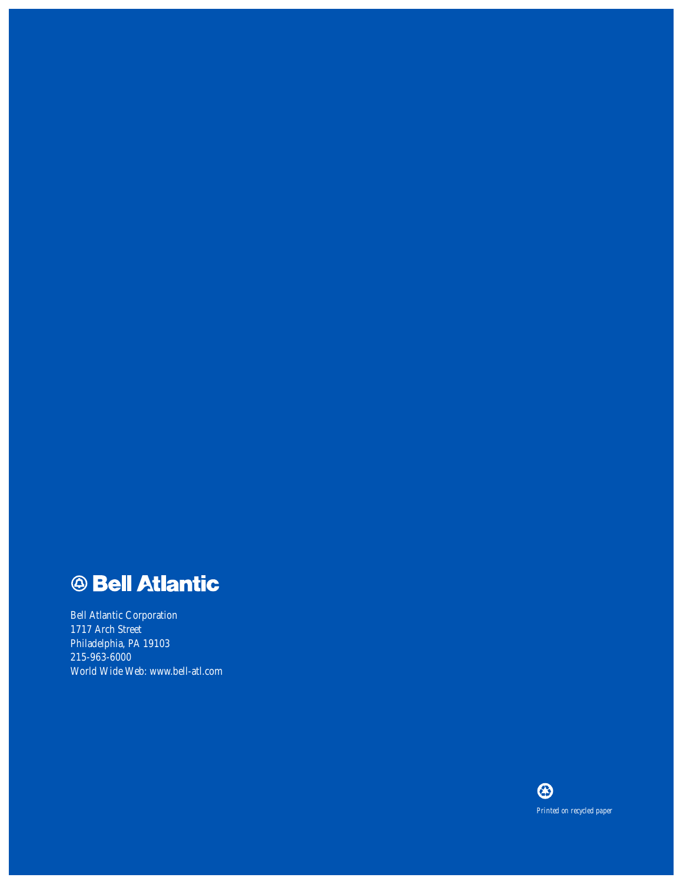**Bell Atlantic**

Bell Atlantic Corporation
1717 Arch Street
Philadelphia, PA 19103
215-963-6000
World Wide Web: www.bell-atl.com

*Printed on recycled paper*